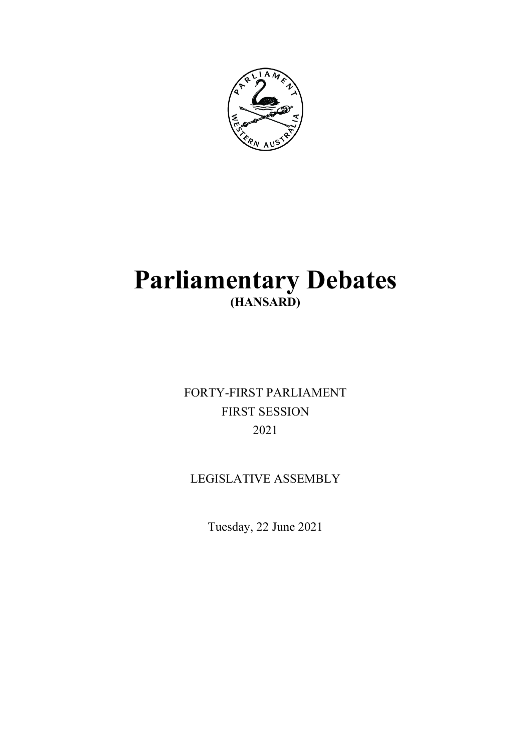# Parliamentary Debates

**(HANSARD)**

FORTY-FIRST PARLIAMENT

FIRST SESSION

2021

LEGISLATIVE ASSEMBLY

Tuesday, 22 June 2021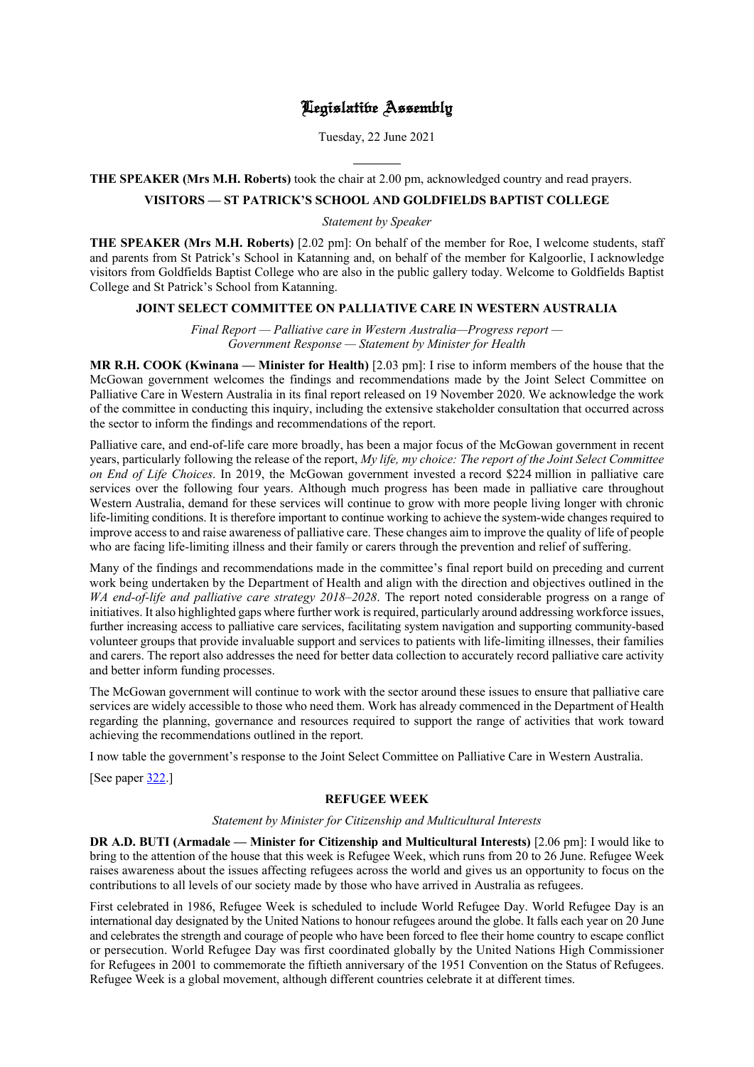# Legislative Assembly

Tuesday, 22 June 2021

---

**THE SPEAKER (Mrs M.H. Roberts)** took the chair at 2.00 pm, acknowledged country and read prayers.

## VISITORS — ST PATRICK'S SCHOOL AND GOLDFIELDS BAPTIST COLLEGE

*Statement by Speaker*

**THE SPEAKER (Mrs M.H. Roberts)** [2.02 pm]: On behalf of the member for Roe, I welcome students, staff and parents from St Patrick's School in Katanning and, on behalf of the member for Kalgoorlie, I acknowledge visitors from Goldfields Baptist College who are also in the public gallery today. Welcome to Goldfields Baptist College and St Patrick's School from Katanning.

## JOINT SELECT COMMITTEE ON PALLIATIVE CARE IN WESTERN AUSTRALIA

*Final Report — Palliative care in Western Australia—Progress report — Government Response — Statement by Minister for Health*

**MR R.H. COOK (Kwinana — Minister for Health)** [2.03 pm]: I rise to inform members of the house that the McGowan government welcomes the findings and recommendations made by the Joint Select Committee on Palliative Care in Western Australia in its final report released on 19 November 2020. We acknowledge the work of the committee in conducting this inquiry, including the extensive stakeholder consultation that occurred across the sector to inform the findings and recommendations of the report.

Palliative care, and end-of-life care more broadly, has been a major focus of the McGowan government in recent years, particularly following the release of the report, *My life, my choice: The report of the Joint Select Committee on End of Life Choices*. In 2019, the McGowan government invested a record $224 million in palliative care services over the following four years. Although much progress has been made in palliative care throughout Western Australia, demand for these services will continue to grow with more people living longer with chronic life-limiting conditions. It is therefore important to continue working to achieve the system-wide changes required to improve access to and raise awareness of palliative care. These changes aim to improve the quality of life of people who are facing life-limiting illness and their family or carers through the prevention and relief of suffering.

Many of the findings and recommendations made in the committee's final report build on preceding and current work being undertaken by the Department of Health and align with the direction and objectives outlined in the *WA end-of-life and palliative care strategy 2018–2028*. The report noted considerable progress on a range of initiatives. It also highlighted gaps where further work is required, particularly around addressing workforce issues, further increasing access to palliative care services, facilitating system navigation and supporting community-based volunteer groups that provide invaluable support and services to patients with life-limiting illnesses, their families and carers. The report also addresses the need for better data collection to accurately record palliative care activity and better inform funding processes.

The McGowan government will continue to work with the sector around these issues to ensure that palliative care services are widely accessible to those who need them. Work has already commenced in the Department of Health regarding the planning, governance and resources required to support the range of activities that work toward achieving the recommendations outlined in the report.

I now table the government's response to the Joint Select Committee on Palliative Care in Western Australia.

[See paper 322.]

## REFUGEE WEEK

*Statement by Minister for Citizenship and Multicultural Interests*

**DR A.D. BUTI (Armadale — Minister for Citizenship and Multicultural Interests)** [2.06 pm]: I would like to bring to the attention of the house that this week is Refugee Week, which runs from 20 to 26 June. Refugee Week raises awareness about the issues affecting refugees across the world and gives us an opportunity to focus on the contributions to all levels of our society made by those who have arrived in Australia as refugees.

First celebrated in 1986, Refugee Week is scheduled to include World Refugee Day. World Refugee Day is an international day designated by the United Nations to honour refugees around the globe. It falls each year on 20 June and celebrates the strength and courage of people who have been forced to flee their home country to escape conflict or persecution. World Refugee Day was first coordinated globally by the United Nations High Commissioner for Refugees in 2001 to commemorate the fiftieth anniversary of the 1951 Convention on the Status of Refugees. Refugee Week is a global movement, although different countries celebrate it at different times.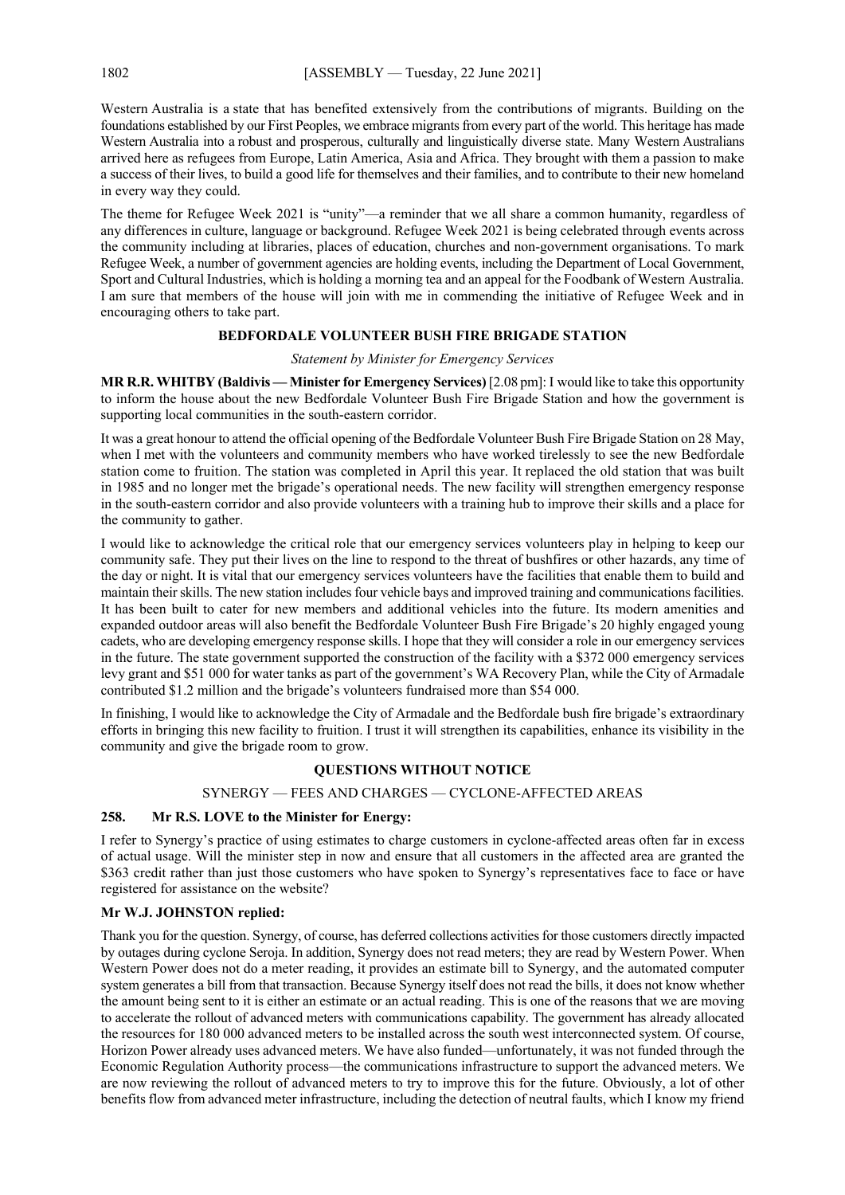Western Australia is a state that has benefited extensively from the contributions of migrants. Building on the foundations established by our First Peoples, we embrace migrants from every part of the world. This heritage has made Western Australia into a robust and prosperous, culturally and linguistically diverse state. Many Western Australians arrived here as refugees from Europe, Latin America, Asia and Africa. They brought with them a passion to make a success of their lives, to build a good life for themselves and their families, and to contribute to their new homeland in every way they could.

The theme for Refugee Week 2021 is "unity"—a reminder that we all share a common humanity, regardless of any differences in culture, language or background. Refugee Week 2021 is being celebrated through events across the community including at libraries, places of education, churches and non-government organisations. To mark Refugee Week, a number of government agencies are holding events, including the Department of Local Government, Sport and Cultural Industries, which is holding a morning tea and an appeal for the Foodbank of Western Australia. I am sure that members of the house will join with me in commending the initiative of Refugee Week and in encouraging others to take part.

## BEDFORDALE VOLUNTEER BUSH FIRE BRIGADE STATION

*Statement by Minister for Emergency Services*

**MR R.R. WHITBY (Baldivis — Minister for Emergency Services)** [2.08 pm]: I would like to take this opportunity to inform the house about the new Bedfordale Volunteer Bush Fire Brigade Station and how the government is supporting local communities in the south-eastern corridor.

It was a great honour to attend the official opening of the Bedfordale Volunteer Bush Fire Brigade Station on 28 May, when I met with the volunteers and community members who have worked tirelessly to see the new Bedfordale station come to fruition. The station was completed in April this year. It replaced the old station that was built in 1985 and no longer met the brigade's operational needs. The new facility will strengthen emergency response in the south-eastern corridor and also provide volunteers with a training hub to improve their skills and a place for the community to gather.

I would like to acknowledge the critical role that our emergency services volunteers play in helping to keep our community safe. They put their lives on the line to respond to the threat of bushfires or other hazards, any time of the day or night. It is vital that our emergency services volunteers have the facilities that enable them to build and maintain their skills. The new station includes four vehicle bays and improved training and communications facilities. It has been built to cater for new members and additional vehicles into the future. Its modern amenities and expanded outdoor areas will also benefit the Bedfordale Volunteer Bush Fire Brigade's 20 highly engaged young cadets, who are developing emergency response skills. I hope that they will consider a role in our emergency services in the future. The state government supported the construction of the facility with a $372 000 emergency services levy grant and $51 000 for water tanks as part of the government's WA Recovery Plan, while the City of Armadale contributed $1.2 million and the brigade's volunteers fundraised more than $54 000.

In finishing, I would like to acknowledge the City of Armadale and the Bedfordale bush fire brigade's extraordinary efforts in bringing this new facility to fruition. I trust it will strengthen its capabilities, enhance its visibility in the community and give the brigade room to grow.

## QUESTIONS WITHOUT NOTICE

### SYNERGY — FEES AND CHARGES — CYCLONE-AFFECTED AREAS

**258. Mr R.S. LOVE to the Minister for Energy:**

I refer to Synergy's practice of using estimates to charge customers in cyclone-affected areas often far in excess of actual usage. Will the minister step in now and ensure that all customers in the affected area are granted the $363 credit rather than just those customers who have spoken to Synergy's representatives face to face or have registered for assistance on the website?

**Mr W.J. JOHNSTON replied:**

Thank you for the question. Synergy, of course, has deferred collections activities for those customers directly impacted by outages during cyclone Seroja. In addition, Synergy does not read meters; they are read by Western Power. When Western Power does not do a meter reading, it provides an estimate bill to Synergy, and the automated computer system generates a bill from that transaction. Because Synergy itself does not read the bills, it does not know whether the amount being sent to it is either an estimate or an actual reading. This is one of the reasons that we are moving to accelerate the rollout of advanced meters with communications capability. The government has already allocated the resources for 180 000 advanced meters to be installed across the south west interconnected system. Of course, Horizon Power already uses advanced meters. We have also funded—unfortunately, it was not funded through the Economic Regulation Authority process—the communications infrastructure to support the advanced meters. We are now reviewing the rollout of advanced meters to try to improve this for the future. Obviously, a lot of other benefits flow from advanced meter infrastructure, including the detection of neutral faults, which I know my friend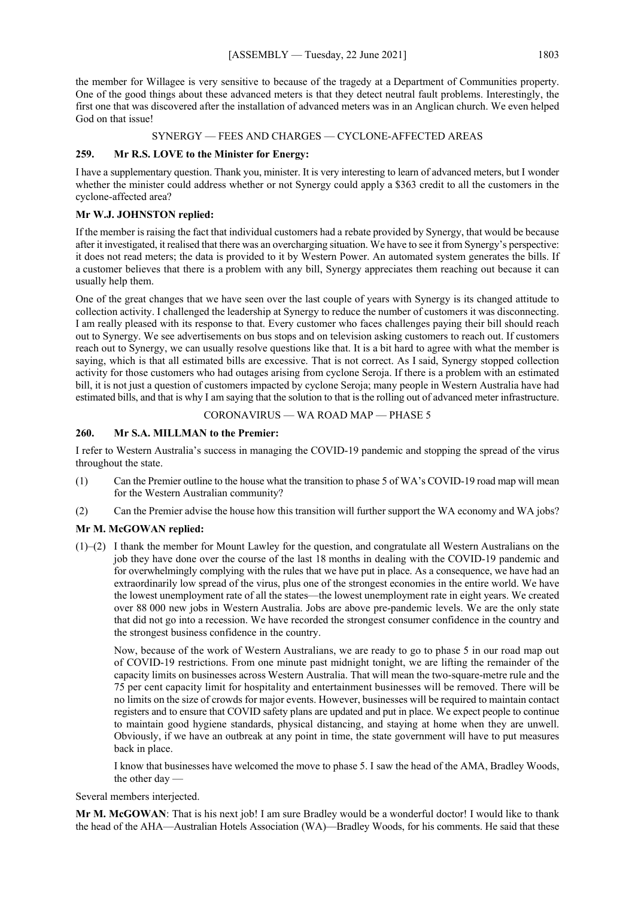the member for Willagee is very sensitive to because of the tragedy at a Department of Communities property. One of the good things about these advanced meters is that they detect neutral fault problems. Interestingly, the first one that was discovered after the installation of advanced meters was in an Anglican church. We even helped God on that issue!

SYNERGY — FEES AND CHARGES — CYCLONE-AFFECTED AREAS

**259. Mr R.S. LOVE to the Minister for Energy:**

I have a supplementary question. Thank you, minister. It is very interesting to learn of advanced meters, but I wonder whether the minister could address whether or not Synergy could apply a $363 credit to all the customers in the cyclone-affected area?

**Mr W.J. JOHNSTON replied:**

If the member is raising the fact that individual customers had a rebate provided by Synergy, that would be because after it investigated, it realised that there was an overcharging situation. We have to see it from Synergy's perspective: it does not read meters; the data is provided to it by Western Power. An automated system generates the bills. If a customer believes that there is a problem with any bill, Synergy appreciates them reaching out because it can usually help them.

One of the great changes that we have seen over the last couple of years with Synergy is its changed attitude to collection activity. I challenged the leadership at Synergy to reduce the number of customers it was disconnecting. I am really pleased with its response to that. Every customer who faces challenges paying their bill should reach out to Synergy. We see advertisements on bus stops and on television asking customers to reach out. If customers reach out to Synergy, we can usually resolve questions like that. It is a bit hard to agree with what the member is saying, which is that all estimated bills are excessive. That is not correct. As I said, Synergy stopped collection activity for those customers who had outages arising from cyclone Seroja. If there is a problem with an estimated bill, it is not just a question of customers impacted by cyclone Seroja; many people in Western Australia have had estimated bills, and that is why I am saying that the solution to that is the rolling out of advanced meter infrastructure.

CORONAVIRUS — WA ROAD MAP — PHASE 5

**260. Mr S.A. MILLMAN to the Premier:**

I refer to Western Australia's success in managing the COVID-19 pandemic and stopping the spread of the virus throughout the state.

(1) Can the Premier outline to the house what the transition to phase 5 of WA's COVID-19 road map will mean for the Western Australian community?

(2) Can the Premier advise the house how this transition will further support the WA economy and WA jobs?

**Mr M. McGOWAN replied:**

(1)–(2) I thank the member for Mount Lawley for the question, and congratulate all Western Australians on the job they have done over the course of the last 18 months in dealing with the COVID-19 pandemic and for overwhelmingly complying with the rules that we have put in place. As a consequence, we have had an extraordinarily low spread of the virus, plus one of the strongest economies in the entire world. We have the lowest unemployment rate of all the states—the lowest unemployment rate in eight years. We created over 88 000 new jobs in Western Australia. Jobs are above pre-pandemic levels. We are the only state that did not go into a recession. We have recorded the strongest consumer confidence in the country and the strongest business confidence in the country.

Now, because of the work of Western Australians, we are ready to go to phase 5 in our road map out of COVID-19 restrictions. From one minute past midnight tonight, we are lifting the remainder of the capacity limits on businesses across Western Australia. That will mean the two-square-metre rule and the 75 per cent capacity limit for hospitality and entertainment businesses will be removed. There will be no limits on the size of crowds for major events. However, businesses will be required to maintain contact registers and to ensure that COVID safety plans are updated and put in place. We expect people to continue to maintain good hygiene standards, physical distancing, and staying at home when they are unwell. Obviously, if we have an outbreak at any point in time, the state government will have to put measures back in place.

I know that businesses have welcomed the move to phase 5. I saw the head of the AMA, Bradley Woods, the other day —

Several members interjected.

**Mr M. McGOWAN**: That is his next job! I am sure Bradley would be a wonderful doctor! I would like to thank the head of the AHA—Australian Hotels Association (WA)—Bradley Woods, for his comments. He said that these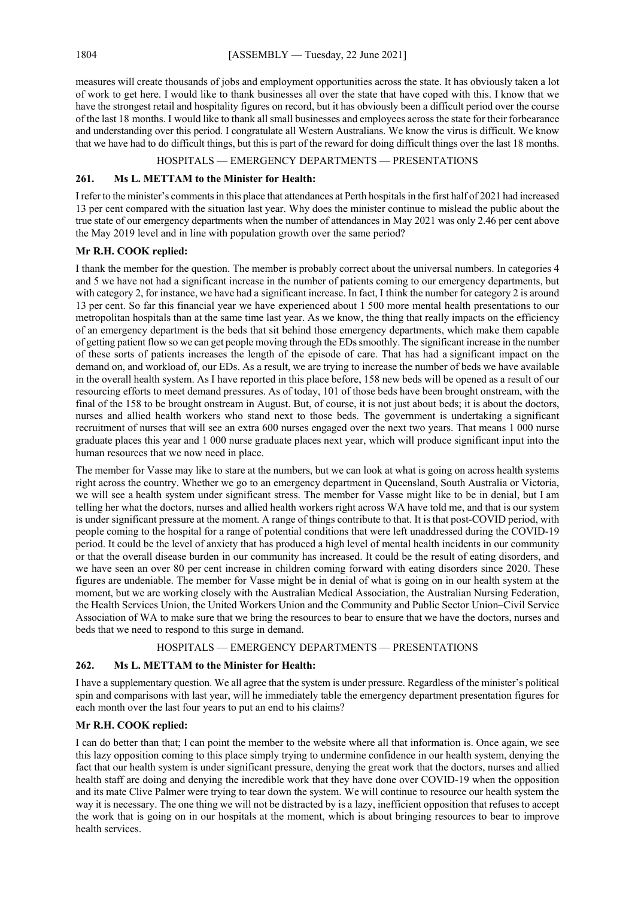measures will create thousands of jobs and employment opportunities across the state. It has obviously taken a lot of work to get here. I would like to thank businesses all over the state that have coped with this. I know that we have the strongest retail and hospitality figures on record, but it has obviously been a difficult period over the course of the last 18 months. I would like to thank all small businesses and employees across the state for their forbearance and understanding over this period. I congratulate all Western Australians. We know the virus is difficult. We know that we have had to do difficult things, but this is part of the reward for doing difficult things over the last 18 months.

## HOSPITALS — EMERGENCY DEPARTMENTS — PRESENTATIONS

### 261. Ms L. METTAM to the Minister for Health:

I refer to the minister's comments in this place that attendances at Perth hospitals in the first half of 2021 had increased 13 per cent compared with the situation last year. Why does the minister continue to mislead the public about the true state of our emergency departments when the number of attendances in May 2021 was only 2.46 per cent above the May 2019 level and in line with population growth over the same period?

**Mr R.H. COOK replied:**

I thank the member for the question. The member is probably correct about the universal numbers. In categories 4 and 5 we have not had a significant increase in the number of patients coming to our emergency departments, but with category 2, for instance, we have had a significant increase. In fact, I think the number for category 2 is around 13 per cent. So far this financial year we have experienced about 1 500 more mental health presentations to our metropolitan hospitals than at the same time last year. As we know, the thing that really impacts on the efficiency of an emergency department is the beds that sit behind those emergency departments, which make them capable of getting patient flow so we can get people moving through the EDs smoothly. The significant increase in the number of these sorts of patients increases the length of the episode of care. That has had a significant impact on the demand on, and workload of, our EDs. As a result, we are trying to increase the number of beds we have available in the overall health system. As I have reported in this place before, 158 new beds will be opened as a result of our resourcing efforts to meet demand pressures. As of today, 101 of those beds have been brought onstream, with the final of the 158 to be brought onstream in August. But, of course, it is not just about beds; it is about the doctors, nurses and allied health workers who stand next to those beds. The government is undertaking a significant recruitment of nurses that will see an extra 600 nurses engaged over the next two years. That means 1 000 nurse graduate places this year and 1 000 nurse graduate places next year, which will produce significant input into the human resources that we now need in place.

The member for Vasse may like to stare at the numbers, but we can look at what is going on across health systems right across the country. Whether we go to an emergency department in Queensland, South Australia or Victoria, we will see a health system under significant stress. The member for Vasse might like to be in denial, but I am telling her what the doctors, nurses and allied health workers right across WA have told me, and that is our system is under significant pressure at the moment. A range of things contribute to that. It is that post-COVID period, with people coming to the hospital for a range of potential conditions that were left unaddressed during the COVID-19 period. It could be the level of anxiety that has produced a high level of mental health incidents in our community or that the overall disease burden in our community has increased. It could be the result of eating disorders, and we have seen an over 80 per cent increase in children coming forward with eating disorders since 2020. These figures are undeniable. The member for Vasse might be in denial of what is going on in our health system at the moment, but we are working closely with the Australian Medical Association, the Australian Nursing Federation, the Health Services Union, the United Workers Union and the Community and Public Sector Union–Civil Service Association of WA to make sure that we bring the resources to bear to ensure that we have the doctors, nurses and beds that we need to respond to this surge in demand.

## HOSPITALS — EMERGENCY DEPARTMENTS — PRESENTATIONS

### 262. Ms L. METTAM to the Minister for Health:

I have a supplementary question. We all agree that the system is under pressure. Regardless of the minister's political spin and comparisons with last year, will he immediately table the emergency department presentation figures for each month over the last four years to put an end to his claims?

**Mr R.H. COOK replied:**

I can do better than that; I can point the member to the website where all that information is. Once again, we see this lazy opposition coming to this place simply trying to undermine confidence in our health system, denying the fact that our health system is under significant pressure, denying the great work that the doctors, nurses and allied health staff are doing and denying the incredible work that they have done over COVID-19 when the opposition and its mate Clive Palmer were trying to tear down the system. We will continue to resource our health system the way it is necessary. The one thing we will not be distracted by is a lazy, inefficient opposition that refuses to accept the work that is going on in our hospitals at the moment, which is about bringing resources to bear to improve health services.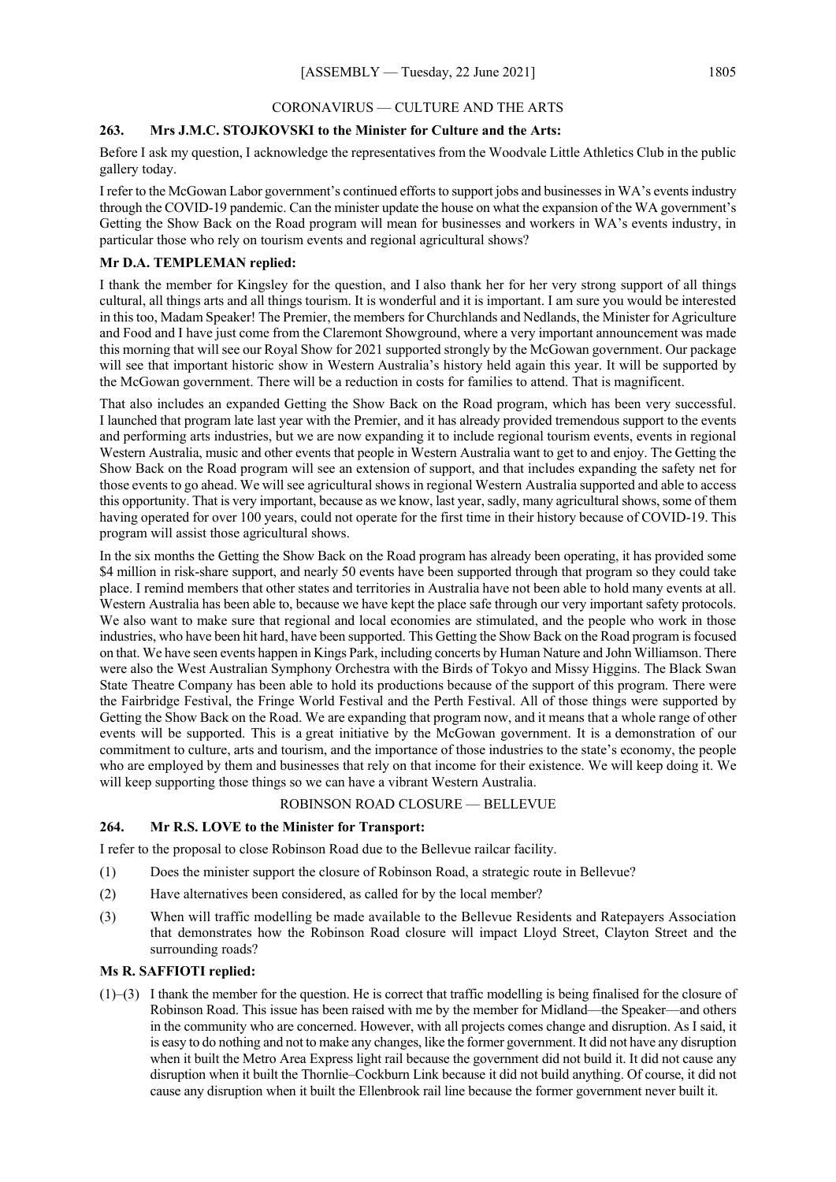## CORONAVIRUS — CULTURE AND THE ARTS

### 263. Mrs J.M.C. STOJKOVSKI to the Minister for Culture and the Arts:

Before I ask my question, I acknowledge the representatives from the Woodvale Little Athletics Club in the public gallery today.

I refer to the McGowan Labor government's continued efforts to support jobs and businesses in WA's events industry through the COVID-19 pandemic. Can the minister update the house on what the expansion of the WA government's Getting the Show Back on the Road program will mean for businesses and workers in WA's events industry, in particular those who rely on tourism events and regional agricultural shows?

**Mr D.A. TEMPLEMAN replied:**

I thank the member for Kingsley for the question, and I also thank her for her very strong support of all things cultural, all things arts and all things tourism. It is wonderful and it is important. I am sure you would be interested in this too, Madam Speaker! The Premier, the members for Churchlands and Nedlands, the Minister for Agriculture and Food and I have just come from the Claremont Showground, where a very important announcement was made this morning that will see our Royal Show for 2021 supported strongly by the McGowan government. Our package will see that important historic show in Western Australia's history held again this year. It will be supported by the McGowan government. There will be a reduction in costs for families to attend. That is magnificent.

That also includes an expanded Getting the Show Back on the Road program, which has been very successful. I launched that program late last year with the Premier, and it has already provided tremendous support to the events and performing arts industries, but we are now expanding it to include regional tourism events, events in regional Western Australia, music and other events that people in Western Australia want to get to and enjoy. The Getting the Show Back on the Road program will see an extension of support, and that includes expanding the safety net for those events to go ahead. We will see agricultural shows in regional Western Australia supported and able to access this opportunity. That is very important, because as we know, last year, sadly, many agricultural shows, some of them having operated for over 100 years, could not operate for the first time in their history because of COVID-19. This program will assist those agricultural shows.

In the six months the Getting the Show Back on the Road program has already been operating, it has provided some $4 million in risk-share support, and nearly 50 events have been supported through that program so they could take place. I remind members that other states and territories in Australia have not been able to hold many events at all. Western Australia has been able to, because we have kept the place safe through our very important safety protocols. We also want to make sure that regional and local economies are stimulated, and the people who work in those industries, who have been hit hard, have been supported. This Getting the Show Back on the Road program is focused on that. We have seen events happen in Kings Park, including concerts by Human Nature and John Williamson. There were also the West Australian Symphony Orchestra with the Birds of Tokyo and Missy Higgins. The Black Swan State Theatre Company has been able to hold its productions because of the support of this program. There were the Fairbridge Festival, the Fringe World Festival and the Perth Festival. All of those things were supported by Getting the Show Back on the Road. We are expanding that program now, and it means that a whole range of other events will be supported. This is a great initiative by the McGowan government. It is a demonstration of our commitment to culture, arts and tourism, and the importance of those industries to the state's economy, the people who are employed by them and businesses that rely on that income for their existence. We will keep doing it. We will keep supporting those things so we can have a vibrant Western Australia.

## ROBINSON ROAD CLOSURE — BELLEVUE

### 264. Mr R.S. LOVE to the Minister for Transport:

I refer to the proposal to close Robinson Road due to the Bellevue railcar facility.

(1) Does the minister support the closure of Robinson Road, a strategic route in Bellevue?

(2) Have alternatives been considered, as called for by the local member?

(3) When will traffic modelling be made available to the Bellevue Residents and Ratepayers Association that demonstrates how the Robinson Road closure will impact Lloyd Street, Clayton Street and the surrounding roads?

**Ms R. SAFFIOTI replied:**

(1)–(3) I thank the member for the question. He is correct that traffic modelling is being finalised for the closure of Robinson Road. This issue has been raised with me by the member for Midland—the Speaker—and others in the community who are concerned. However, with all projects comes change and disruption. As I said, it is easy to do nothing and not to make any changes, like the former government. It did not have any disruption when it built the Metro Area Express light rail because the government did not build it. It did not cause any disruption when it built the Thornlie–Cockburn Link because it did not build anything. Of course, it did not cause any disruption when it built the Ellenbrook rail line because the former government never built it.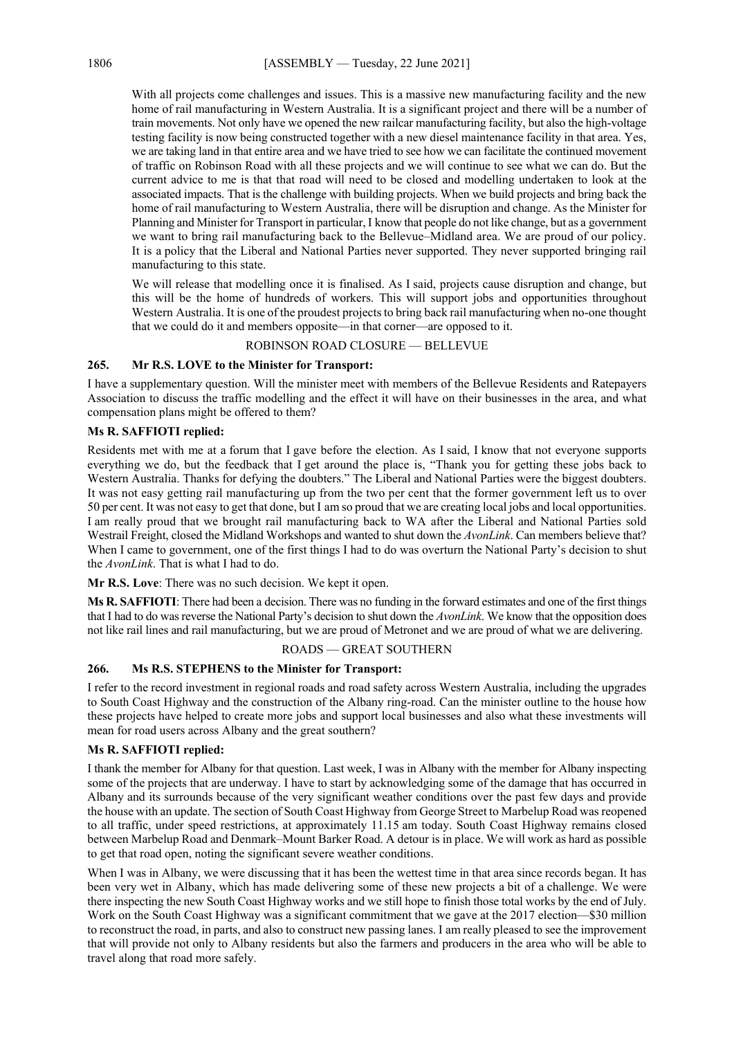With all projects come challenges and issues. This is a massive new manufacturing facility and the new home of rail manufacturing in Western Australia. It is a significant project and there will be a number of train movements. Not only have we opened the new railcar manufacturing facility, but also the high-voltage testing facility is now being constructed together with a new diesel maintenance facility in that area. Yes, we are taking land in that entire area and we have tried to see how we can facilitate the continued movement of traffic on Robinson Road with all these projects and we will continue to see what we can do. But the current advice to me is that that road will need to be closed and modelling undertaken to look at the associated impacts. That is the challenge with building projects. When we build projects and bring back the home of rail manufacturing to Western Australia, there will be disruption and change. As the Minister for Planning and Minister for Transport in particular, I know that people do not like change, but as a government we want to bring rail manufacturing back to the Bellevue–Midland area. We are proud of our policy. It is a policy that the Liberal and National Parties never supported. They never supported bringing rail manufacturing to this state.

We will release that modelling once it is finalised. As I said, projects cause disruption and change, but this will be the home of hundreds of workers. This will support jobs and opportunities throughout Western Australia. It is one of the proudest projects to bring back rail manufacturing when no-one thought that we could do it and members opposite—in that corner—are opposed to it.

ROBINSON ROAD CLOSURE — BELLEVUE

**265. Mr R.S. LOVE to the Minister for Transport:**

I have a supplementary question. Will the minister meet with members of the Bellevue Residents and Ratepayers Association to discuss the traffic modelling and the effect it will have on their businesses in the area, and what compensation plans might be offered to them?

**Ms R. SAFFIOTI replied:**

Residents met with me at a forum that I gave before the election. As I said, I know that not everyone supports everything we do, but the feedback that I get around the place is, "Thank you for getting these jobs back to Western Australia. Thanks for defying the doubters." The Liberal and National Parties were the biggest doubters. It was not easy getting rail manufacturing up from the two per cent that the former government left us to over 50 per cent. It was not easy to get that done, but I am so proud that we are creating local jobs and local opportunities. I am really proud that we brought rail manufacturing back to WA after the Liberal and National Parties sold Westrail Freight, closed the Midland Workshops and wanted to shut down the *AvonLink*. Can members believe that? When I came to government, one of the first things I had to do was overturn the National Party's decision to shut the *AvonLink*. That is what I had to do.

**Mr R.S. Love**: There was no such decision. We kept it open.

**Ms R. SAFFIOTI**: There had been a decision. There was no funding in the forward estimates and one of the first things that I had to do was reverse the National Party's decision to shut down the *AvonLink*. We know that the opposition does not like rail lines and rail manufacturing, but we are proud of Metronet and we are proud of what we are delivering.

ROADS — GREAT SOUTHERN

**266. Ms R.S. STEPHENS to the Minister for Transport:**

I refer to the record investment in regional roads and road safety across Western Australia, including the upgrades to South Coast Highway and the construction of the Albany ring-road. Can the minister outline to the house how these projects have helped to create more jobs and support local businesses and also what these investments will mean for road users across Albany and the great southern?

**Ms R. SAFFIOTI replied:**

I thank the member for Albany for that question. Last week, I was in Albany with the member for Albany inspecting some of the projects that are underway. I have to start by acknowledging some of the damage that has occurred in Albany and its surrounds because of the very significant weather conditions over the past few days and provide the house with an update. The section of South Coast Highway from George Street to Marbelup Road was reopened to all traffic, under speed restrictions, at approximately 11.15 am today. South Coast Highway remains closed between Marbelup Road and Denmark–Mount Barker Road. A detour is in place. We will work as hard as possible to get that road open, noting the significant severe weather conditions.

When I was in Albany, we were discussing that it has been the wettest time in that area since records began. It has been very wet in Albany, which has made delivering some of these new projects a bit of a challenge. We were there inspecting the new South Coast Highway works and we still hope to finish those total works by the end of July. Work on the South Coast Highway was a significant commitment that we gave at the 2017 election—$30 million to reconstruct the road, in parts, and also to construct new passing lanes. I am really pleased to see the improvement that will provide not only to Albany residents but also the farmers and producers in the area who will be able to travel along that road more safely.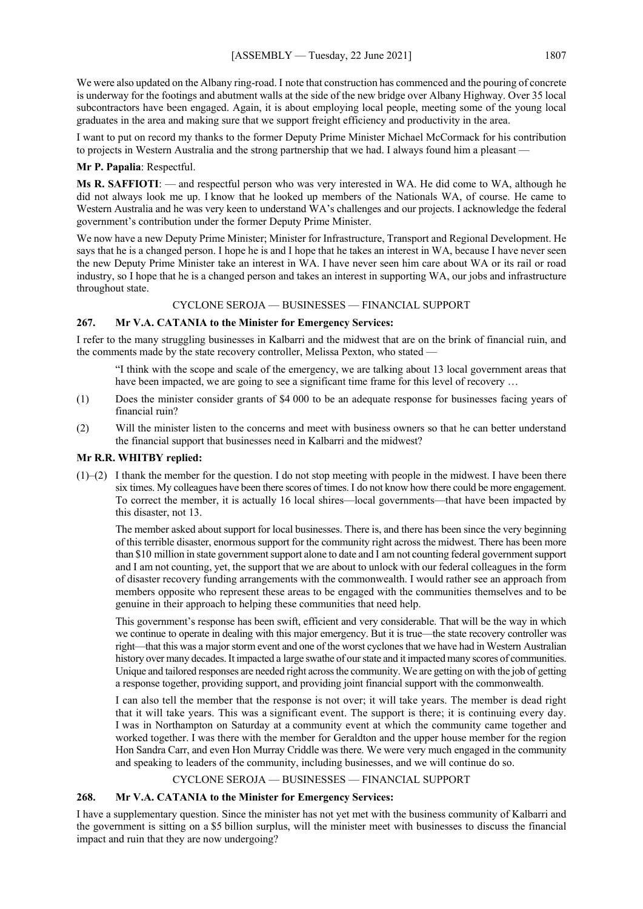We were also updated on the Albany ring-road. I note that construction has commenced and the pouring of concrete is underway for the footings and abutment walls at the side of the new bridge over Albany Highway. Over 35 local subcontractors have been engaged. Again, it is about employing local people, meeting some of the young local graduates in the area and making sure that we support freight efficiency and productivity in the area.

I want to put on record my thanks to the former Deputy Prime Minister Michael McCormack for his contribution to projects in Western Australia and the strong partnership that we had. I always found him a pleasant —

**Mr P. Papalia**: Respectful.

**Ms R. SAFFIOTI**: — and respectful person who was very interested in WA. He did come to WA, although he did not always look me up. I know that he looked up members of the Nationals WA, of course. He came to Western Australia and he was very keen to understand WA's challenges and our projects. I acknowledge the federal government's contribution under the former Deputy Prime Minister.

We now have a new Deputy Prime Minister; Minister for Infrastructure, Transport and Regional Development. He says that he is a changed person. I hope he is and I hope that he takes an interest in WA, because I have never seen the new Deputy Prime Minister take an interest in WA. I have never seen him care about WA or its rail or road industry, so I hope that he is a changed person and takes an interest in supporting WA, our jobs and infrastructure throughout state.

### CYCLONE SEROJA — BUSINESSES — FINANCIAL SUPPORT

**267. Mr V.A. CATANIA to the Minister for Emergency Services:**

I refer to the many struggling businesses in Kalbarri and the midwest that are on the brink of financial ruin, and the comments made by the state recovery controller, Melissa Pexton, who stated —

> "I think with the scope and scale of the emergency, we are talking about 13 local government areas that have been impacted, we are going to see a significant time frame for this level of recovery …

(1) Does the minister consider grants of $4 000 to be an adequate response for businesses facing years of financial ruin?

(2) Will the minister listen to the concerns and meet with business owners so that he can better understand the financial support that businesses need in Kalbarri and the midwest?

**Mr R.R. WHITBY replied:**

(1)–(2) I thank the member for the question. I do not stop meeting with people in the midwest. I have been there six times. My colleagues have been there scores of times. I do not know how there could be more engagement. To correct the member, it is actually 16 local shires—local governments—that have been impacted by this disaster, not 13.

The member asked about support for local businesses. There is, and there has been since the very beginning of this terrible disaster, enormous support for the community right across the midwest. There has been more than $10 million in state government support alone to date and I am not counting federal government support and I am not counting, yet, the support that we are about to unlock with our federal colleagues in the form of disaster recovery funding arrangements with the commonwealth. I would rather see an approach from members opposite who represent these areas to be engaged with the communities themselves and to be genuine in their approach to helping these communities that need help.

This government's response has been swift, efficient and very considerable. That will be the way in which we continue to operate in dealing with this major emergency. But it is true—the state recovery controller was right—that this was a major storm event and one of the worst cyclones that we have had in Western Australian history over many decades. It impacted a large swathe of our state and it impacted many scores of communities. Unique and tailored responses are needed right across the community. We are getting on with the job of getting a response together, providing support, and providing joint financial support with the commonwealth.

I can also tell the member that the response is not over; it will take years. The member is dead right that it will take years. This was a significant event. The support is there; it is continuing every day. I was in Northampton on Saturday at a community event at which the community came together and worked together. I was there with the member for Geraldton and the upper house member for the region Hon Sandra Carr, and even Hon Murray Criddle was there. We were very much engaged in the community and speaking to leaders of the community, including businesses, and we will continue do so.

### CYCLONE SEROJA — BUSINESSES — FINANCIAL SUPPORT

**268. Mr V.A. CATANIA to the Minister for Emergency Services:**

I have a supplementary question. Since the minister has not yet met with the business community of Kalbarri and the government is sitting on a $5 billion surplus, will the minister meet with businesses to discuss the financial impact and ruin that they are now undergoing?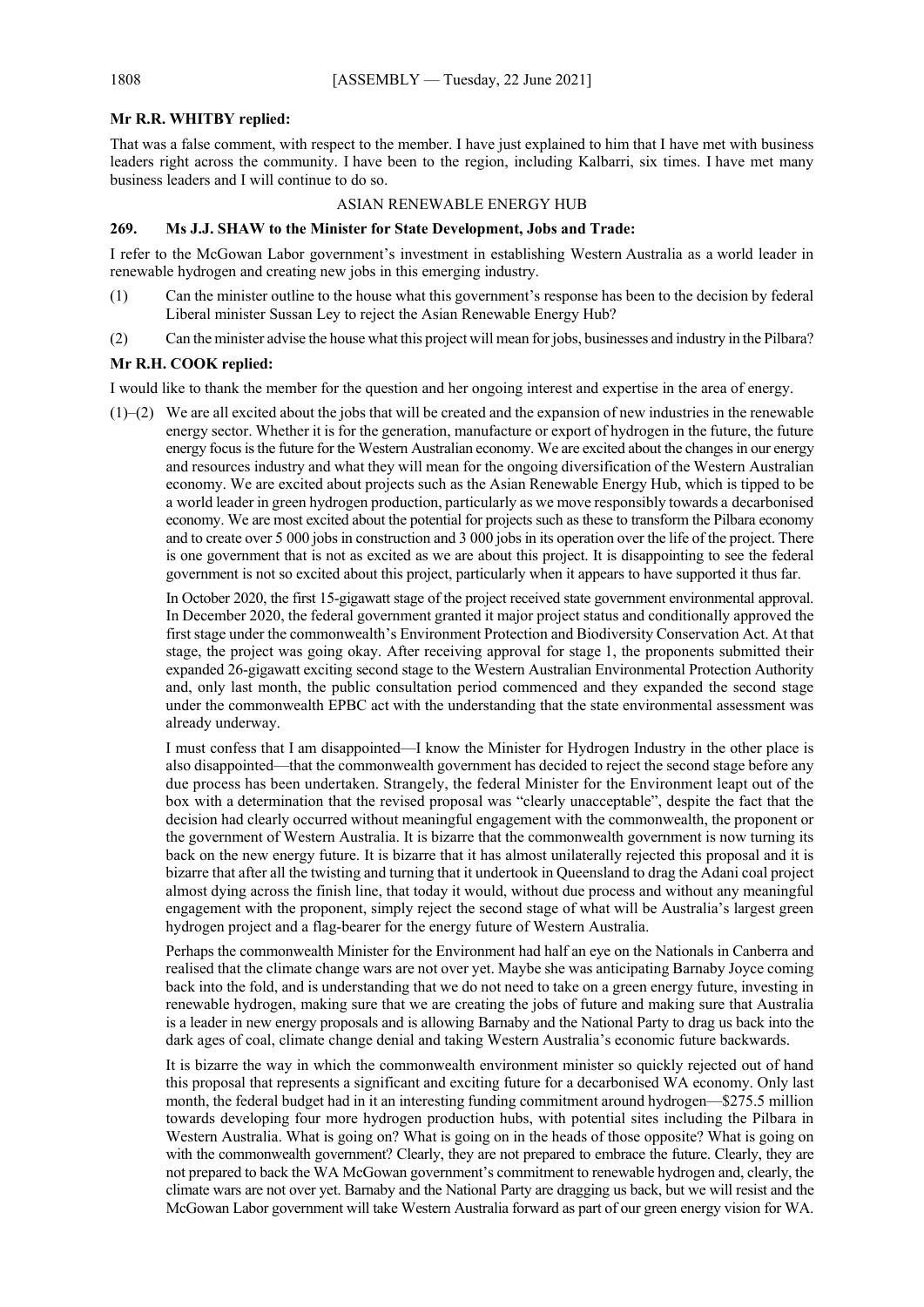**Mr R.R. WHITBY replied:**

That was a false comment, with respect to the member. I have just explained to him that I have met with business leaders right across the community. I have been to the region, including Kalbarri, six times. I have met many business leaders and I will continue to do so.

ASIAN RENEWABLE ENERGY HUB

**269. Ms J.J. SHAW to the Minister for State Development, Jobs and Trade:**

I refer to the McGowan Labor government's investment in establishing Western Australia as a world leader in renewable hydrogen and creating new jobs in this emerging industry.

(1) Can the minister outline to the house what this government's response has been to the decision by federal Liberal minister Sussan Ley to reject the Asian Renewable Energy Hub?

(2) Can the minister advise the house what this project will mean for jobs, businesses and industry in the Pilbara?

**Mr R.H. COOK replied:**

I would like to thank the member for the question and her ongoing interest and expertise in the area of energy.

(1)–(2) We are all excited about the jobs that will be created and the expansion of new industries in the renewable energy sector. Whether it is for the generation, manufacture or export of hydrogen in the future, the future energy focus is the future for the Western Australian economy. We are excited about the changes in our energy and resources industry and what they will mean for the ongoing diversification of the Western Australian economy. We are excited about projects such as the Asian Renewable Energy Hub, which is tipped to be a world leader in green hydrogen production, particularly as we move responsibly towards a decarbonised economy. We are most excited about the potential for projects such as these to transform the Pilbara economy and to create over 5 000 jobs in construction and 3 000 jobs in its operation over the life of the project. There is one government that is not as excited as we are about this project. It is disappointing to see the federal government is not so excited about this project, particularly when it appears to have supported it thus far.

In October 2020, the first 15-gigawatt stage of the project received state government environmental approval. In December 2020, the federal government granted it major project status and conditionally approved the first stage under the commonwealth's Environment Protection and Biodiversity Conservation Act. At that stage, the project was going okay. After receiving approval for stage 1, the proponents submitted their expanded 26-gigawatt exciting second stage to the Western Australian Environmental Protection Authority and, only last month, the public consultation period commenced and they expanded the second stage under the commonwealth EPBC act with the understanding that the state environmental assessment was already underway.

I must confess that I am disappointed—I know the Minister for Hydrogen Industry in the other place is also disappointed—that the commonwealth government has decided to reject the second stage before any due process has been undertaken. Strangely, the federal Minister for the Environment leapt out of the box with a determination that the revised proposal was "clearly unacceptable", despite the fact that the decision had clearly occurred without meaningful engagement with the commonwealth, the proponent or the government of Western Australia. It is bizarre that the commonwealth government is now turning its back on the new energy future. It is bizarre that it has almost unilaterally rejected this proposal and it is bizarre that after all the twisting and turning that it undertook in Queensland to drag the Adani coal project almost dying across the finish line, that today it would, without due process and without any meaningful engagement with the proponent, simply reject the second stage of what will be Australia's largest green hydrogen project and a flag-bearer for the energy future of Western Australia.

Perhaps the commonwealth Minister for the Environment had half an eye on the Nationals in Canberra and realised that the climate change wars are not over yet. Maybe she was anticipating Barnaby Joyce coming back into the fold, and is understanding that we do not need to take on a green energy future, investing in renewable hydrogen, making sure that we are creating the jobs of future and making sure that Australia is a leader in new energy proposals and is allowing Barnaby and the National Party to drag us back into the dark ages of coal, climate change denial and taking Western Australia's economic future backwards.

It is bizarre the way in which the commonwealth environment minister so quickly rejected out of hand this proposal that represents a significant and exciting future for a decarbonised WA economy. Only last month, the federal budget had in it an interesting funding commitment around hydrogen—$275.5 million towards developing four more hydrogen production hubs, with potential sites including the Pilbara in Western Australia. What is going on? What is going on in the heads of those opposite? What is going on with the commonwealth government? Clearly, they are not prepared to embrace the future. Clearly, they are not prepared to back the WA McGowan government's commitment to renewable hydrogen and, clearly, the climate wars are not over yet. Barnaby and the National Party are dragging us back, but we will resist and the McGowan Labor government will take Western Australia forward as part of our green energy vision for WA.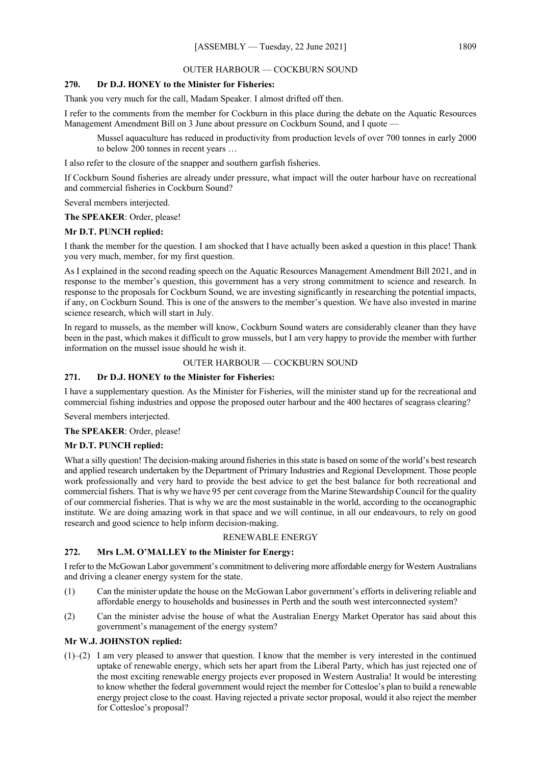## OUTER HARBOUR — COCKBURN SOUND

### 270. Dr D.J. HONEY to the Minister for Fisheries:

Thank you very much for the call, Madam Speaker. I almost drifted off then.

I refer to the comments from the member for Cockburn in this place during the debate on the Aquatic Resources Management Amendment Bill on 3 June about pressure on Cockburn Sound, and I quote —

> Mussel aquaculture has reduced in productivity from production levels of over 700 tonnes in early 2000 to below 200 tonnes in recent years …

I also refer to the closure of the snapper and southern garfish fisheries.

If Cockburn Sound fisheries are already under pressure, what impact will the outer harbour have on recreational and commercial fisheries in Cockburn Sound?

Several members interjected.

**The SPEAKER**: Order, please!

**Mr D.T. PUNCH replied:**

I thank the member for the question. I am shocked that I have actually been asked a question in this place! Thank you very much, member, for my first question.

As I explained in the second reading speech on the Aquatic Resources Management Amendment Bill 2021, and in response to the member's question, this government has a very strong commitment to science and research. In response to the proposals for Cockburn Sound, we are investing significantly in researching the potential impacts, if any, on Cockburn Sound. This is one of the answers to the member's question. We have also invested in marine science research, which will start in July.

In regard to mussels, as the member will know, Cockburn Sound waters are considerably cleaner than they have been in the past, which makes it difficult to grow mussels, but I am very happy to provide the member with further information on the mussel issue should he wish it.

## OUTER HARBOUR — COCKBURN SOUND

### 271. Dr D.J. HONEY to the Minister for Fisheries:

I have a supplementary question. As the Minister for Fisheries, will the minister stand up for the recreational and commercial fishing industries and oppose the proposed outer harbour and the 400 hectares of seagrass clearing?

Several members interjected.

**The SPEAKER**: Order, please!

**Mr D.T. PUNCH replied:**

What a silly question! The decision-making around fisheries in this state is based on some of the world's best research and applied research undertaken by the Department of Primary Industries and Regional Development. Those people work professionally and very hard to provide the best advice to get the best balance for both recreational and commercial fishers. That is why we have 95 per cent coverage from the Marine Stewardship Council for the quality of our commercial fisheries. That is why we are the most sustainable in the world, according to the oceanographic institute. We are doing amazing work in that space and we will continue, in all our endeavours, to rely on good research and good science to help inform decision-making.

## RENEWABLE ENERGY

### 272. Mrs L.M. O'MALLEY to the Minister for Energy:

I refer to the McGowan Labor government's commitment to delivering more affordable energy for Western Australians and driving a cleaner energy system for the state.

(1) Can the minister update the house on the McGowan Labor government's efforts in delivering reliable and affordable energy to households and businesses in Perth and the south west interconnected system?

(2) Can the minister advise the house of what the Australian Energy Market Operator has said about this government's management of the energy system?

**Mr W.J. JOHNSTON replied:**

(1)–(2) I am very pleased to answer that question. I know that the member is very interested in the continued uptake of renewable energy, which sets her apart from the Liberal Party, which has just rejected one of the most exciting renewable energy projects ever proposed in Western Australia! It would be interesting to know whether the federal government would reject the member for Cottesloe's plan to build a renewable energy project close to the coast. Having rejected a private sector proposal, would it also reject the member for Cottesloe's proposal?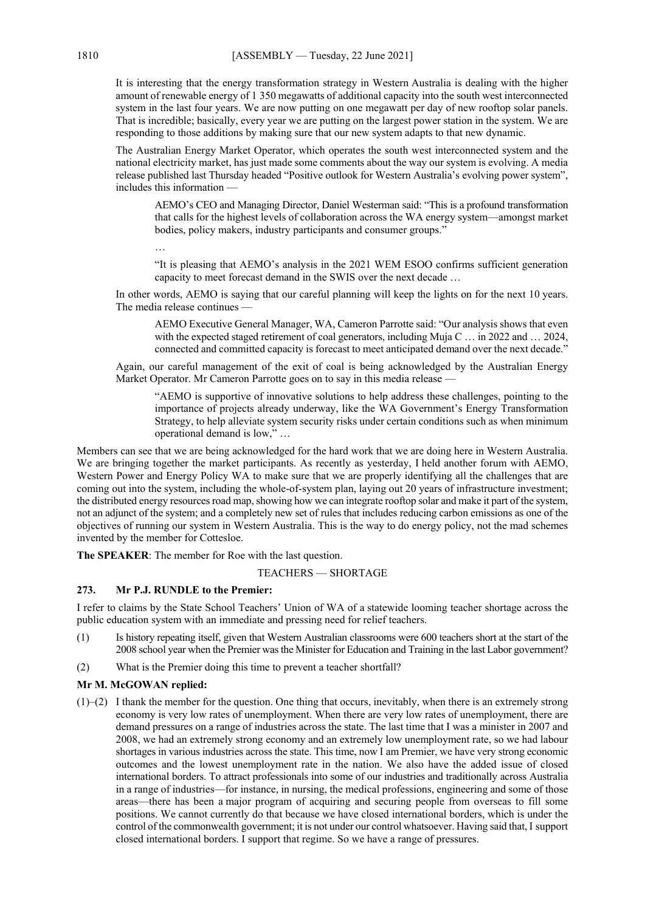It is interesting that the energy transformation strategy in Western Australia is dealing with the higher amount of renewable energy of 1 350 megawatts of additional capacity into the south west interconnected system in the last four years. We are now putting on one megawatt per day of new rooftop solar panels. That is incredible; basically, every year we are putting on the largest power station in the system. We are responding to those additions by making sure that our new system adapts to that new dynamic.

The Australian Energy Market Operator, which operates the south west interconnected system and the national electricity market, has just made some comments about the way our system is evolving. A media release published last Thursday headed "Positive outlook for Western Australia's evolving power system", includes this information —

> AEMO's CEO and Managing Director, Daniel Westerman said: "This is a profound transformation that calls for the highest levels of collaboration across the WA energy system—amongst market bodies, policy makers, industry participants and consumer groups."
>
> …
>
> "It is pleasing that AEMO's analysis in the 2021 WEM ESOO confirms sufficient generation capacity to meet forecast demand in the SWIS over the next decade …

In other words, AEMO is saying that our careful planning will keep the lights on for the next 10 years. The media release continues —

> AEMO Executive General Manager, WA, Cameron Parrotte said: "Our analysis shows that even with the expected staged retirement of coal generators, including Muja C … in 2022 and … 2024, connected and committed capacity is forecast to meet anticipated demand over the next decade."

Again, our careful management of the exit of coal is being acknowledged by the Australian Energy Market Operator. Mr Cameron Parrotte goes on to say in this media release —

> "AEMO is supportive of innovative solutions to help address these challenges, pointing to the importance of projects already underway, like the WA Government's Energy Transformation Strategy, to help alleviate system security risks under certain conditions such as when minimum operational demand is low," …

Members can see that we are being acknowledged for the hard work that we are doing here in Western Australia. We are bringing together the market participants. As recently as yesterday, I held another forum with AEMO, Western Power and Energy Policy WA to make sure that we are properly identifying all the challenges that are coming out into the system, including the whole-of-system plan, laying out 20 years of infrastructure investment; the distributed energy resources road map, showing how we can integrate rooftop solar and make it part of the system, not an adjunct of the system; and a completely new set of rules that includes reducing carbon emissions as one of the objectives of running our system in Western Australia. This is the way to do energy policy, not the mad schemes invented by the member for Cottesloe.

**The SPEAKER**: The member for Roe with the last question.

## TEACHERS — SHORTAGE

### 273. Mr P.J. RUNDLE to the Premier:

I refer to claims by the State School Teachers' Union of WA of a statewide looming teacher shortage across the public education system with an immediate and pressing need for relief teachers.

(1) Is history repeating itself, given that Western Australian classrooms were 600 teachers short at the start of the 2008 school year when the Premier was the Minister for Education and Training in the last Labor government?

(2) What is the Premier doing this time to prevent a teacher shortfall?

### Mr M. McGOWAN replied:

(1)–(2) I thank the member for the question. One thing that occurs, inevitably, when there is an extremely strong economy is very low rates of unemployment. When there are very low rates of unemployment, there are demand pressures on a range of industries across the state. The last time that I was a minister in 2007 and 2008, we had an extremely strong economy and an extremely low unemployment rate, so we had labour shortages in various industries across the state. This time, now I am Premier, we have very strong economic outcomes and the lowest unemployment rate in the nation. We also have the added issue of closed international borders. To attract professionals into some of our industries and traditionally across Australia in a range of industries—for instance, in nursing, the medical professions, engineering and some of those areas—there has been a major program of acquiring and securing people from overseas to fill some positions. We cannot currently do that because we have closed international borders, which is under the control of the commonwealth government; it is not under our control whatsoever. Having said that, I support closed international borders. I support that regime. So we have a range of pressures.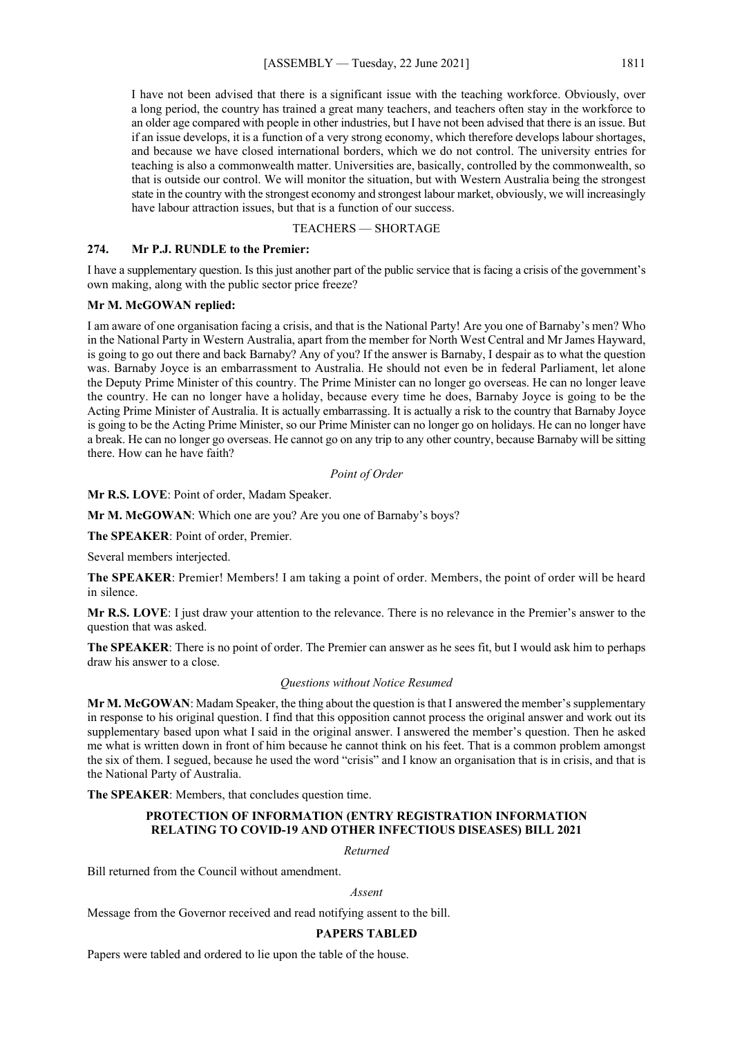I have not been advised that there is a significant issue with the teaching workforce. Obviously, over a long period, the country has trained a great many teachers, and teachers often stay in the workforce to an older age compared with people in other industries, but I have not been advised that there is an issue. But if an issue develops, it is a function of a very strong economy, which therefore develops labour shortages, and because we have closed international borders, which we do not control. The university entries for teaching is also a commonwealth matter. Universities are, basically, controlled by the commonwealth, so that is outside our control. We will monitor the situation, but with Western Australia being the strongest state in the country with the strongest economy and strongest labour market, obviously, we will increasingly have labour attraction issues, but that is a function of our success.

TEACHERS — SHORTAGE

**274. Mr P.J. RUNDLE to the Premier:**

I have a supplementary question. Is this just another part of the public service that is facing a crisis of the government's own making, along with the public sector price freeze?

**Mr M. McGOWAN replied:**

I am aware of one organisation facing a crisis, and that is the National Party! Are you one of Barnaby's men? Who in the National Party in Western Australia, apart from the member for North West Central and Mr James Hayward, is going to go out there and back Barnaby? Any of you? If the answer is Barnaby, I despair as to what the question was. Barnaby Joyce is an embarrassment to Australia. He should not even be in federal Parliament, let alone the Deputy Prime Minister of this country. The Prime Minister can no longer go overseas. He can no longer leave the country. He can no longer have a holiday, because every time he does, Barnaby Joyce is going to be the Acting Prime Minister of Australia. It is actually embarrassing. It is actually a risk to the country that Barnaby Joyce is going to be the Acting Prime Minister, so our Prime Minister can no longer go on holidays. He can no longer have a break. He can no longer go overseas. He cannot go on any trip to any other country, because Barnaby will be sitting there. How can he have faith?

*Point of Order*

**Mr R.S. LOVE**: Point of order, Madam Speaker.

**Mr M. McGOWAN**: Which one are you? Are you one of Barnaby's boys?

**The SPEAKER**: Point of order, Premier.

Several members interjected.

**The SPEAKER**: Premier! Members! I am taking a point of order. Members, the point of order will be heard in silence.

**Mr R.S. LOVE**: I just draw your attention to the relevance. There is no relevance in the Premier's answer to the question that was asked.

**The SPEAKER**: There is no point of order. The Premier can answer as he sees fit, but I would ask him to perhaps draw his answer to a close.

*Questions without Notice Resumed*

**Mr M. McGOWAN**: Madam Speaker, the thing about the question is that I answered the member's supplementary in response to his original question. I find that this opposition cannot process the original answer and work out its supplementary based upon what I said in the original answer. I answered the member's question. Then he asked me what is written down in front of him because he cannot think on his feet. That is a common problem amongst the six of them. I segued, because he used the word "crisis" and I know an organisation that is in crisis, and that is the National Party of Australia.

**The SPEAKER**: Members, that concludes question time.

## PROTECTION OF INFORMATION (ENTRY REGISTRATION INFORMATION RELATING TO COVID-19 AND OTHER INFECTIOUS DISEASES) BILL 2021

*Returned*

Bill returned from the Council without amendment.

*Assent*

Message from the Governor received and read notifying assent to the bill.

## PAPERS TABLED

Papers were tabled and ordered to lie upon the table of the house.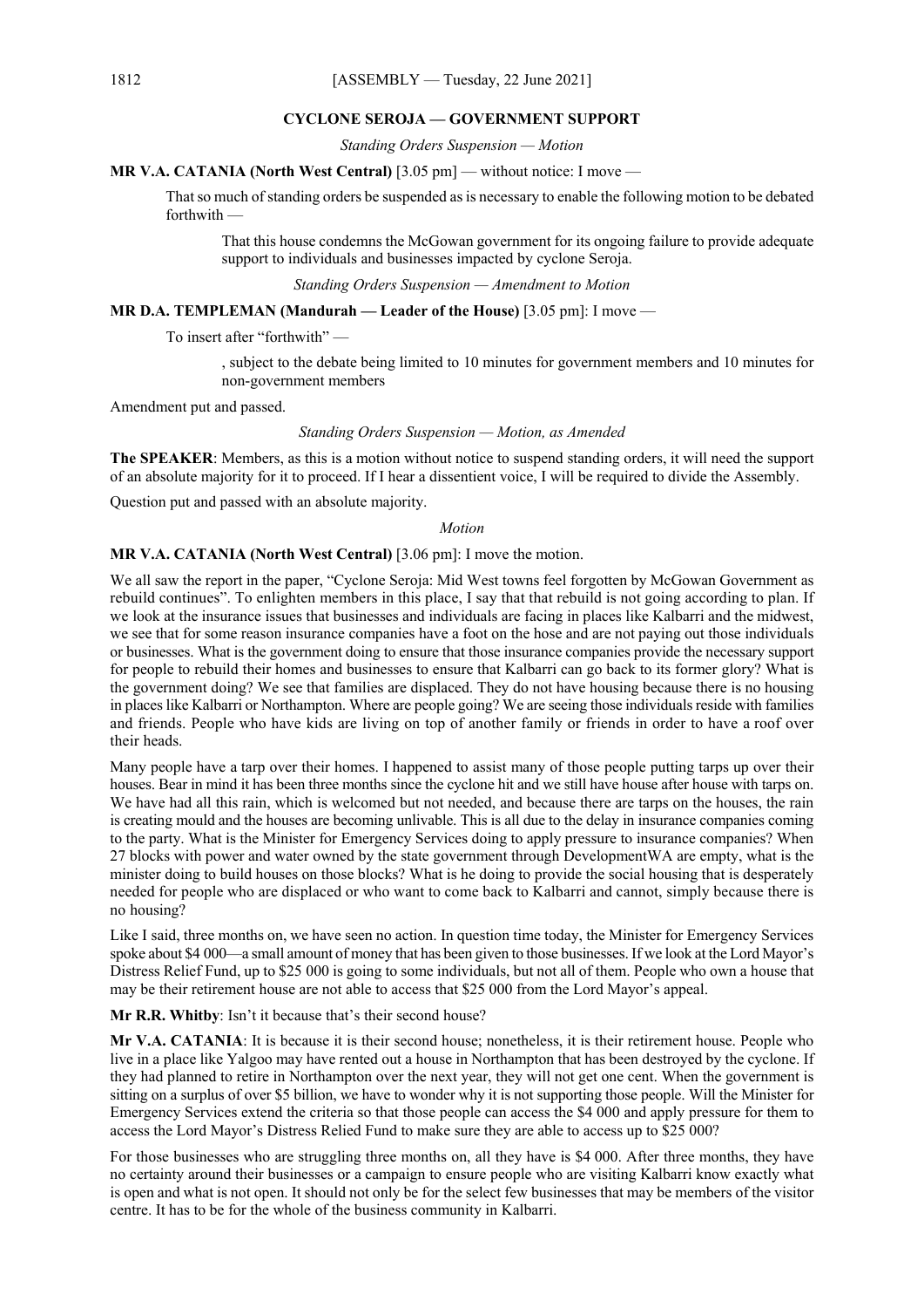## CYCLONE SEROJA — GOVERNMENT SUPPORT

*Standing Orders Suspension — Motion*

**MR V.A. CATANIA (North West Central)** [3.05 pm] — without notice: I move —

> That so much of standing orders be suspended as is necessary to enable the following motion to be debated forthwith —
>
> > That this house condemns the McGowan government for its ongoing failure to provide adequate support to individuals and businesses impacted by cyclone Seroja.

*Standing Orders Suspension — Amendment to Motion*

**MR D.A. TEMPLEMAN (Mandurah — Leader of the House)** [3.05 pm]: I move —

> To insert after "forthwith" —
>
> > , subject to the debate being limited to 10 minutes for government members and 10 minutes for non-government members

Amendment put and passed.

*Standing Orders Suspension — Motion, as Amended*

**The SPEAKER**: Members, as this is a motion without notice to suspend standing orders, it will need the support of an absolute majority for it to proceed. If I hear a dissentient voice, I will be required to divide the Assembly.

Question put and passed with an absolute majority.

*Motion*

**MR V.A. CATANIA (North West Central)** [3.06 pm]: I move the motion.

We all saw the report in the paper, "Cyclone Seroja: Mid West towns feel forgotten by McGowan Government as rebuild continues". To enlighten members in this place, I say that that rebuild is not going according to plan. If we look at the insurance issues that businesses and individuals are facing in places like Kalbarri and the midwest, we see that for some reason insurance companies have a foot on the hose and are not paying out those individuals or businesses. What is the government doing to ensure that those insurance companies provide the necessary support for people to rebuild their homes and businesses to ensure that Kalbarri can go back to its former glory? What is the government doing? We see that families are displaced. They do not have housing because there is no housing in places like Kalbarri or Northampton. Where are people going? We are seeing those individuals reside with families and friends. People who have kids are living on top of another family or friends in order to have a roof over their heads.

Many people have a tarp over their homes. I happened to assist many of those people putting tarps up over their houses. Bear in mind it has been three months since the cyclone hit and we still have house after house with tarps on. We have had all this rain, which is welcomed but not needed, and because there are tarps on the houses, the rain is creating mould and the houses are becoming unlivable. This is all due to the delay in insurance companies coming to the party. What is the Minister for Emergency Services doing to apply pressure to insurance companies? When 27 blocks with power and water owned by the state government through DevelopmentWA are empty, what is the minister doing to build houses on those blocks? What is he doing to provide the social housing that is desperately needed for people who are displaced or who want to come back to Kalbarri and cannot, simply because there is no housing?

Like I said, three months on, we have seen no action. In question time today, the Minister for Emergency Services spoke about $4 000—a small amount of money that has been given to those businesses. If we look at the Lord Mayor's Distress Relief Fund, up to $25 000 is going to some individuals, but not all of them. People who own a house that may be their retirement house are not able to access that $25 000 from the Lord Mayor's appeal.

**Mr R.R. Whitby**: Isn't it because that's their second house?

**Mr V.A. CATANIA**: It is because it is their second house; nonetheless, it is their retirement house. People who live in a place like Yalgoo may have rented out a house in Northampton that has been destroyed by the cyclone. If they had planned to retire in Northampton over the next year, they will not get one cent. When the government is sitting on a surplus of over $5 billion, we have to wonder why it is not supporting those people. Will the Minister for Emergency Services extend the criteria so that those people can access the $4 000 and apply pressure for them to access the Lord Mayor's Distress Relied Fund to make sure they are able to access up to $25 000?

For those businesses who are struggling three months on, all they have is $4 000. After three months, they have no certainty around their businesses or a campaign to ensure people who are visiting Kalbarri know exactly what is open and what is not open. It should not only be for the select few businesses that may be members of the visitor centre. It has to be for the whole of the business community in Kalbarri.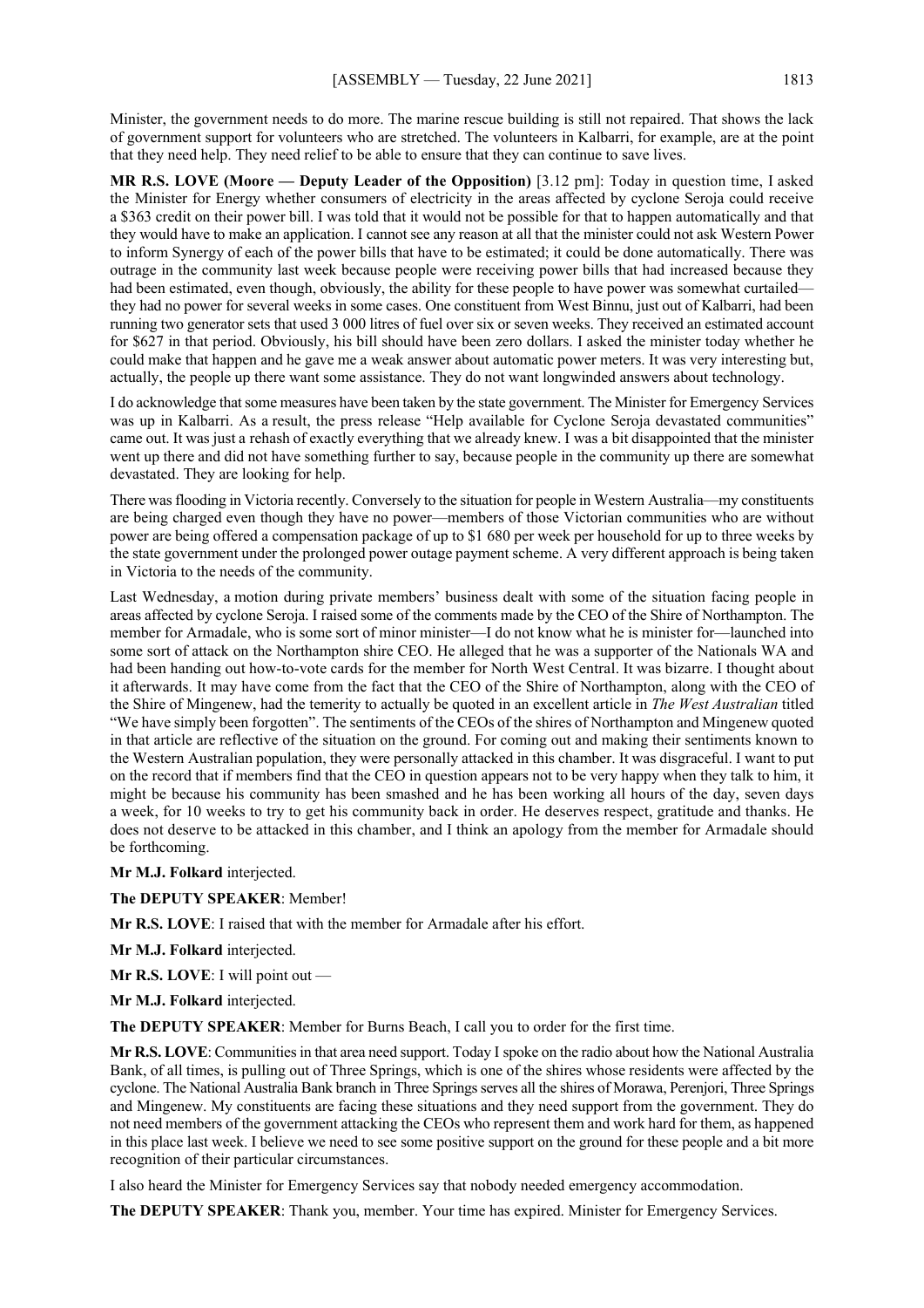Minister, the government needs to do more. The marine rescue building is still not repaired. That shows the lack of government support for volunteers who are stretched. The volunteers in Kalbarri, for example, are at the point that they need help. They need relief to be able to ensure that they can continue to save lives.

**MR R.S. LOVE (Moore — Deputy Leader of the Opposition)** [3.12 pm]: Today in question time, I asked the Minister for Energy whether consumers of electricity in the areas affected by cyclone Seroja could receive a $363 credit on their power bill. I was told that it would not be possible for that to happen automatically and that they would have to make an application. I cannot see any reason at all that the minister could not ask Western Power to inform Synergy of each of the power bills that have to be estimated; it could be done automatically. There was outrage in the community last week because people were receiving power bills that had increased because they had been estimated, even though, obviously, the ability for these people to have power was somewhat curtailed—they had no power for several weeks in some cases. One constituent from West Binnu, just out of Kalbarri, had been running two generator sets that used 3 000 litres of fuel over six or seven weeks. They received an estimated account for $627 in that period. Obviously, his bill should have been zero dollars. I asked the minister today whether he could make that happen and he gave me a weak answer about automatic power meters. It was very interesting but, actually, the people up there want some assistance. They do not want longwinded answers about technology.

I do acknowledge that some measures have been taken by the state government. The Minister for Emergency Services was up in Kalbarri. As a result, the press release "Help available for Cyclone Seroja devastated communities" came out. It was just a rehash of exactly everything that we already knew. I was a bit disappointed that the minister went up there and did not have something further to say, because people in the community up there are somewhat devastated. They are looking for help.

There was flooding in Victoria recently. Conversely to the situation for people in Western Australia—my constituents are being charged even though they have no power—members of those Victorian communities who are without power are being offered a compensation package of up to $1 680 per week per household for up to three weeks by the state government under the prolonged power outage payment scheme. A very different approach is being taken in Victoria to the needs of the community.

Last Wednesday, a motion during private members' business dealt with some of the situation facing people in areas affected by cyclone Seroja. I raised some of the comments made by the CEO of the Shire of Northampton. The member for Armadale, who is some sort of minor minister—I do not know what he is minister for—launched into some sort of attack on the Northampton shire CEO. He alleged that he was a supporter of the Nationals WA and had been handing out how-to-vote cards for the member for North West Central. It was bizarre. I thought about it afterwards. It may have come from the fact that the CEO of the Shire of Northampton, along with the CEO of the Shire of Mingenew, had the temerity to actually be quoted in an excellent article in *The West Australian* titled "We have simply been forgotten". The sentiments of the CEOs of the shires of Northampton and Mingenew quoted in that article are reflective of the situation on the ground. For coming out and making their sentiments known to the Western Australian population, they were personally attacked in this chamber. It was disgraceful. I want to put on the record that if members find that the CEO in question appears not to be very happy when they talk to him, it might be because his community has been smashed and he has been working all hours of the day, seven days a week, for 10 weeks to try to get his community back in order. He deserves respect, gratitude and thanks. He does not deserve to be attacked in this chamber, and I think an apology from the member for Armadale should be forthcoming.

**Mr M.J. Folkard** interjected.

**The DEPUTY SPEAKER**: Member!

**Mr R.S. LOVE**: I raised that with the member for Armadale after his effort.

**Mr M.J. Folkard** interjected.

**Mr R.S. LOVE**: I will point out —

**Mr M.J. Folkard** interjected.

**The DEPUTY SPEAKER**: Member for Burns Beach, I call you to order for the first time.

**Mr R.S. LOVE**: Communities in that area need support. Today I spoke on the radio about how the National Australia Bank, of all times, is pulling out of Three Springs, which is one of the shires whose residents were affected by the cyclone. The National Australia Bank branch in Three Springs serves all the shires of Morawa, Perenjori, Three Springs and Mingenew. My constituents are facing these situations and they need support from the government. They do not need members of the government attacking the CEOs who represent them and work hard for them, as happened in this place last week. I believe we need to see some positive support on the ground for these people and a bit more recognition of their particular circumstances.

I also heard the Minister for Emergency Services say that nobody needed emergency accommodation.

**The DEPUTY SPEAKER**: Thank you, member. Your time has expired. Minister for Emergency Services.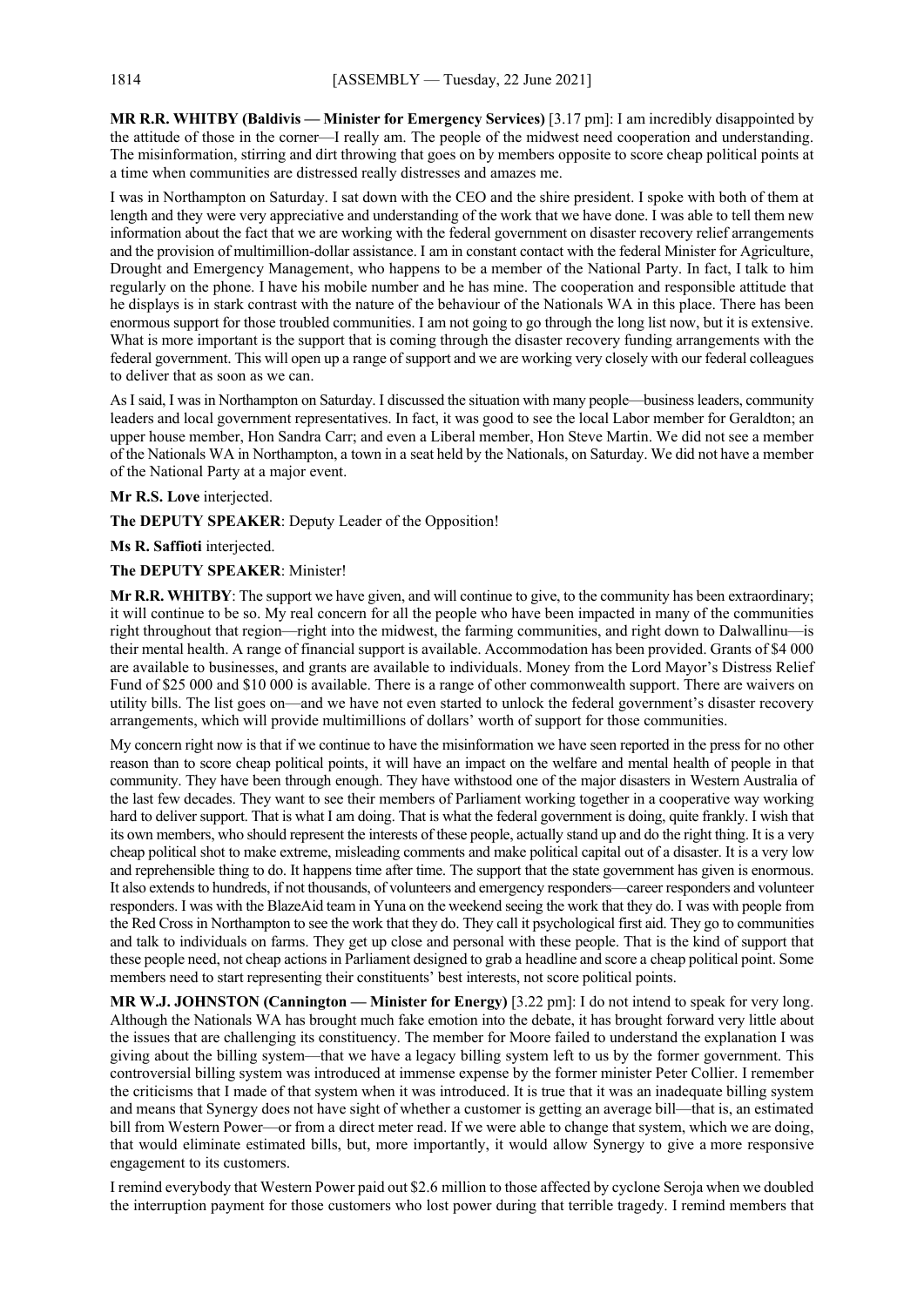**MR R.R. WHITBY (Baldivis — Minister for Emergency Services)** [3.17 pm]: I am incredibly disappointed by the attitude of those in the corner—I really am. The people of the midwest need cooperation and understanding. The misinformation, stirring and dirt throwing that goes on by members opposite to score cheap political points at a time when communities are distressed really distresses and amazes me.

I was in Northampton on Saturday. I sat down with the CEO and the shire president. I spoke with both of them at length and they were very appreciative and understanding of the work that we have done. I was able to tell them new information about the fact that we are working with the federal government on disaster recovery relief arrangements and the provision of multimillion-dollar assistance. I am in constant contact with the federal Minister for Agriculture, Drought and Emergency Management, who happens to be a member of the National Party. In fact, I talk to him regularly on the phone. I have his mobile number and he has mine. The cooperation and responsible attitude that he displays is in stark contrast with the nature of the behaviour of the Nationals WA in this place. There has been enormous support for those troubled communities. I am not going to go through the long list now, but it is extensive. What is more important is the support that is coming through the disaster recovery funding arrangements with the federal government. This will open up a range of support and we are working very closely with our federal colleagues to deliver that as soon as we can.

As I said, I was in Northampton on Saturday. I discussed the situation with many people—business leaders, community leaders and local government representatives. In fact, it was good to see the local Labor member for Geraldton; an upper house member, Hon Sandra Carr; and even a Liberal member, Hon Steve Martin. We did not see a member of the Nationals WA in Northampton, a town in a seat held by the Nationals, on Saturday. We did not have a member of the National Party at a major event.

**Mr R.S. Love** interjected.

**The DEPUTY SPEAKER**: Deputy Leader of the Opposition!

**Ms R. Saffioti** interjected.

**The DEPUTY SPEAKER**: Minister!

**Mr R.R. WHITBY**: The support we have given, and will continue to give, to the community has been extraordinary; it will continue to be so. My real concern for all the people who have been impacted in many of the communities right throughout that region—right into the midwest, the farming communities, and right down to Dalwallinu—is their mental health. A range of financial support is available. Accommodation has been provided. Grants of $4 000 are available to businesses, and grants are available to individuals. Money from the Lord Mayor's Distress Relief Fund of $25 000 and $10 000 is available. There is a range of other commonwealth support. There are waivers on utility bills. The list goes on—and we have not even started to unlock the federal government's disaster recovery arrangements, which will provide multimillions of dollars' worth of support for those communities.

My concern right now is that if we continue to have the misinformation we have seen reported in the press for no other reason than to score cheap political points, it will have an impact on the welfare and mental health of people in that community. They have been through enough. They have withstood one of the major disasters in Western Australia of the last few decades. They want to see their members of Parliament working together in a cooperative way working hard to deliver support. That is what I am doing. That is what the federal government is doing, quite frankly. I wish that its own members, who should represent the interests of these people, actually stand up and do the right thing. It is a very cheap political shot to make extreme, misleading comments and make political capital out of a disaster. It is a very low and reprehensible thing to do. It happens time after time. The support that the state government has given is enormous. It also extends to hundreds, if not thousands, of volunteers and emergency responders—career responders and volunteer responders. I was with the BlazeAid team in Yuna on the weekend seeing the work that they do. I was with people from the Red Cross in Northampton to see the work that they do. They call it psychological first aid. They go to communities and talk to individuals on farms. They get up close and personal with these people. That is the kind of support that these people need, not cheap actions in Parliament designed to grab a headline and score a cheap political point. Some members need to start representing their constituents' best interests, not score political points.

**MR W.J. JOHNSTON (Cannington — Minister for Energy)** [3.22 pm]: I do not intend to speak for very long. Although the Nationals WA has brought much fake emotion into the debate, it has brought forward very little about the issues that are challenging its constituency. The member for Moore failed to understand the explanation I was giving about the billing system—that we have a legacy billing system left to us by the former government. This controversial billing system was introduced at immense expense by the former minister Peter Collier. I remember the criticisms that I made of that system when it was introduced. It is true that it was an inadequate billing system and means that Synergy does not have sight of whether a customer is getting an average bill—that is, an estimated bill from Western Power—or from a direct meter read. If we were able to change that system, which we are doing, that would eliminate estimated bills, but, more importantly, it would allow Synergy to give a more responsive engagement to its customers.

I remind everybody that Western Power paid out $2.6 million to those affected by cyclone Seroja when we doubled the interruption payment for those customers who lost power during that terrible tragedy. I remind members that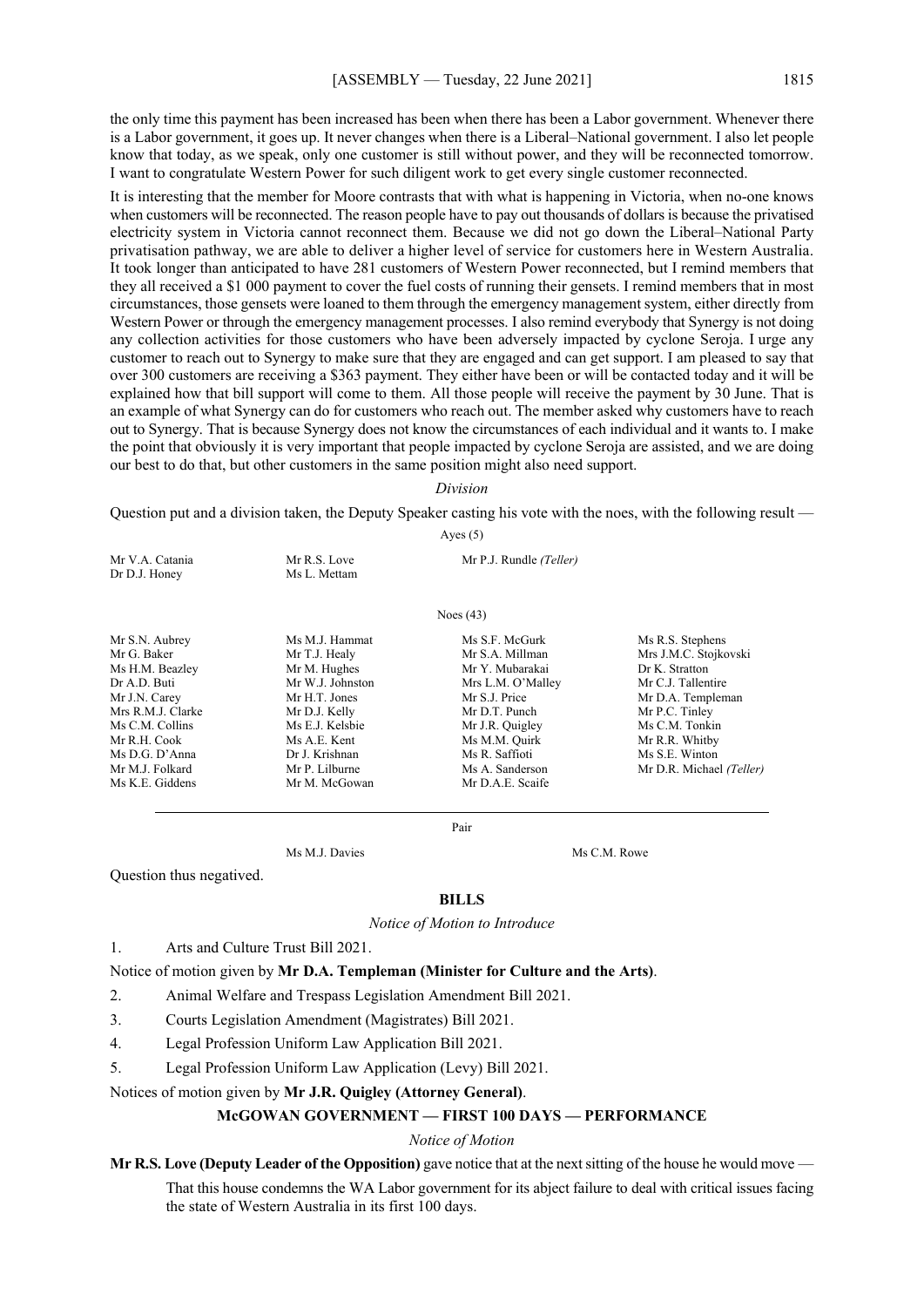the only time this payment has been increased has been when there has been a Labor government. Whenever there is a Labor government, it goes up. It never changes when there is a Liberal–National government. I also let people know that today, as we speak, only one customer is still without power, and they will be reconnected tomorrow. I want to congratulate Western Power for such diligent work to get every single customer reconnected.

It is interesting that the member for Moore contrasts that with what is happening in Victoria, when no-one knows when customers will be reconnected. The reason people have to pay out thousands of dollars is because the privatised electricity system in Victoria cannot reconnect them. Because we did not go down the Liberal–National Party privatisation pathway, we are able to deliver a higher level of service for customers here in Western Australia. It took longer than anticipated to have 281 customers of Western Power reconnected, but I remind members that they all received a $1 000 payment to cover the fuel costs of running their gensets. I remind members that in most circumstances, those gensets were loaned to them through the emergency management system, either directly from Western Power or through the emergency management processes. I also remind everybody that Synergy is not doing any collection activities for those customers who have been adversely impacted by cyclone Seroja. I urge any customer to reach out to Synergy to make sure that they are engaged and can get support. I am pleased to say that over 300 customers are receiving a $363 payment. They either have been or will be contacted today and it will be explained how that bill support will come to them. All those people will receive the payment by 30 June. That is an example of what Synergy can do for customers who reach out. The member asked why customers have to reach out to Synergy. That is because Synergy does not know the circumstances of each individual and it wants to. I make the point that obviously it is very important that people impacted by cyclone Seroja are assisted, and we are doing our best to do that, but other customers in the same position might also need support.

*Division*

Question put and a division taken, the Deputy Speaker casting his vote with the noes, with the following result —

Ayes (5)

| | | | |
|---|---|---|---|
| Mr V.A. Catania | Mr R.S. Love | Mr P.J. Rundle *(Teller)* | |
| Dr D.J. Honey | Ms L. Mettam | | |

Noes (43)

| | | | |
|---|---|---|---|
| Mr S.N. Aubrey | Ms M.J. Hammat | Ms S.F. McGurk | Ms R.S. Stephens |
| Mr G. Baker | Mr T.J. Healy | Mr S.A. Millman | Mrs J.M.C. Stojkovski |
| Ms H.M. Beazley | Mr M. Hughes | Mr Y. Mubarakai | Dr K. Stratton |
| Dr A.D. Buti | Mr W.J. Johnston | Mrs L.M. O'Malley | Mr C.J. Tallentire |
| Mr J.N. Carey | Mr H.T. Jones | Mr S.J. Price | Mr D.A. Templeman |
| Mrs R.M.J. Clarke | Mr D.J. Kelly | Mr D.T. Punch | Mr P.C. Tinley |
| Ms C.M. Collins | Ms E.J. Kelsbie | Mr J.R. Quigley | Ms C.M. Tonkin |
| Mr R.H. Cook | Ms A.E. Kent | Ms M.M. Quirk | Mr R.R. Whitby |
| Ms D.G. D'Anna | Dr J. Krishnan | Ms R. Saffioti | Ms S.E. Winton |
| Mr M.J. Folkard | Mr P. Lilburne | Ms A. Sanderson | Mr D.R. Michael *(Teller)* |
| Ms K.E. Giddens | Mr M. McGowan | Mr D.A.E. Scaife | |

Pair

| | |
|---|---|
| Ms M.J. Davies | Ms C.M. Rowe |

Question thus negatived.

## BILLS

*Notice of Motion to Introduce*

1. Arts and Culture Trust Bill 2021.

Notice of motion given by **Mr D.A. Templeman (Minister for Culture and the Arts)**.

2. Animal Welfare and Trespass Legislation Amendment Bill 2021.
3. Courts Legislation Amendment (Magistrates) Bill 2021.
4. Legal Profession Uniform Law Application Bill 2021.
5. Legal Profession Uniform Law Application (Levy) Bill 2021.

Notices of motion given by **Mr J.R. Quigley (Attorney General)**.

## McGOWAN GOVERNMENT — FIRST 100 DAYS — PERFORMANCE

*Notice of Motion*

**Mr R.S. Love (Deputy Leader of the Opposition)** gave notice that at the next sitting of the house he would move —

> That this house condemns the WA Labor government for its abject failure to deal with critical issues facing the state of Western Australia in its first 100 days.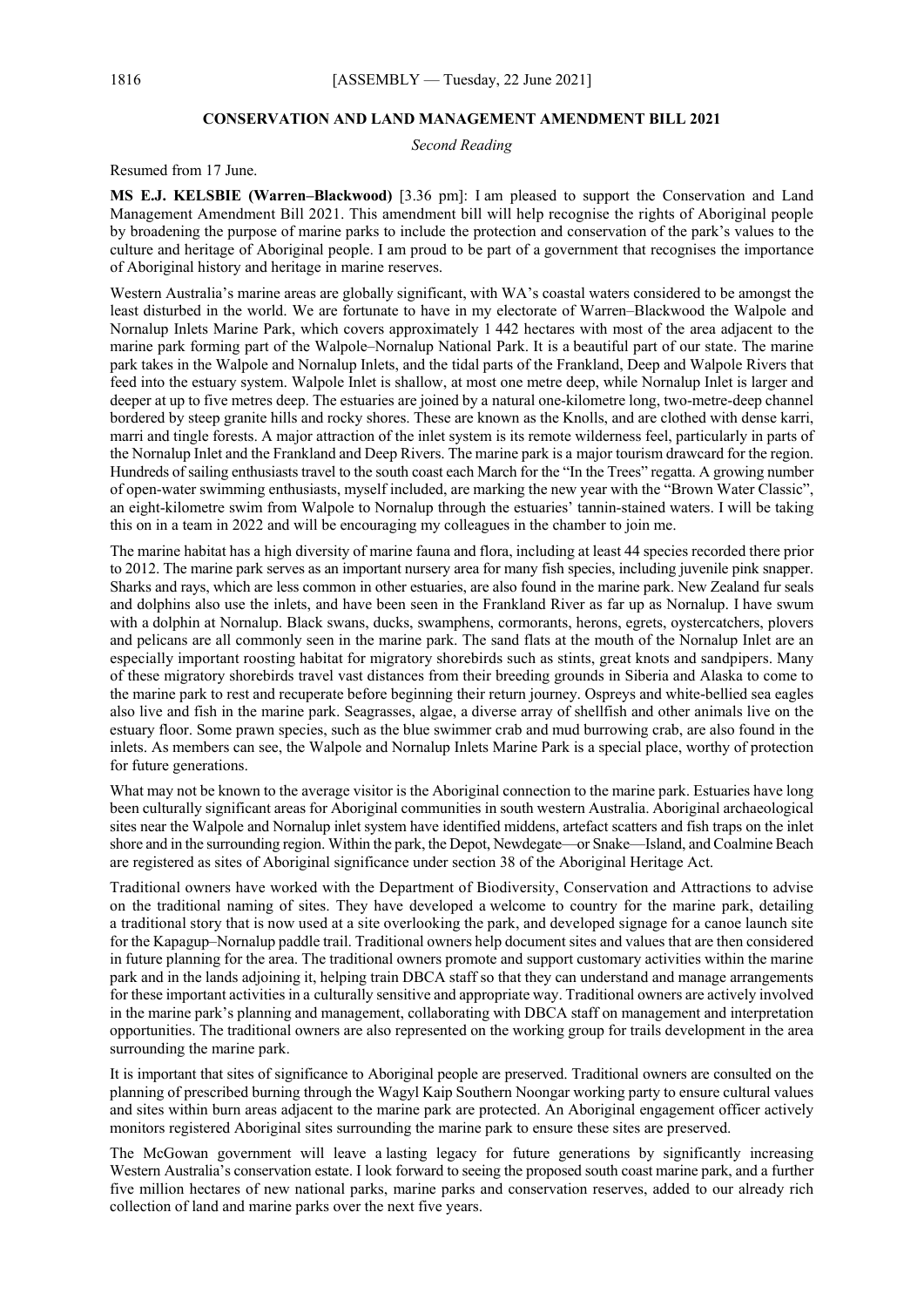## CONSERVATION AND LAND MANAGEMENT AMENDMENT BILL 2021

*Second Reading*

Resumed from 17 June.

**MS E.J. KELSBIE (Warren–Blackwood)** [3.36 pm]: I am pleased to support the Conservation and Land Management Amendment Bill 2021. This amendment bill will help recognise the rights of Aboriginal people by broadening the purpose of marine parks to include the protection and conservation of the park's values to the culture and heritage of Aboriginal people. I am proud to be part of a government that recognises the importance of Aboriginal history and heritage in marine reserves.

Western Australia's marine areas are globally significant, with WA's coastal waters considered to be amongst the least disturbed in the world. We are fortunate to have in my electorate of Warren–Blackwood the Walpole and Nornalup Inlets Marine Park, which covers approximately 1 442 hectares with most of the area adjacent to the marine park forming part of the Walpole–Nornalup National Park. It is a beautiful part of our state. The marine park takes in the Walpole and Nornalup Inlets, and the tidal parts of the Frankland, Deep and Walpole Rivers that feed into the estuary system. Walpole Inlet is shallow, at most one metre deep, while Nornalup Inlet is larger and deeper at up to five metres deep. The estuaries are joined by a natural one-kilometre long, two-metre-deep channel bordered by steep granite hills and rocky shores. These are known as the Knolls, and are clothed with dense karri, marri and tingle forests. A major attraction of the inlet system is its remote wilderness feel, particularly in parts of the Nornalup Inlet and the Frankland and Deep Rivers. The marine park is a major tourism drawcard for the region. Hundreds of sailing enthusiasts travel to the south coast each March for the "In the Trees" regatta. A growing number of open-water swimming enthusiasts, myself included, are marking the new year with the "Brown Water Classic", an eight-kilometre swim from Walpole to Nornalup through the estuaries' tannin-stained waters. I will be taking this on in a team in 2022 and will be encouraging my colleagues in the chamber to join me.

The marine habitat has a high diversity of marine fauna and flora, including at least 44 species recorded there prior to 2012. The marine park serves as an important nursery area for many fish species, including juvenile pink snapper. Sharks and rays, which are less common in other estuaries, are also found in the marine park. New Zealand fur seals and dolphins also use the inlets, and have been seen in the Frankland River as far up as Nornalup. I have swum with a dolphin at Nornalup. Black swans, ducks, swamphens, cormorants, herons, egrets, oystercatchers, plovers and pelicans are all commonly seen in the marine park. The sand flats at the mouth of the Nornalup Inlet are an especially important roosting habitat for migratory shorebirds such as stints, great knots and sandpipers. Many of these migratory shorebirds travel vast distances from their breeding grounds in Siberia and Alaska to come to the marine park to rest and recuperate before beginning their return journey. Ospreys and white-bellied sea eagles also live and fish in the marine park. Seagrasses, algae, a diverse array of shellfish and other animals live on the estuary floor. Some prawn species, such as the blue swimmer crab and mud burrowing crab, are also found in the inlets. As members can see, the Walpole and Nornalup Inlets Marine Park is a special place, worthy of protection for future generations.

What may not be known to the average visitor is the Aboriginal connection to the marine park. Estuaries have long been culturally significant areas for Aboriginal communities in south western Australia. Aboriginal archaeological sites near the Walpole and Nornalup inlet system have identified middens, artefact scatters and fish traps on the inlet shore and in the surrounding region. Within the park, the Depot, Newdegate—or Snake—Island, and Coalmine Beach are registered as sites of Aboriginal significance under section 38 of the Aboriginal Heritage Act.

Traditional owners have worked with the Department of Biodiversity, Conservation and Attractions to advise on the traditional naming of sites. They have developed a welcome to country for the marine park, detailing a traditional story that is now used at a site overlooking the park, and developed signage for a canoe launch site for the Kapagup–Nornalup paddle trail. Traditional owners help document sites and values that are then considered in future planning for the area. The traditional owners promote and support customary activities within the marine park and in the lands adjoining it, helping train DBCA staff so that they can understand and manage arrangements for these important activities in a culturally sensitive and appropriate way. Traditional owners are actively involved in the marine park's planning and management, collaborating with DBCA staff on management and interpretation opportunities. The traditional owners are also represented on the working group for trails development in the area surrounding the marine park.

It is important that sites of significance to Aboriginal people are preserved. Traditional owners are consulted on the planning of prescribed burning through the Wagyl Kaip Southern Noongar working party to ensure cultural values and sites within burn areas adjacent to the marine park are protected. An Aboriginal engagement officer actively monitors registered Aboriginal sites surrounding the marine park to ensure these sites are preserved.

The McGowan government will leave a lasting legacy for future generations by significantly increasing Western Australia's conservation estate. I look forward to seeing the proposed south coast marine park, and a further five million hectares of new national parks, marine parks and conservation reserves, added to our already rich collection of land and marine parks over the next five years.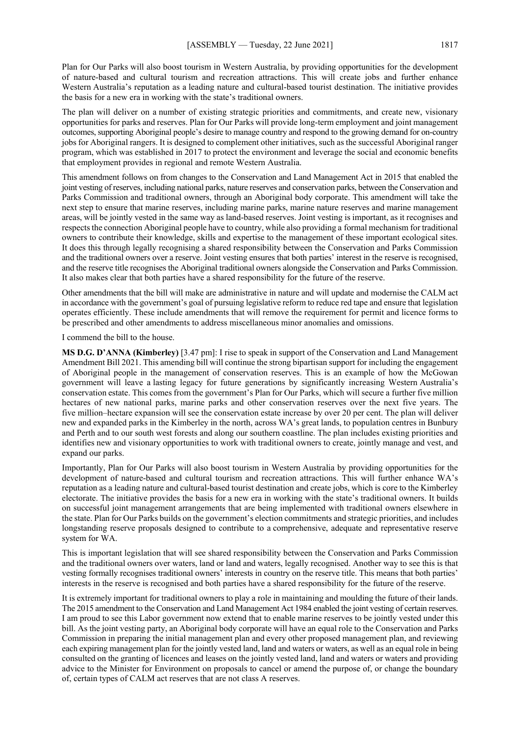Plan for Our Parks will also boost tourism in Western Australia, by providing opportunities for the development of nature-based and cultural tourism and recreation attractions. This will create jobs and further enhance Western Australia's reputation as a leading nature and cultural-based tourist destination. The initiative provides the basis for a new era in working with the state's traditional owners.

The plan will deliver on a number of existing strategic priorities and commitments, and create new, visionary opportunities for parks and reserves. Plan for Our Parks will provide long-term employment and joint management outcomes, supporting Aboriginal people's desire to manage country and respond to the growing demand for on-country jobs for Aboriginal rangers. It is designed to complement other initiatives, such as the successful Aboriginal ranger program, which was established in 2017 to protect the environment and leverage the social and economic benefits that employment provides in regional and remote Western Australia.

This amendment follows on from changes to the Conservation and Land Management Act in 2015 that enabled the joint vesting of reserves, including national parks, nature reserves and conservation parks, between the Conservation and Parks Commission and traditional owners, through an Aboriginal body corporate. This amendment will take the next step to ensure that marine reserves, including marine parks, marine nature reserves and marine management areas, will be jointly vested in the same way as land-based reserves. Joint vesting is important, as it recognises and respects the connection Aboriginal people have to country, while also providing a formal mechanism for traditional owners to contribute their knowledge, skills and expertise to the management of these important ecological sites. It does this through legally recognising a shared responsibility between the Conservation and Parks Commission and the traditional owners over a reserve. Joint vesting ensures that both parties' interest in the reserve is recognised, and the reserve title recognises the Aboriginal traditional owners alongside the Conservation and Parks Commission. It also makes clear that both parties have a shared responsibility for the future of the reserve.

Other amendments that the bill will make are administrative in nature and will update and modernise the CALM act in accordance with the government's goal of pursuing legislative reform to reduce red tape and ensure that legislation operates efficiently. These include amendments that will remove the requirement for permit and licence forms to be prescribed and other amendments to address miscellaneous minor anomalies and omissions.

I commend the bill to the house.

**MS D.G. D'ANNA (Kimberley)** [3.47 pm]: I rise to speak in support of the Conservation and Land Management Amendment Bill 2021. This amending bill will continue the strong bipartisan support for including the engagement of Aboriginal people in the management of conservation reserves. This is an example of how the McGowan government will leave a lasting legacy for future generations by significantly increasing Western Australia's conservation estate. This comes from the government's Plan for Our Parks, which will secure a further five million hectares of new national parks, marine parks and other conservation reserves over the next five years. The five million–hectare expansion will see the conservation estate increase by over 20 per cent. The plan will deliver new and expanded parks in the Kimberley in the north, across WA's great lands, to population centres in Bunbury and Perth and to our south west forests and along our southern coastline. The plan includes existing priorities and identifies new and visionary opportunities to work with traditional owners to create, jointly manage and vest, and expand our parks.

Importantly, Plan for Our Parks will also boost tourism in Western Australia by providing opportunities for the development of nature-based and cultural tourism and recreation attractions. This will further enhance WA's reputation as a leading nature and cultural-based tourist destination and create jobs, which is core to the Kimberley electorate. The initiative provides the basis for a new era in working with the state's traditional owners. It builds on successful joint management arrangements that are being implemented with traditional owners elsewhere in the state. Plan for Our Parks builds on the government's election commitments and strategic priorities, and includes longstanding reserve proposals designed to contribute to a comprehensive, adequate and representative reserve system for WA.

This is important legislation that will see shared responsibility between the Conservation and Parks Commission and the traditional owners over waters, land or land and waters, legally recognised. Another way to see this is that vesting formally recognises traditional owners' interests in country on the reserve title. This means that both parties' interests in the reserve is recognised and both parties have a shared responsibility for the future of the reserve.

It is extremely important for traditional owners to play a role in maintaining and moulding the future of their lands. The 2015 amendment to the Conservation and Land Management Act 1984 enabled the joint vesting of certain reserves. I am proud to see this Labor government now extend that to enable marine reserves to be jointly vested under this bill. As the joint vesting party, an Aboriginal body corporate will have an equal role to the Conservation and Parks Commission in preparing the initial management plan and every other proposed management plan, and reviewing each expiring management plan for the jointly vested land, land and waters or waters, as well as an equal role in being consulted on the granting of licences and leases on the jointly vested land, land and waters or waters and providing advice to the Minister for Environment on proposals to cancel or amend the purpose of, or change the boundary of, certain types of CALM act reserves that are not class A reserves.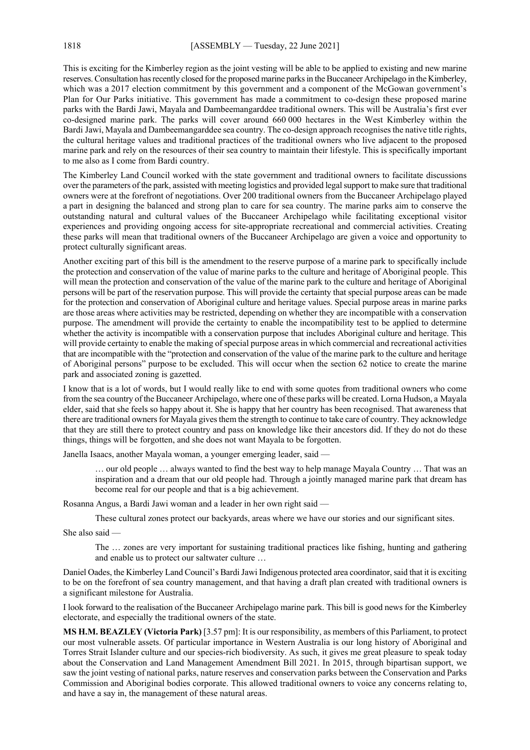This is exciting for the Kimberley region as the joint vesting will be able to be applied to existing and new marine reserves. Consultation has recently closed for the proposed marine parks in the Buccaneer Archipelago in the Kimberley, which was a 2017 election commitment by this government and a component of the McGowan government's Plan for Our Parks initiative. This government has made a commitment to co-design these proposed marine parks with the Bardi Jawi, Mayala and Dambeemangarddee traditional owners. This will be Australia's first ever co-designed marine park. The parks will cover around 660 000 hectares in the West Kimberley within the Bardi Jawi, Mayala and Dambeemangarddee sea country. The co-design approach recognises the native title rights, the cultural heritage values and traditional practices of the traditional owners who live adjacent to the proposed marine park and rely on the resources of their sea country to maintain their lifestyle. This is specifically important to me also as I come from Bardi country.

The Kimberley Land Council worked with the state government and traditional owners to facilitate discussions over the parameters of the park, assisted with meeting logistics and provided legal support to make sure that traditional owners were at the forefront of negotiations. Over 200 traditional owners from the Buccaneer Archipelago played a part in designing the balanced and strong plan to care for sea country. The marine parks aim to conserve the outstanding natural and cultural values of the Buccaneer Archipelago while facilitating exceptional visitor experiences and providing ongoing access for site-appropriate recreational and commercial activities. Creating these parks will mean that traditional owners of the Buccaneer Archipelago are given a voice and opportunity to protect culturally significant areas.

Another exciting part of this bill is the amendment to the reserve purpose of a marine park to specifically include the protection and conservation of the value of marine parks to the culture and heritage of Aboriginal people. This will mean the protection and conservation of the value of the marine park to the culture and heritage of Aboriginal persons will be part of the reservation purpose. This will provide the certainty that special purpose areas can be made for the protection and conservation of Aboriginal culture and heritage values. Special purpose areas in marine parks are those areas where activities may be restricted, depending on whether they are incompatible with a conservation purpose. The amendment will provide the certainty to enable the incompatibility test to be applied to determine whether the activity is incompatible with a conservation purpose that includes Aboriginal culture and heritage. This will provide certainty to enable the making of special purpose areas in which commercial and recreational activities that are incompatible with the "protection and conservation of the value of the marine park to the culture and heritage of Aboriginal persons" purpose to be excluded. This will occur when the section 62 notice to create the marine park and associated zoning is gazetted.

I know that is a lot of words, but I would really like to end with some quotes from traditional owners who come from the sea country of the Buccaneer Archipelago, where one of these parks will be created. Lorna Hudson, a Mayala elder, said that she feels so happy about it. She is happy that her country has been recognised. That awareness that there are traditional owners for Mayala gives them the strength to continue to take care of country. They acknowledge that they are still there to protect country and pass on knowledge like their ancestors did. If they do not do these things, things will be forgotten, and she does not want Mayala to be forgotten.

Janella Isaacs, another Mayala woman, a younger emerging leader, said —

> … our old people … always wanted to find the best way to help manage Mayala Country … That was an inspiration and a dream that our old people had. Through a jointly managed marine park that dream has become real for our people and that is a big achievement.

Rosanna Angus, a Bardi Jawi woman and a leader in her own right said —

> These cultural zones protect our backyards, areas where we have our stories and our significant sites.

She also said —

> The … zones are very important for sustaining traditional practices like fishing, hunting and gathering and enable us to protect our saltwater culture …

Daniel Oades, the Kimberley Land Council's Bardi Jawi Indigenous protected area coordinator, said that it is exciting to be on the forefront of sea country management, and that having a draft plan created with traditional owners is a significant milestone for Australia.

I look forward to the realisation of the Buccaneer Archipelago marine park. This bill is good news for the Kimberley electorate, and especially the traditional owners of the state.

**MS H.M. BEAZLEY (Victoria Park)** [3.57 pm]: It is our responsibility, as members of this Parliament, to protect our most vulnerable assets. Of particular importance in Western Australia is our long history of Aboriginal and Torres Strait Islander culture and our species-rich biodiversity. As such, it gives me great pleasure to speak today about the Conservation and Land Management Amendment Bill 2021. In 2015, through bipartisan support, we saw the joint vesting of national parks, nature reserves and conservation parks between the Conservation and Parks Commission and Aboriginal bodies corporate. This allowed traditional owners to voice any concerns relating to, and have a say in, the management of these natural areas.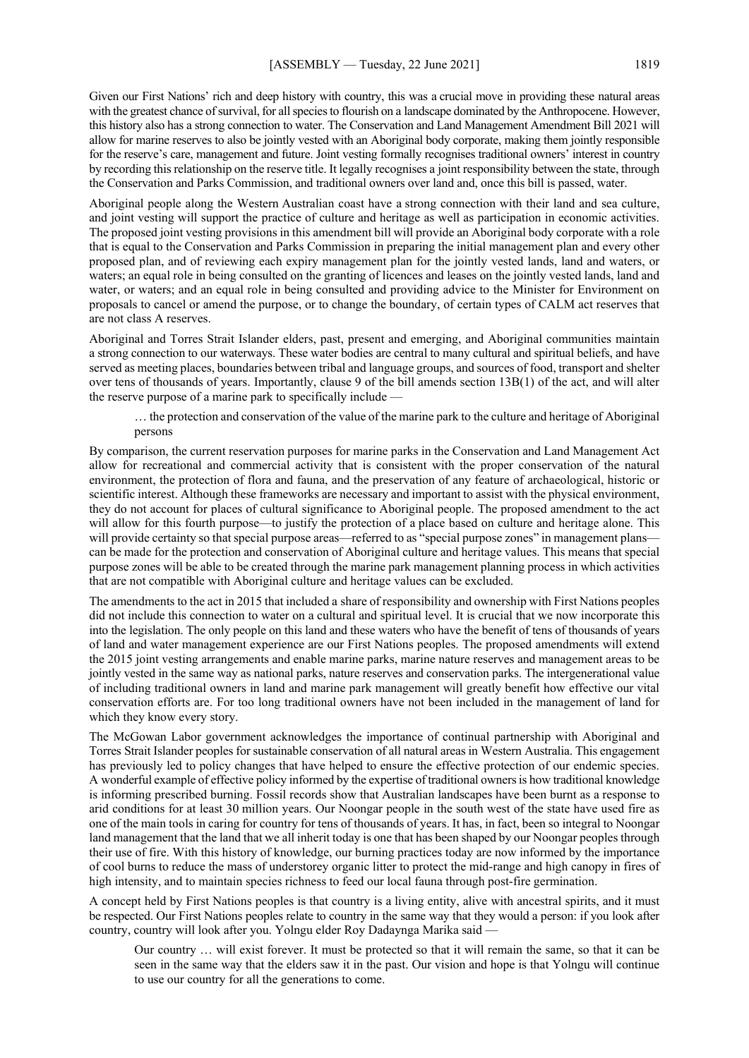Given our First Nations' rich and deep history with country, this was a crucial move in providing these natural areas with the greatest chance of survival, for all species to flourish on a landscape dominated by the Anthropocene. However, this history also has a strong connection to water. The Conservation and Land Management Amendment Bill 2021 will allow for marine reserves to also be jointly vested with an Aboriginal body corporate, making them jointly responsible for the reserve's care, management and future. Joint vesting formally recognises traditional owners' interest in country by recording this relationship on the reserve title. It legally recognises a joint responsibility between the state, through the Conservation and Parks Commission, and traditional owners over land and, once this bill is passed, water.

Aboriginal people along the Western Australian coast have a strong connection with their land and sea culture, and joint vesting will support the practice of culture and heritage as well as participation in economic activities. The proposed joint vesting provisions in this amendment bill will provide an Aboriginal body corporate with a role that is equal to the Conservation and Parks Commission in preparing the initial management plan and every other proposed plan, and of reviewing each expiry management plan for the jointly vested lands, land and waters, or waters; an equal role in being consulted on the granting of licences and leases on the jointly vested lands, land and water, or waters; and an equal role in being consulted and providing advice to the Minister for Environment on proposals to cancel or amend the purpose, or to change the boundary, of certain types of CALM act reserves that are not class A reserves.

Aboriginal and Torres Strait Islander elders, past, present and emerging, and Aboriginal communities maintain a strong connection to our waterways. These water bodies are central to many cultural and spiritual beliefs, and have served as meeting places, boundaries between tribal and language groups, and sources of food, transport and shelter over tens of thousands of years. Importantly, clause 9 of the bill amends section 13B(1) of the act, and will alter the reserve purpose of a marine park to specifically include —

> … the protection and conservation of the value of the marine park to the culture and heritage of Aboriginal persons

By comparison, the current reservation purposes for marine parks in the Conservation and Land Management Act allow for recreational and commercial activity that is consistent with the proper conservation of the natural environment, the protection of flora and fauna, and the preservation of any feature of archaeological, historic or scientific interest. Although these frameworks are necessary and important to assist with the physical environment, they do not account for places of cultural significance to Aboriginal people. The proposed amendment to the act will allow for this fourth purpose—to justify the protection of a place based on culture and heritage alone. This will provide certainty so that special purpose areas—referred to as "special purpose zones" in management plans—can be made for the protection and conservation of Aboriginal culture and heritage values. This means that special purpose zones will be able to be created through the marine park management planning process in which activities that are not compatible with Aboriginal culture and heritage values can be excluded.

The amendments to the act in 2015 that included a share of responsibility and ownership with First Nations peoples did not include this connection to water on a cultural and spiritual level. It is crucial that we now incorporate this into the legislation. The only people on this land and these waters who have the benefit of tens of thousands of years of land and water management experience are our First Nations peoples. The proposed amendments will extend the 2015 joint vesting arrangements and enable marine parks, marine nature reserves and management areas to be jointly vested in the same way as national parks, nature reserves and conservation parks. The intergenerational value of including traditional owners in land and marine park management will greatly benefit how effective our vital conservation efforts are. For too long traditional owners have not been included in the management of land for which they know every story.

The McGowan Labor government acknowledges the importance of continual partnership with Aboriginal and Torres Strait Islander peoples for sustainable conservation of all natural areas in Western Australia. This engagement has previously led to policy changes that have helped to ensure the effective protection of our endemic species. A wonderful example of effective policy informed by the expertise of traditional owners is how traditional knowledge is informing prescribed burning. Fossil records show that Australian landscapes have been burnt as a response to arid conditions for at least 30 million years. Our Noongar people in the south west of the state have used fire as one of the main tools in caring for country for tens of thousands of years. It has, in fact, been so integral to Noongar land management that the land that we all inherit today is one that has been shaped by our Noongar peoples through their use of fire. With this history of knowledge, our burning practices today are now informed by the importance of cool burns to reduce the mass of understorey organic litter to protect the mid-range and high canopy in fires of high intensity, and to maintain species richness to feed our local fauna through post-fire germination.

A concept held by First Nations peoples is that country is a living entity, alive with ancestral spirits, and it must be respected. Our First Nations peoples relate to country in the same way that they would a person: if you look after country, country will look after you. Yolngu elder Roy Dadaynga Marika said —

> Our country … will exist forever. It must be protected so that it will remain the same, so that it can be seen in the same way that the elders saw it in the past. Our vision and hope is that Yolngu will continue to use our country for all the generations to come.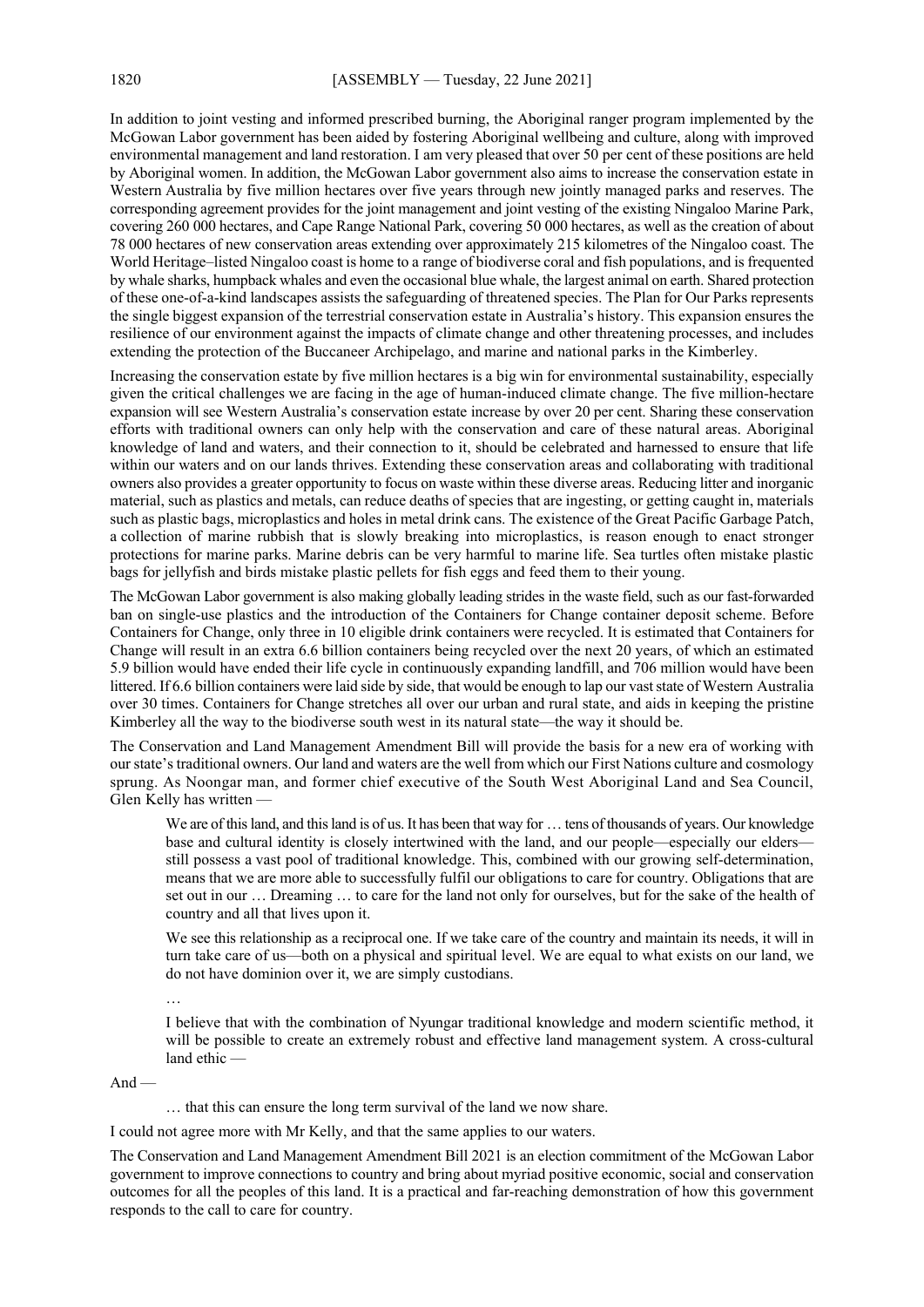In addition to joint vesting and informed prescribed burning, the Aboriginal ranger program implemented by the McGowan Labor government has been aided by fostering Aboriginal wellbeing and culture, along with improved environmental management and land restoration. I am very pleased that over 50 per cent of these positions are held by Aboriginal women. In addition, the McGowan Labor government also aims to increase the conservation estate in Western Australia by five million hectares over five years through new jointly managed parks and reserves. The corresponding agreement provides for the joint management and joint vesting of the existing Ningaloo Marine Park, covering 260 000 hectares, and Cape Range National Park, covering 50 000 hectares, as well as the creation of about 78 000 hectares of new conservation areas extending over approximately 215 kilometres of the Ningaloo coast. The World Heritage–listed Ningaloo coast is home to a range of biodiverse coral and fish populations, and is frequented by whale sharks, humpback whales and even the occasional blue whale, the largest animal on earth. Shared protection of these one-of-a-kind landscapes assists the safeguarding of threatened species. The Plan for Our Parks represents the single biggest expansion of the terrestrial conservation estate in Australia's history. This expansion ensures the resilience of our environment against the impacts of climate change and other threatening processes, and includes extending the protection of the Buccaneer Archipelago, and marine and national parks in the Kimberley.

Increasing the conservation estate by five million hectares is a big win for environmental sustainability, especially given the critical challenges we are facing in the age of human-induced climate change. The five million-hectare expansion will see Western Australia's conservation estate increase by over 20 per cent. Sharing these conservation efforts with traditional owners can only help with the conservation and care of these natural areas. Aboriginal knowledge of land and waters, and their connection to it, should be celebrated and harnessed to ensure that life within our waters and on our lands thrives. Extending these conservation areas and collaborating with traditional owners also provides a greater opportunity to focus on waste within these diverse areas. Reducing litter and inorganic material, such as plastics and metals, can reduce deaths of species that are ingesting, or getting caught in, materials such as plastic bags, microplastics and holes in metal drink cans. The existence of the Great Pacific Garbage Patch, a collection of marine rubbish that is slowly breaking into microplastics, is reason enough to enact stronger protections for marine parks. Marine debris can be very harmful to marine life. Sea turtles often mistake plastic bags for jellyfish and birds mistake plastic pellets for fish eggs and feed them to their young.

The McGowan Labor government is also making globally leading strides in the waste field, such as our fast-forwarded ban on single-use plastics and the introduction of the Containers for Change container deposit scheme. Before Containers for Change, only three in 10 eligible drink containers were recycled. It is estimated that Containers for Change will result in an extra 6.6 billion containers being recycled over the next 20 years, of which an estimated 5.9 billion would have ended their life cycle in continuously expanding landfill, and 706 million would have been littered. If 6.6 billion containers were laid side by side, that would be enough to lap our vast state of Western Australia over 30 times. Containers for Change stretches all over our urban and rural state, and aids in keeping the pristine Kimberley all the way to the biodiverse south west in its natural state—the way it should be.

The Conservation and Land Management Amendment Bill will provide the basis for a new era of working with our state's traditional owners. Our land and waters are the well from which our First Nations culture and cosmology sprung. As Noongar man, and former chief executive of the South West Aboriginal Land and Sea Council, Glen Kelly has written —

> We are of this land, and this land is of us. It has been that way for … tens of thousands of years. Our knowledge base and cultural identity is closely intertwined with the land, and our people—especially our elders—still possess a vast pool of traditional knowledge. This, combined with our growing self-determination, means that we are more able to successfully fulfil our obligations to care for country. Obligations that are set out in our … Dreaming … to care for the land not only for ourselves, but for the sake of the health of country and all that lives upon it.
>
> We see this relationship as a reciprocal one. If we take care of the country and maintain its needs, it will in turn take care of us—both on a physical and spiritual level. We are equal to what exists on our land, we do not have dominion over it, we are simply custodians.
>
> …
>
> I believe that with the combination of Nyungar traditional knowledge and modern scientific method, it will be possible to create an extremely robust and effective land management system. A cross-cultural land ethic —

And —

> … that this can ensure the long term survival of the land we now share.

I could not agree more with Mr Kelly, and that the same applies to our waters.

The Conservation and Land Management Amendment Bill 2021 is an election commitment of the McGowan Labor government to improve connections to country and bring about myriad positive economic, social and conservation outcomes for all the peoples of this land. It is a practical and far-reaching demonstration of how this government responds to the call to care for country.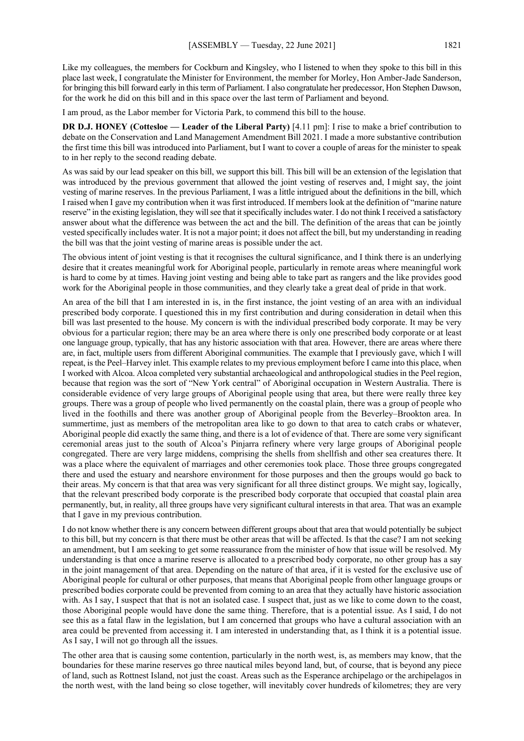Like my colleagues, the members for Cockburn and Kingsley, who I listened to when they spoke to this bill in this place last week, I congratulate the Minister for Environment, the member for Morley, Hon Amber-Jade Sanderson, for bringing this bill forward early in this term of Parliament. I also congratulate her predecessor, Hon Stephen Dawson, for the work he did on this bill and in this space over the last term of Parliament and beyond.

I am proud, as the Labor member for Victoria Park, to commend this bill to the house.

**DR D.J. HONEY (Cottesloe — Leader of the Liberal Party)** [4.11 pm]: I rise to make a brief contribution to debate on the Conservation and Land Management Amendment Bill 2021. I made a more substantive contribution the first time this bill was introduced into Parliament, but I want to cover a couple of areas for the minister to speak to in her reply to the second reading debate.

As was said by our lead speaker on this bill, we support this bill. This bill will be an extension of the legislation that was introduced by the previous government that allowed the joint vesting of reserves and, I might say, the joint vesting of marine reserves. In the previous Parliament, I was a little intrigued about the definitions in the bill, which I raised when I gave my contribution when it was first introduced. If members look at the definition of "marine nature reserve" in the existing legislation, they will see that it specifically includes water. I do not think I received a satisfactory answer about what the difference was between the act and the bill. The definition of the areas that can be jointly vested specifically includes water. It is not a major point; it does not affect the bill, but my understanding in reading the bill was that the joint vesting of marine areas is possible under the act.

The obvious intent of joint vesting is that it recognises the cultural significance, and I think there is an underlying desire that it creates meaningful work for Aboriginal people, particularly in remote areas where meaningful work is hard to come by at times. Having joint vesting and being able to take part as rangers and the like provides good work for the Aboriginal people in those communities, and they clearly take a great deal of pride in that work.

An area of the bill that I am interested in is, in the first instance, the joint vesting of an area with an individual prescribed body corporate. I questioned this in my first contribution and during consideration in detail when this bill was last presented to the house. My concern is with the individual prescribed body corporate. It may be very obvious for a particular region; there may be an area where there is only one prescribed body corporate or at least one language group, typically, that has any historic association with that area. However, there are areas where there are, in fact, multiple users from different Aboriginal communities. The example that I previously gave, which I will repeat, is the Peel–Harvey inlet. This example relates to my previous employment before I came into this place, when I worked with Alcoa. Alcoa completed very substantial archaeological and anthropological studies in the Peel region, because that region was the sort of "New York central" of Aboriginal occupation in Western Australia. There is considerable evidence of very large groups of Aboriginal people using that area, but there were really three key groups. There was a group of people who lived permanently on the coastal plain, there was a group of people who lived in the foothills and there was another group of Aboriginal people from the Beverley–Brookton area. In summertime, just as members of the metropolitan area like to go down to that area to catch crabs or whatever, Aboriginal people did exactly the same thing, and there is a lot of evidence of that. There are some very significant ceremonial areas just to the south of Alcoa's Pinjarra refinery where very large groups of Aboriginal people congregated. There are very large middens, comprising the shells from shellfish and other sea creatures there. It was a place where the equivalent of marriages and other ceremonies took place. Those three groups congregated there and used the estuary and nearshore environment for those purposes and then the groups would go back to their areas. My concern is that that area was very significant for all three distinct groups. We might say, logically, that the relevant prescribed body corporate is the prescribed body corporate that occupied that coastal plain area permanently, but, in reality, all three groups have very significant cultural interests in that area. That was an example that I gave in my previous contribution.

I do not know whether there is any concern between different groups about that area that would potentially be subject to this bill, but my concern is that there must be other areas that will be affected. Is that the case? I am not seeking an amendment, but I am seeking to get some reassurance from the minister of how that issue will be resolved. My understanding is that once a marine reserve is allocated to a prescribed body corporate, no other group has a say in the joint management of that area. Depending on the nature of that area, if it is vested for the exclusive use of Aboriginal people for cultural or other purposes, that means that Aboriginal people from other language groups or prescribed bodies corporate could be prevented from coming to an area that they actually have historic association with. As I say, I suspect that that is not an isolated case. I suspect that, just as we like to come down to the coast, those Aboriginal people would have done the same thing. Therefore, that is a potential issue. As I said, I do not see this as a fatal flaw in the legislation, but I am concerned that groups who have a cultural association with an area could be prevented from accessing it. I am interested in understanding that, as I think it is a potential issue. As I say, I will not go through all the issues.

The other area that is causing some contention, particularly in the north west, is, as members may know, that the boundaries for these marine reserves go three nautical miles beyond land, but, of course, that is beyond any piece of land, such as Rottnest Island, not just the coast. Areas such as the Esperance archipelago or the archipelagos in the north west, with the land being so close together, will inevitably cover hundreds of kilometres; they are very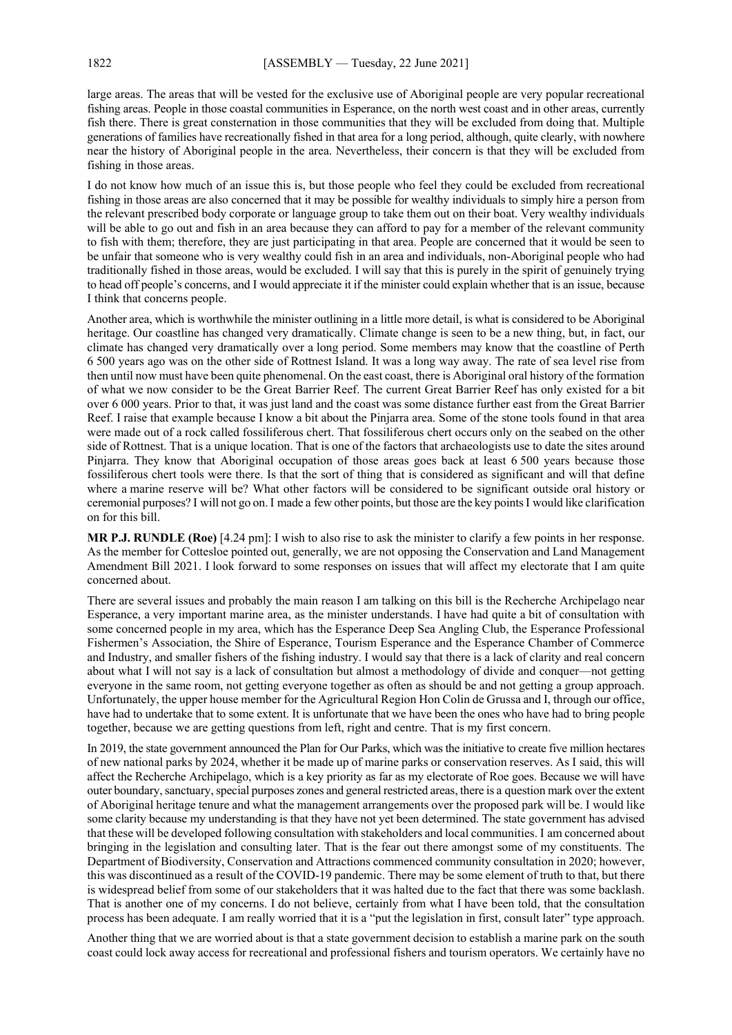large areas. The areas that will be vested for the exclusive use of Aboriginal people are very popular recreational fishing areas. People in those coastal communities in Esperance, on the north west coast and in other areas, currently fish there. There is great consternation in those communities that they will be excluded from doing that. Multiple generations of families have recreationally fished in that area for a long period, although, quite clearly, with nowhere near the history of Aboriginal people in the area. Nevertheless, their concern is that they will be excluded from fishing in those areas.

I do not know how much of an issue this is, but those people who feel they could be excluded from recreational fishing in those areas are also concerned that it may be possible for wealthy individuals to simply hire a person from the relevant prescribed body corporate or language group to take them out on their boat. Very wealthy individuals will be able to go out and fish in an area because they can afford to pay for a member of the relevant community to fish with them; therefore, they are just participating in that area. People are concerned that it would be seen to be unfair that someone who is very wealthy could fish in an area and individuals, non-Aboriginal people who had traditionally fished in those areas, would be excluded. I will say that this is purely in the spirit of genuinely trying to head off people's concerns, and I would appreciate it if the minister could explain whether that is an issue, because I think that concerns people.

Another area, which is worthwhile the minister outlining in a little more detail, is what is considered to be Aboriginal heritage. Our coastline has changed very dramatically. Climate change is seen to be a new thing, but, in fact, our climate has changed very dramatically over a long period. Some members may know that the coastline of Perth 6 500 years ago was on the other side of Rottnest Island. It was a long way away. The rate of sea level rise from then until now must have been quite phenomenal. On the east coast, there is Aboriginal oral history of the formation of what we now consider to be the Great Barrier Reef. The current Great Barrier Reef has only existed for a bit over 6 000 years. Prior to that, it was just land and the coast was some distance further east from the Great Barrier Reef. I raise that example because I know a bit about the Pinjarra area. Some of the stone tools found in that area were made out of a rock called fossiliferous chert. That fossiliferous chert occurs only on the seabed on the other side of Rottnest. That is a unique location. That is one of the factors that archaeologists use to date the sites around Pinjarra. They know that Aboriginal occupation of those areas goes back at least 6 500 years because those fossiliferous chert tools were there. Is that the sort of thing that is considered as significant and will that define where a marine reserve will be? What other factors will be considered to be significant outside oral history or ceremonial purposes? I will not go on. I made a few other points, but those are the key points I would like clarification on for this bill.

**MR P.J. RUNDLE (Roe)** [4.24 pm]: I wish to also rise to ask the minister to clarify a few points in her response. As the member for Cottesloe pointed out, generally, we are not opposing the Conservation and Land Management Amendment Bill 2021. I look forward to some responses on issues that will affect my electorate that I am quite concerned about.

There are several issues and probably the main reason I am talking on this bill is the Recherche Archipelago near Esperance, a very important marine area, as the minister understands. I have had quite a bit of consultation with some concerned people in my area, which has the Esperance Deep Sea Angling Club, the Esperance Professional Fishermen's Association, the Shire of Esperance, Tourism Esperance and the Esperance Chamber of Commerce and Industry, and smaller fishers of the fishing industry. I would say that there is a lack of clarity and real concern about what I will not say is a lack of consultation but almost a methodology of divide and conquer—not getting everyone in the same room, not getting everyone together as often as should be and not getting a group approach. Unfortunately, the upper house member for the Agricultural Region Hon Colin de Grussa and I, through our office, have had to undertake that to some extent. It is unfortunate that we have been the ones who have had to bring people together, because we are getting questions from left, right and centre. That is my first concern.

In 2019, the state government announced the Plan for Our Parks, which was the initiative to create five million hectares of new national parks by 2024, whether it be made up of marine parks or conservation reserves. As I said, this will affect the Recherche Archipelago, which is a key priority as far as my electorate of Roe goes. Because we will have outer boundary, sanctuary, special purposes zones and general restricted areas, there is a question mark over the extent of Aboriginal heritage tenure and what the management arrangements over the proposed park will be. I would like some clarity because my understanding is that they have not yet been determined. The state government has advised that these will be developed following consultation with stakeholders and local communities. I am concerned about bringing in the legislation and consulting later. That is the fear out there amongst some of my constituents. The Department of Biodiversity, Conservation and Attractions commenced community consultation in 2020; however, this was discontinued as a result of the COVID-19 pandemic. There may be some element of truth to that, but there is widespread belief from some of our stakeholders that it was halted due to the fact that there was some backlash. That is another one of my concerns. I do not believe, certainly from what I have been told, that the consultation process has been adequate. I am really worried that it is a "put the legislation in first, consult later" type approach.

Another thing that we are worried about is that a state government decision to establish a marine park on the south coast could lock away access for recreational and professional fishers and tourism operators. We certainly have no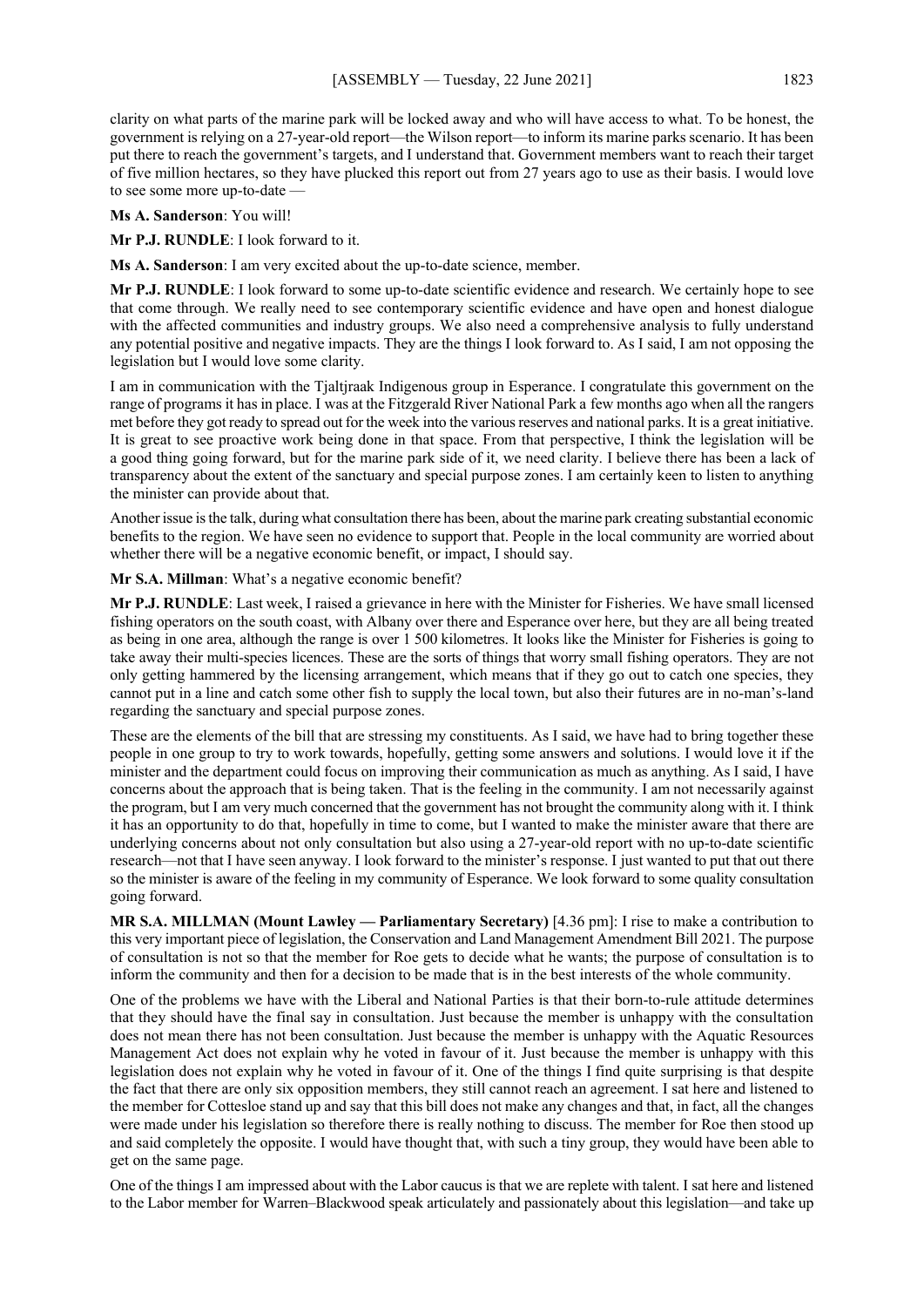clarity on what parts of the marine park will be locked away and who will have access to what. To be honest, the government is relying on a 27-year-old report—the Wilson report—to inform its marine parks scenario. It has been put there to reach the government's targets, and I understand that. Government members want to reach their target of five million hectares, so they have plucked this report out from 27 years ago to use as their basis. I would love to see some more up-to-date —

**Ms A. Sanderson**: You will!

**Mr P.J. RUNDLE**: I look forward to it.

**Ms A. Sanderson**: I am very excited about the up-to-date science, member.

**Mr P.J. RUNDLE**: I look forward to some up-to-date scientific evidence and research. We certainly hope to see that come through. We really need to see contemporary scientific evidence and have open and honest dialogue with the affected communities and industry groups. We also need a comprehensive analysis to fully understand any potential positive and negative impacts. They are the things I look forward to. As I said, I am not opposing the legislation but I would love some clarity.

I am in communication with the Tjaltjraak Indigenous group in Esperance. I congratulate this government on the range of programs it has in place. I was at the Fitzgerald River National Park a few months ago when all the rangers met before they got ready to spread out for the week into the various reserves and national parks. It is a great initiative. It is great to see proactive work being done in that space. From that perspective, I think the legislation will be a good thing going forward, but for the marine park side of it, we need clarity. I believe there has been a lack of transparency about the extent of the sanctuary and special purpose zones. I am certainly keen to listen to anything the minister can provide about that.

Another issue is the talk, during what consultation there has been, about the marine park creating substantial economic benefits to the region. We have seen no evidence to support that. People in the local community are worried about whether there will be a negative economic benefit, or impact, I should say.

**Mr S.A. Millman**: What's a negative economic benefit?

**Mr P.J. RUNDLE**: Last week, I raised a grievance in here with the Minister for Fisheries. We have small licensed fishing operators on the south coast, with Albany over there and Esperance over here, but they are all being treated as being in one area, although the range is over 1 500 kilometres. It looks like the Minister for Fisheries is going to take away their multi-species licences. These are the sorts of things that worry small fishing operators. They are not only getting hammered by the licensing arrangement, which means that if they go out to catch one species, they cannot put in a line and catch some other fish to supply the local town, but also their futures are in no-man's-land regarding the sanctuary and special purpose zones.

These are the elements of the bill that are stressing my constituents. As I said, we have had to bring together these people in one group to try to work towards, hopefully, getting some answers and solutions. I would love it if the minister and the department could focus on improving their communication as much as anything. As I said, I have concerns about the approach that is being taken. That is the feeling in the community. I am not necessarily against the program, but I am very much concerned that the government has not brought the community along with it. I think it has an opportunity to do that, hopefully in time to come, but I wanted to make the minister aware that there are underlying concerns about not only consultation but also using a 27-year-old report with no up-to-date scientific research—not that I have seen anyway. I look forward to the minister's response. I just wanted to put that out there so the minister is aware of the feeling in my community of Esperance. We look forward to some quality consultation going forward.

**MR S.A. MILLMAN (Mount Lawley — Parliamentary Secretary)** [4.36 pm]: I rise to make a contribution to this very important piece of legislation, the Conservation and Land Management Amendment Bill 2021. The purpose of consultation is not so that the member for Roe gets to decide what he wants; the purpose of consultation is to inform the community and then for a decision to be made that is in the best interests of the whole community.

One of the problems we have with the Liberal and National Parties is that their born-to-rule attitude determines that they should have the final say in consultation. Just because the member is unhappy with the consultation does not mean there has not been consultation. Just because the member is unhappy with the Aquatic Resources Management Act does not explain why he voted in favour of it. Just because the member is unhappy with this legislation does not explain why he voted in favour of it. One of the things I find quite surprising is that despite the fact that there are only six opposition members, they still cannot reach an agreement. I sat here and listened to the member for Cottesloe stand up and say that this bill does not make any changes and that, in fact, all the changes were made under his legislation so therefore there is really nothing to discuss. The member for Roe then stood up and said completely the opposite. I would have thought that, with such a tiny group, they would have been able to get on the same page.

One of the things I am impressed about with the Labor caucus is that we are replete with talent. I sat here and listened to the Labor member for Warren–Blackwood speak articulately and passionately about this legislation—and take up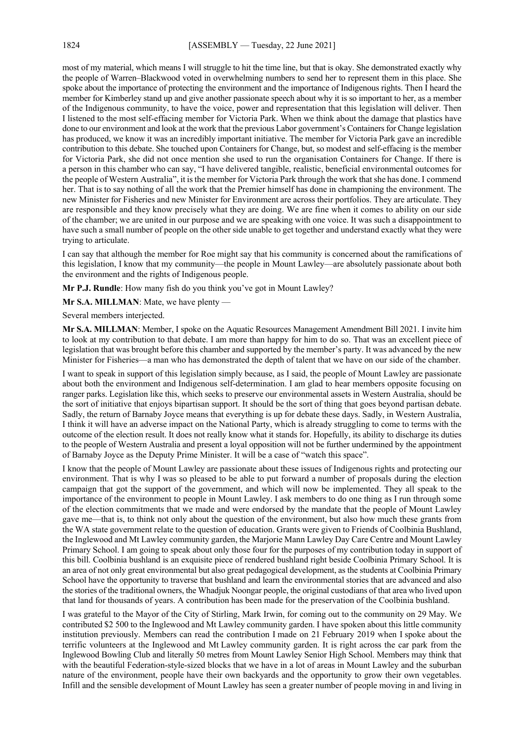most of my material, which means I will struggle to hit the time line, but that is okay. She demonstrated exactly why the people of Warren–Blackwood voted in overwhelming numbers to send her to represent them in this place. She spoke about the importance of protecting the environment and the importance of Indigenous rights. Then I heard the member for Kimberley stand up and give another passionate speech about why it is so important to her, as a member of the Indigenous community, to have the voice, power and representation that this legislation will deliver. Then I listened to the most self-effacing member for Victoria Park. When we think about the damage that plastics have done to our environment and look at the work that the previous Labor government's Containers for Change legislation has produced, we know it was an incredibly important initiative. The member for Victoria Park gave an incredible contribution to this debate. She touched upon Containers for Change, but, so modest and self-effacing is the member for Victoria Park, she did not once mention she used to run the organisation Containers for Change. If there is a person in this chamber who can say, "I have delivered tangible, realistic, beneficial environmental outcomes for the people of Western Australia", it is the member for Victoria Park through the work that she has done. I commend her. That is to say nothing of all the work that the Premier himself has done in championing the environment. The new Minister for Fisheries and new Minister for Environment are across their portfolios. They are articulate. They are responsible and they know precisely what they are doing. We are fine when it comes to ability on our side of the chamber; we are united in our purpose and we are speaking with one voice. It was such a disappointment to have such a small number of people on the other side unable to get together and understand exactly what they were trying to articulate.

I can say that although the member for Roe might say that his community is concerned about the ramifications of this legislation, I know that my community—the people in Mount Lawley—are absolutely passionate about both the environment and the rights of Indigenous people.

**Mr P.J. Rundle**: How many fish do you think you've got in Mount Lawley?

**Mr S.A. MILLMAN**: Mate, we have plenty —

Several members interjected.

**Mr S.A. MILLMAN**: Member, I spoke on the Aquatic Resources Management Amendment Bill 2021. I invite him to look at my contribution to that debate. I am more than happy for him to do so. That was an excellent piece of legislation that was brought before this chamber and supported by the member's party. It was advanced by the new Minister for Fisheries—a man who has demonstrated the depth of talent that we have on our side of the chamber.

I want to speak in support of this legislation simply because, as I said, the people of Mount Lawley are passionate about both the environment and Indigenous self-determination. I am glad to hear members opposite focusing on ranger parks. Legislation like this, which seeks to preserve our environmental assets in Western Australia, should be the sort of initiative that enjoys bipartisan support. It should be the sort of thing that goes beyond partisan debate. Sadly, the return of Barnaby Joyce means that everything is up for debate these days. Sadly, in Western Australia, I think it will have an adverse impact on the National Party, which is already struggling to come to terms with the outcome of the election result. It does not really know what it stands for. Hopefully, its ability to discharge its duties to the people of Western Australia and present a loyal opposition will not be further undermined by the appointment of Barnaby Joyce as the Deputy Prime Minister. It will be a case of "watch this space".

I know that the people of Mount Lawley are passionate about these issues of Indigenous rights and protecting our environment. That is why I was so pleased to be able to put forward a number of proposals during the election campaign that got the support of the government, and which will now be implemented. They all speak to the importance of the environment to people in Mount Lawley. I ask members to do one thing as I run through some of the election commitments that we made and were endorsed by the mandate that the people of Mount Lawley gave me—that is, to think not only about the question of the environment, but also how much these grants from the WA state government relate to the question of education. Grants were given to Friends of Coolbinia Bushland, the Inglewood and Mt Lawley community garden, the Marjorie Mann Lawley Day Care Centre and Mount Lawley Primary School. I am going to speak about only those four for the purposes of my contribution today in support of this bill. Coolbinia bushland is an exquisite piece of rendered bushland right beside Coolbinia Primary School. It is an area of not only great environmental but also great pedagogical development, as the students at Coolbinia Primary School have the opportunity to traverse that bushland and learn the environmental stories that are advanced and also the stories of the traditional owners, the Whadjuk Noongar people, the original custodians of that area who lived upon that land for thousands of years. A contribution has been made for the preservation of the Coolbinia bushland.

I was grateful to the Mayor of the City of Stirling, Mark Irwin, for coming out to the community on 29 May. We contributed $2 500 to the Inglewood and Mt Lawley community garden. I have spoken about this little community institution previously. Members can read the contribution I made on 21 February 2019 when I spoke about the terrific volunteers at the Inglewood and Mt Lawley community garden. It is right across the car park from the Inglewood Bowling Club and literally 50 metres from Mount Lawley Senior High School. Members may think that with the beautiful Federation-style-sized blocks that we have in a lot of areas in Mount Lawley and the suburban nature of the environment, people have their own backyards and the opportunity to grow their own vegetables. Infill and the sensible development of Mount Lawley has seen a greater number of people moving in and living in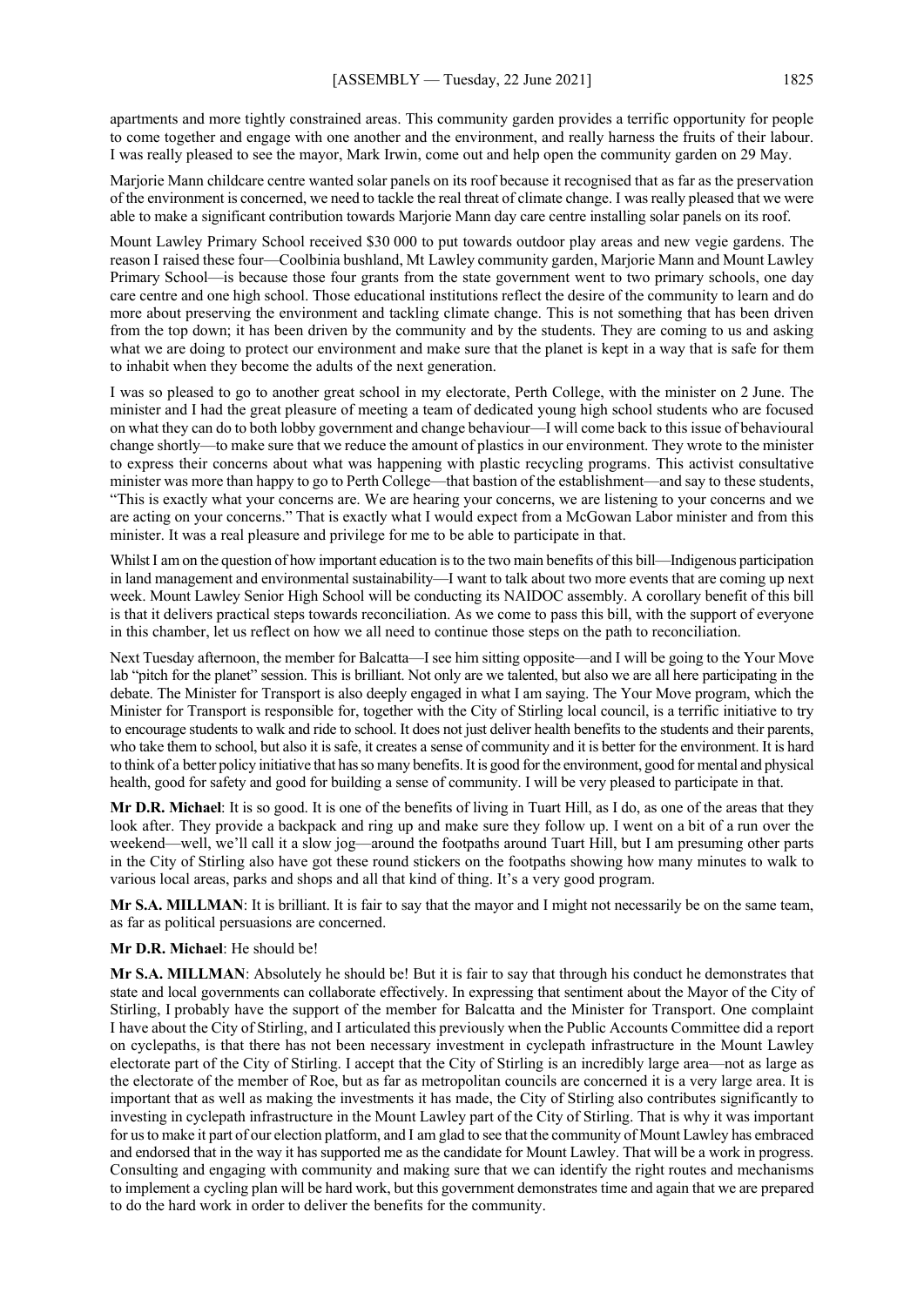apartments and more tightly constrained areas. This community garden provides a terrific opportunity for people to come together and engage with one another and the environment, and really harness the fruits of their labour. I was really pleased to see the mayor, Mark Irwin, come out and help open the community garden on 29 May.

Marjorie Mann childcare centre wanted solar panels on its roof because it recognised that as far as the preservation of the environment is concerned, we need to tackle the real threat of climate change. I was really pleased that we were able to make a significant contribution towards Marjorie Mann day care centre installing solar panels on its roof.

Mount Lawley Primary School received $30 000 to put towards outdoor play areas and new vegie gardens. The reason I raised these four—Coolbinia bushland, Mt Lawley community garden, Marjorie Mann and Mount Lawley Primary School—is because those four grants from the state government went to two primary schools, one day care centre and one high school. Those educational institutions reflect the desire of the community to learn and do more about preserving the environment and tackling climate change. This is not something that has been driven from the top down; it has been driven by the community and by the students. They are coming to us and asking what we are doing to protect our environment and make sure that the planet is kept in a way that is safe for them to inhabit when they become the adults of the next generation.

I was so pleased to go to another great school in my electorate, Perth College, with the minister on 2 June. The minister and I had the great pleasure of meeting a team of dedicated young high school students who are focused on what they can do to both lobby government and change behaviour—I will come back to this issue of behavioural change shortly—to make sure that we reduce the amount of plastics in our environment. They wrote to the minister to express their concerns about what was happening with plastic recycling programs. This activist consultative minister was more than happy to go to Perth College—that bastion of the establishment—and say to these students, "This is exactly what your concerns are. We are hearing your concerns, we are listening to your concerns and we are acting on your concerns." That is exactly what I would expect from a McGowan Labor minister and from this minister. It was a real pleasure and privilege for me to be able to participate in that.

Whilst I am on the question of how important education is to the two main benefits of this bill—Indigenous participation in land management and environmental sustainability—I want to talk about two more events that are coming up next week. Mount Lawley Senior High School will be conducting its NAIDOC assembly. A corollary benefit of this bill is that it delivers practical steps towards reconciliation. As we come to pass this bill, with the support of everyone in this chamber, let us reflect on how we all need to continue those steps on the path to reconciliation.

Next Tuesday afternoon, the member for Balcatta—I see him sitting opposite—and I will be going to the Your Move lab "pitch for the planet" session. This is brilliant. Not only are we talented, but also we are all here participating in the debate. The Minister for Transport is also deeply engaged in what I am saying. The Your Move program, which the Minister for Transport is responsible for, together with the City of Stirling local council, is a terrific initiative to try to encourage students to walk and ride to school. It does not just deliver health benefits to the students and their parents, who take them to school, but also it is safe, it creates a sense of community and it is better for the environment. It is hard to think of a better policy initiative that has so many benefits. It is good for the environment, good for mental and physical health, good for safety and good for building a sense of community. I will be very pleased to participate in that.

**Mr D.R. Michael**: It is so good. It is one of the benefits of living in Tuart Hill, as I do, as one of the areas that they look after. They provide a backpack and ring up and make sure they follow up. I went on a bit of a run over the weekend—well, we'll call it a slow jog—around the footpaths around Tuart Hill, but I am presuming other parts in the City of Stirling also have got these round stickers on the footpaths showing how many minutes to walk to various local areas, parks and shops and all that kind of thing. It's a very good program.

**Mr S.A. MILLMAN**: It is brilliant. It is fair to say that the mayor and I might not necessarily be on the same team, as far as political persuasions are concerned.

**Mr D.R. Michael**: He should be!

**Mr S.A. MILLMAN**: Absolutely he should be! But it is fair to say that through his conduct he demonstrates that state and local governments can collaborate effectively. In expressing that sentiment about the Mayor of the City of Stirling, I probably have the support of the member for Balcatta and the Minister for Transport. One complaint I have about the City of Stirling, and I articulated this previously when the Public Accounts Committee did a report on cyclepaths, is that there has not been necessary investment in cyclepath infrastructure in the Mount Lawley electorate part of the City of Stirling. I accept that the City of Stirling is an incredibly large area—not as large as the electorate of the member of Roe, but as far as metropolitan councils are concerned it is a very large area. It is important that as well as making the investments it has made, the City of Stirling also contributes significantly to investing in cyclepath infrastructure in the Mount Lawley part of the City of Stirling. That is why it was important for us to make it part of our election platform, and I am glad to see that the community of Mount Lawley has embraced and endorsed that in the way it has supported me as the candidate for Mount Lawley. That will be a work in progress. Consulting and engaging with community and making sure that we can identify the right routes and mechanisms to implement a cycling plan will be hard work, but this government demonstrates time and again that we are prepared to do the hard work in order to deliver the benefits for the community.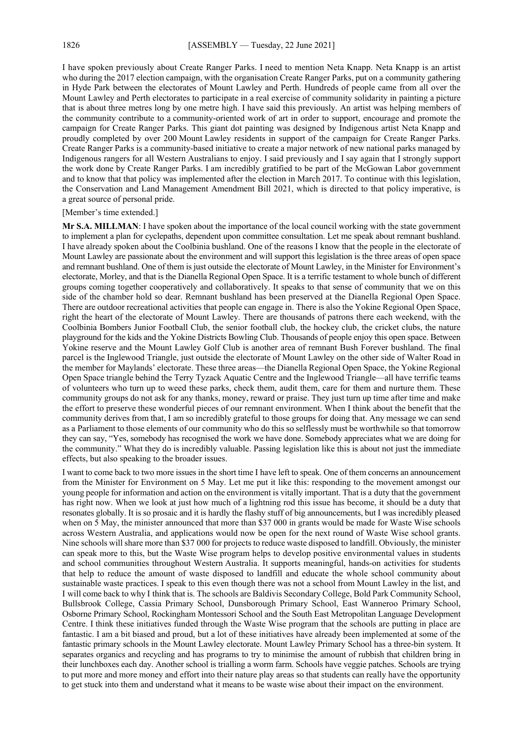I have spoken previously about Create Ranger Parks. I need to mention Neta Knapp. Neta Knapp is an artist who during the 2017 election campaign, with the organisation Create Ranger Parks, put on a community gathering in Hyde Park between the electorates of Mount Lawley and Perth. Hundreds of people came from all over the Mount Lawley and Perth electorates to participate in a real exercise of community solidarity in painting a picture that is about three metres long by one metre high. I have said this previously. An artist was helping members of the community contribute to a community-oriented work of art in order to support, encourage and promote the campaign for Create Ranger Parks. This giant dot painting was designed by Indigenous artist Neta Knapp and proudly completed by over 200 Mount Lawley residents in support of the campaign for Create Ranger Parks. Create Ranger Parks is a community-based initiative to create a major network of new national parks managed by Indigenous rangers for all Western Australians to enjoy. I said previously and I say again that I strongly support the work done by Create Ranger Parks. I am incredibly gratified to be part of the McGowan Labor government and to know that that policy was implemented after the election in March 2017. To continue with this legislation, the Conservation and Land Management Amendment Bill 2021, which is directed to that policy imperative, is a great source of personal pride.

[Member's time extended.]

**Mr S.A. MILLMAN**: I have spoken about the importance of the local council working with the state government to implement a plan for cyclepaths, dependent upon committee consultation. Let me speak about remnant bushland. I have already spoken about the Coolbinia bushland. One of the reasons I know that the people in the electorate of Mount Lawley are passionate about the environment and will support this legislation is the three areas of open space and remnant bushland. One of them is just outside the electorate of Mount Lawley, in the Minister for Environment's electorate, Morley, and that is the Dianella Regional Open Space. It is a terrific testament to whole bunch of different groups coming together cooperatively and collaboratively. It speaks to that sense of community that we on this side of the chamber hold so dear. Remnant bushland has been preserved at the Dianella Regional Open Space. There are outdoor recreational activities that people can engage in. There is also the Yokine Regional Open Space, right the heart of the electorate of Mount Lawley. There are thousands of patrons there each weekend, with the Coolbinia Bombers Junior Football Club, the senior football club, the hockey club, the cricket clubs, the nature playground for the kids and the Yokine Districts Bowling Club. Thousands of people enjoy this open space. Between Yokine reserve and the Mount Lawley Golf Club is another area of remnant Bush Forever bushland. The final parcel is the Inglewood Triangle, just outside the electorate of Mount Lawley on the other side of Walter Road in the member for Maylands' electorate. These three areas—the Dianella Regional Open Space, the Yokine Regional Open Space triangle behind the Terry Tyzack Aquatic Centre and the Inglewood Triangle—all have terrific teams of volunteers who turn up to weed these parks, check them, audit them, care for them and nurture them. These community groups do not ask for any thanks, money, reward or praise. They just turn up time after time and make the effort to preserve these wonderful pieces of our remnant environment. When I think about the benefit that the community derives from that, I am so incredibly grateful to those groups for doing that. Any message we can send as a Parliament to those elements of our community who do this so selflessly must be worthwhile so that tomorrow they can say, "Yes, somebody has recognised the work we have done. Somebody appreciates what we are doing for the community." What they do is incredibly valuable. Passing legislation like this is about not just the immediate effects, but also speaking to the broader issues.

I want to come back to two more issues in the short time I have left to speak. One of them concerns an announcement from the Minister for Environment on 5 May. Let me put it like this: responding to the movement amongst our young people for information and action on the environment is vitally important. That is a duty that the government has right now. When we look at just how much of a lightning rod this issue has become, it should be a duty that resonates globally. It is so prosaic and it is hardly the flashy stuff of big announcements, but I was incredibly pleased when on 5 May, the minister announced that more than $37 000 in grants would be made for Waste Wise schools across Western Australia, and applications would now be open for the next round of Waste Wise school grants. Nine schools will share more than $37 000 for projects to reduce waste disposed to landfill. Obviously, the minister can speak more to this, but the Waste Wise program helps to develop positive environmental values in students and school communities throughout Western Australia. It supports meaningful, hands-on activities for students that help to reduce the amount of waste disposed to landfill and educate the whole school community about sustainable waste practices. I speak to this even though there was not a school from Mount Lawley in the list, and I will come back to why I think that is. The schools are Baldivis Secondary College, Bold Park Community School, Bullsbrook College, Cassia Primary School, Dunsborough Primary School, East Wanneroo Primary School, Osborne Primary School, Rockingham Montessori School and the South East Metropolitan Language Development Centre. I think these initiatives funded through the Waste Wise program that the schools are putting in place are fantastic. I am a bit biased and proud, but a lot of these initiatives have already been implemented at some of the fantastic primary schools in the Mount Lawley electorate. Mount Lawley Primary School has a three-bin system. It separates organics and recycling and has programs to try to minimise the amount of rubbish that children bring in their lunchboxes each day. Another school is trialling a worm farm. Schools have veggie patches. Schools are trying to put more and more money and effort into their nature play areas so that students can really have the opportunity to get stuck into them and understand what it means to be waste wise about their impact on the environment.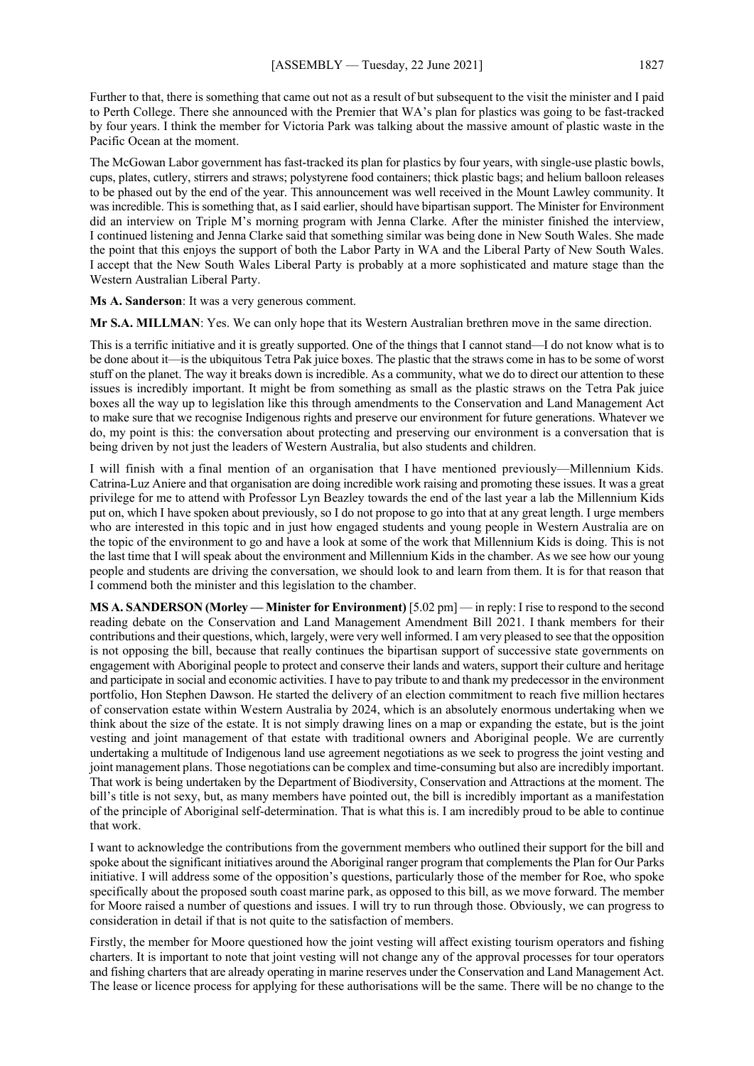Further to that, there is something that came out not as a result of but subsequent to the visit the minister and I paid to Perth College. There she announced with the Premier that WA's plan for plastics was going to be fast-tracked by four years. I think the member for Victoria Park was talking about the massive amount of plastic waste in the Pacific Ocean at the moment.

The McGowan Labor government has fast-tracked its plan for plastics by four years, with single-use plastic bowls, cups, plates, cutlery, stirrers and straws; polystyrene food containers; thick plastic bags; and helium balloon releases to be phased out by the end of the year. This announcement was well received in the Mount Lawley community. It was incredible. This is something that, as I said earlier, should have bipartisan support. The Minister for Environment did an interview on Triple M's morning program with Jenna Clarke. After the minister finished the interview, I continued listening and Jenna Clarke said that something similar was being done in New South Wales. She made the point that this enjoys the support of both the Labor Party in WA and the Liberal Party of New South Wales. I accept that the New South Wales Liberal Party is probably at a more sophisticated and mature stage than the Western Australian Liberal Party.

**Ms A. Sanderson**: It was a very generous comment.

**Mr S.A. MILLMAN**: Yes. We can only hope that its Western Australian brethren move in the same direction.

This is a terrific initiative and it is greatly supported. One of the things that I cannot stand—I do not know what is to be done about it—is the ubiquitous Tetra Pak juice boxes. The plastic that the straws come in has to be some of worst stuff on the planet. The way it breaks down is incredible. As a community, what we do to direct our attention to these issues is incredibly important. It might be from something as small as the plastic straws on the Tetra Pak juice boxes all the way up to legislation like this through amendments to the Conservation and Land Management Act to make sure that we recognise Indigenous rights and preserve our environment for future generations. Whatever we do, my point is this: the conversation about protecting and preserving our environment is a conversation that is being driven by not just the leaders of Western Australia, but also students and children.

I will finish with a final mention of an organisation that I have mentioned previously—Millennium Kids. Catrina-Luz Aniere and that organisation are doing incredible work raising and promoting these issues. It was a great privilege for me to attend with Professor Lyn Beazley towards the end of the last year a lab the Millennium Kids put on, which I have spoken about previously, so I do not propose to go into that at any great length. I urge members who are interested in this topic and in just how engaged students and young people in Western Australia are on the topic of the environment to go and have a look at some of the work that Millennium Kids is doing. This is not the last time that I will speak about the environment and Millennium Kids in the chamber. As we see how our young people and students are driving the conversation, we should look to and learn from them. It is for that reason that I commend both the minister and this legislation to the chamber.

**MS A. SANDERSON (Morley — Minister for Environment)** [5.02 pm] — in reply: I rise to respond to the second reading debate on the Conservation and Land Management Amendment Bill 2021. I thank members for their contributions and their questions, which, largely, were very well informed. I am very pleased to see that the opposition is not opposing the bill, because that really continues the bipartisan support of successive state governments on engagement with Aboriginal people to protect and conserve their lands and waters, support their culture and heritage and participate in social and economic activities. I have to pay tribute to and thank my predecessor in the environment portfolio, Hon Stephen Dawson. He started the delivery of an election commitment to reach five million hectares of conservation estate within Western Australia by 2024, which is an absolutely enormous undertaking when we think about the size of the estate. It is not simply drawing lines on a map or expanding the estate, but is the joint vesting and joint management of that estate with traditional owners and Aboriginal people. We are currently undertaking a multitude of Indigenous land use agreement negotiations as we seek to progress the joint vesting and joint management plans. Those negotiations can be complex and time-consuming but also are incredibly important. That work is being undertaken by the Department of Biodiversity, Conservation and Attractions at the moment. The bill's title is not sexy, but, as many members have pointed out, the bill is incredibly important as a manifestation of the principle of Aboriginal self-determination. That is what this is. I am incredibly proud to be able to continue that work.

I want to acknowledge the contributions from the government members who outlined their support for the bill and spoke about the significant initiatives around the Aboriginal ranger program that complements the Plan for Our Parks initiative. I will address some of the opposition's questions, particularly those of the member for Roe, who spoke specifically about the proposed south coast marine park, as opposed to this bill, as we move forward. The member for Moore raised a number of questions and issues. I will try to run through those. Obviously, we can progress to consideration in detail if that is not quite to the satisfaction of members.

Firstly, the member for Moore questioned how the joint vesting will affect existing tourism operators and fishing charters. It is important to note that joint vesting will not change any of the approval processes for tour operators and fishing charters that are already operating in marine reserves under the Conservation and Land Management Act. The lease or licence process for applying for these authorisations will be the same. There will be no change to the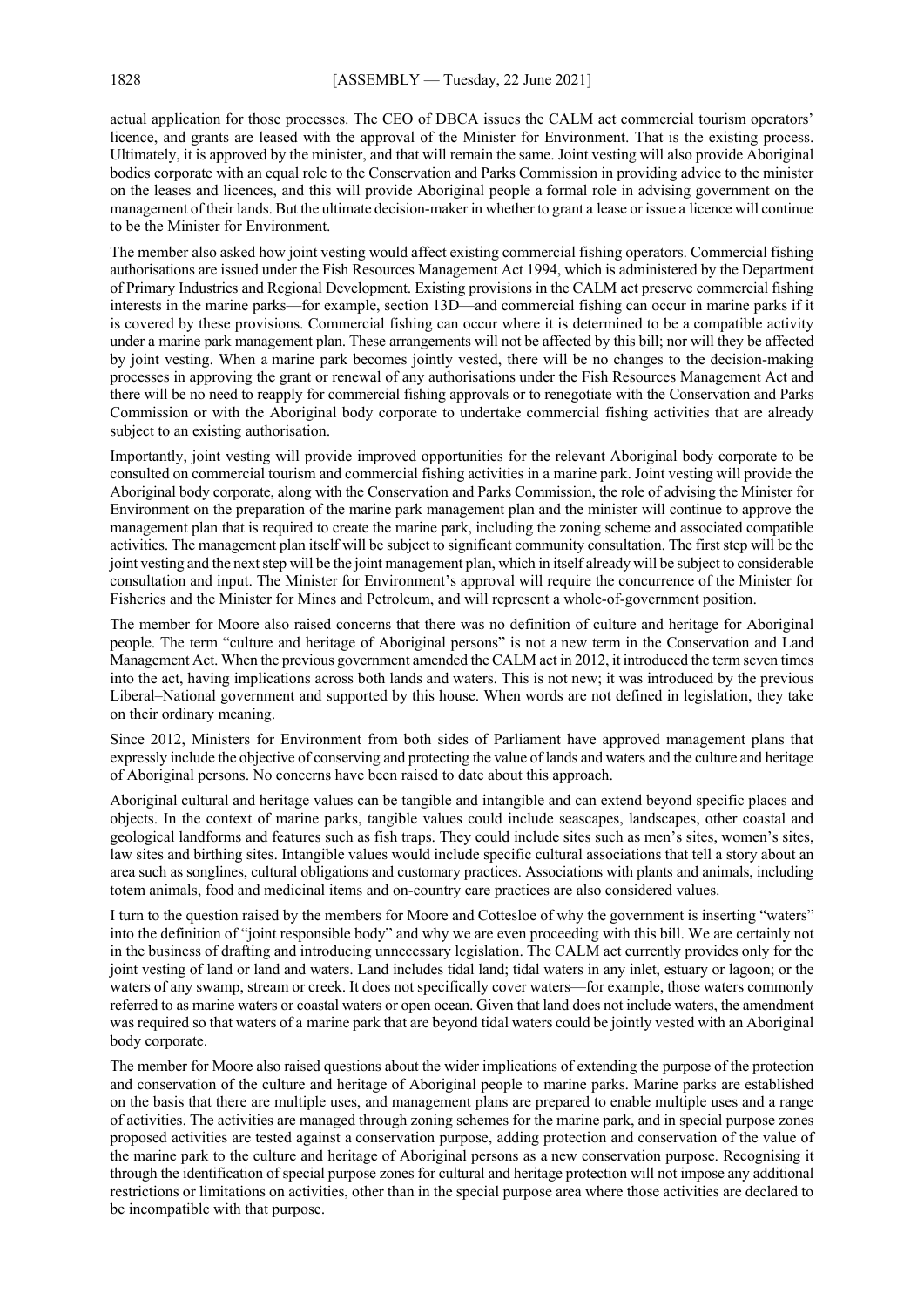actual application for those processes. The CEO of DBCA issues the CALM act commercial tourism operators' licence, and grants are leased with the approval of the Minister for Environment. That is the existing process. Ultimately, it is approved by the minister, and that will remain the same. Joint vesting will also provide Aboriginal bodies corporate with an equal role to the Conservation and Parks Commission in providing advice to the minister on the leases and licences, and this will provide Aboriginal people a formal role in advising government on the management of their lands. But the ultimate decision-maker in whether to grant a lease or issue a licence will continue to be the Minister for Environment.

The member also asked how joint vesting would affect existing commercial fishing operators. Commercial fishing authorisations are issued under the Fish Resources Management Act 1994, which is administered by the Department of Primary Industries and Regional Development. Existing provisions in the CALM act preserve commercial fishing interests in the marine parks—for example, section 13D—and commercial fishing can occur in marine parks if it is covered by these provisions. Commercial fishing can occur where it is determined to be a compatible activity under a marine park management plan. These arrangements will not be affected by this bill; nor will they be affected by joint vesting. When a marine park becomes jointly vested, there will be no changes to the decision-making processes in approving the grant or renewal of any authorisations under the Fish Resources Management Act and there will be no need to reapply for commercial fishing approvals or to renegotiate with the Conservation and Parks Commission or with the Aboriginal body corporate to undertake commercial fishing activities that are already subject to an existing authorisation.

Importantly, joint vesting will provide improved opportunities for the relevant Aboriginal body corporate to be consulted on commercial tourism and commercial fishing activities in a marine park. Joint vesting will provide the Aboriginal body corporate, along with the Conservation and Parks Commission, the role of advising the Minister for Environment on the preparation of the marine park management plan and the minister will continue to approve the management plan that is required to create the marine park, including the zoning scheme and associated compatible activities. The management plan itself will be subject to significant community consultation. The first step will be the joint vesting and the next step will be the joint management plan, which in itself already will be subject to considerable consultation and input. The Minister for Environment's approval will require the concurrence of the Minister for Fisheries and the Minister for Mines and Petroleum, and will represent a whole-of-government position.

The member for Moore also raised concerns that there was no definition of culture and heritage for Aboriginal people. The term "culture and heritage of Aboriginal persons" is not a new term in the Conservation and Land Management Act. When the previous government amended the CALM act in 2012, it introduced the term seven times into the act, having implications across both lands and waters. This is not new; it was introduced by the previous Liberal–National government and supported by this house. When words are not defined in legislation, they take on their ordinary meaning.

Since 2012, Ministers for Environment from both sides of Parliament have approved management plans that expressly include the objective of conserving and protecting the value of lands and waters and the culture and heritage of Aboriginal persons. No concerns have been raised to date about this approach.

Aboriginal cultural and heritage values can be tangible and intangible and can extend beyond specific places and objects. In the context of marine parks, tangible values could include seascapes, landscapes, other coastal and geological landforms and features such as fish traps. They could include sites such as men's sites, women's sites, law sites and birthing sites. Intangible values would include specific cultural associations that tell a story about an area such as songlines, cultural obligations and customary practices. Associations with plants and animals, including totem animals, food and medicinal items and on-country care practices are also considered values.

I turn to the question raised by the members for Moore and Cottesloe of why the government is inserting "waters" into the definition of "joint responsible body" and why we are even proceeding with this bill. We are certainly not in the business of drafting and introducing unnecessary legislation. The CALM act currently provides only for the joint vesting of land or land and waters. Land includes tidal land; tidal waters in any inlet, estuary or lagoon; or the waters of any swamp, stream or creek. It does not specifically cover waters—for example, those waters commonly referred to as marine waters or coastal waters or open ocean. Given that land does not include waters, the amendment was required so that waters of a marine park that are beyond tidal waters could be jointly vested with an Aboriginal body corporate.

The member for Moore also raised questions about the wider implications of extending the purpose of the protection and conservation of the culture and heritage of Aboriginal people to marine parks. Marine parks are established on the basis that there are multiple uses, and management plans are prepared to enable multiple uses and a range of activities. The activities are managed through zoning schemes for the marine park, and in special purpose zones proposed activities are tested against a conservation purpose, adding protection and conservation of the value of the marine park to the culture and heritage of Aboriginal persons as a new conservation purpose. Recognising it through the identification of special purpose zones for cultural and heritage protection will not impose any additional restrictions or limitations on activities, other than in the special purpose area where those activities are declared to be incompatible with that purpose.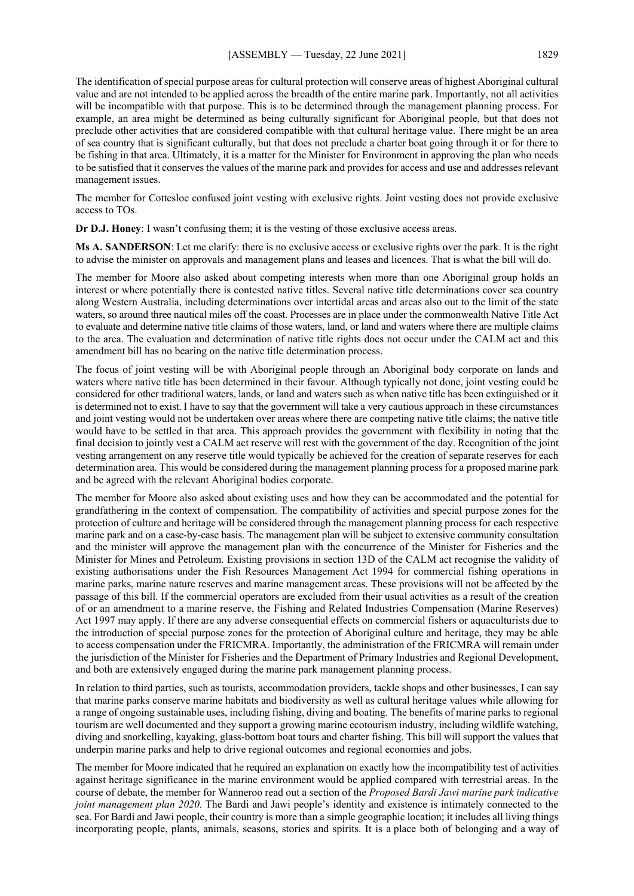The identification of special purpose areas for cultural protection will conserve areas of highest Aboriginal cultural value and are not intended to be applied across the breadth of the entire marine park. Importantly, not all activities will be incompatible with that purpose. This is to be determined through the management planning process. For example, an area might be determined as being culturally significant for Aboriginal people, but that does not preclude other activities that are considered compatible with that cultural heritage value. There might be an area of sea country that is significant culturally, but that does not preclude a charter boat going through it or for there to be fishing in that area. Ultimately, it is a matter for the Minister for Environment in approving the plan who needs to be satisfied that it conserves the values of the marine park and provides for access and use and addresses relevant management issues.

The member for Cottesloe confused joint vesting with exclusive rights. Joint vesting does not provide exclusive access to TOs.

**Dr D.J. Honey**: I wasn't confusing them; it is the vesting of those exclusive access areas.

**Ms A. SANDERSON**: Let me clarify: there is no exclusive access or exclusive rights over the park. It is the right to advise the minister on approvals and management plans and leases and licences. That is what the bill will do.

The member for Moore also asked about competing interests when more than one Aboriginal group holds an interest or where potentially there is contested native titles. Several native title determinations cover sea country along Western Australia, including determinations over intertidal areas and areas also out to the limit of the state waters, so around three nautical miles off the coast. Processes are in place under the commonwealth Native Title Act to evaluate and determine native title claims of those waters, land, or land and waters where there are multiple claims to the area. The evaluation and determination of native title rights does not occur under the CALM act and this amendment bill has no bearing on the native title determination process.

The focus of joint vesting will be with Aboriginal people through an Aboriginal body corporate on lands and waters where native title has been determined in their favour. Although typically not done, joint vesting could be considered for other traditional waters, lands, or land and waters such as when native title has been extinguished or it is determined not to exist. I have to say that the government will take a very cautious approach in these circumstances and joint vesting would not be undertaken over areas where there are competing native title claims; the native title would have to be settled in that area. This approach provides the government with flexibility in noting that the final decision to jointly vest a CALM act reserve will rest with the government of the day. Recognition of the joint vesting arrangement on any reserve title would typically be achieved for the creation of separate reserves for each determination area. This would be considered during the management planning process for a proposed marine park and be agreed with the relevant Aboriginal bodies corporate.

The member for Moore also asked about existing uses and how they can be accommodated and the potential for grandfathering in the context of compensation. The compatibility of activities and special purpose zones for the protection of culture and heritage will be considered through the management planning process for each respective marine park and on a case-by-case basis. The management plan will be subject to extensive community consultation and the minister will approve the management plan with the concurrence of the Minister for Fisheries and the Minister for Mines and Petroleum. Existing provisions in section 13D of the CALM act recognise the validity of existing authorisations under the Fish Resources Management Act 1994 for commercial fishing operations in marine parks, marine nature reserves and marine management areas. These provisions will not be affected by the passage of this bill. If the commercial operators are excluded from their usual activities as a result of the creation of or an amendment to a marine reserve, the Fishing and Related Industries Compensation (Marine Reserves) Act 1997 may apply. If there are any adverse consequential effects on commercial fishers or aquaculturists due to the introduction of special purpose zones for the protection of Aboriginal culture and heritage, they may be able to access compensation under the FRICMRA. Importantly, the administration of the FRICMRA will remain under the jurisdiction of the Minister for Fisheries and the Department of Primary Industries and Regional Development, and both are extensively engaged during the marine park management planning process.

In relation to third parties, such as tourists, accommodation providers, tackle shops and other businesses, I can say that marine parks conserve marine habitats and biodiversity as well as cultural heritage values while allowing for a range of ongoing sustainable uses, including fishing, diving and boating. The benefits of marine parks to regional tourism are well documented and they support a growing marine ecotourism industry, including wildlife watching, diving and snorkelling, kayaking, glass-bottom boat tours and charter fishing. This bill will support the values that underpin marine parks and help to drive regional outcomes and regional economies and jobs.

The member for Moore indicated that he required an explanation on exactly how the incompatibility test of activities against heritage significance in the marine environment would be applied compared with terrestrial areas. In the course of debate, the member for Wanneroo read out a section of the *Proposed Bardi Jawi marine park indicative joint management plan 2020*. The Bardi and Jawi people's identity and existence is intimately connected to the sea. For Bardi and Jawi people, their country is more than a simple geographic location; it includes all living things incorporating people, plants, animals, seasons, stories and spirits. It is a place both of belonging and a way of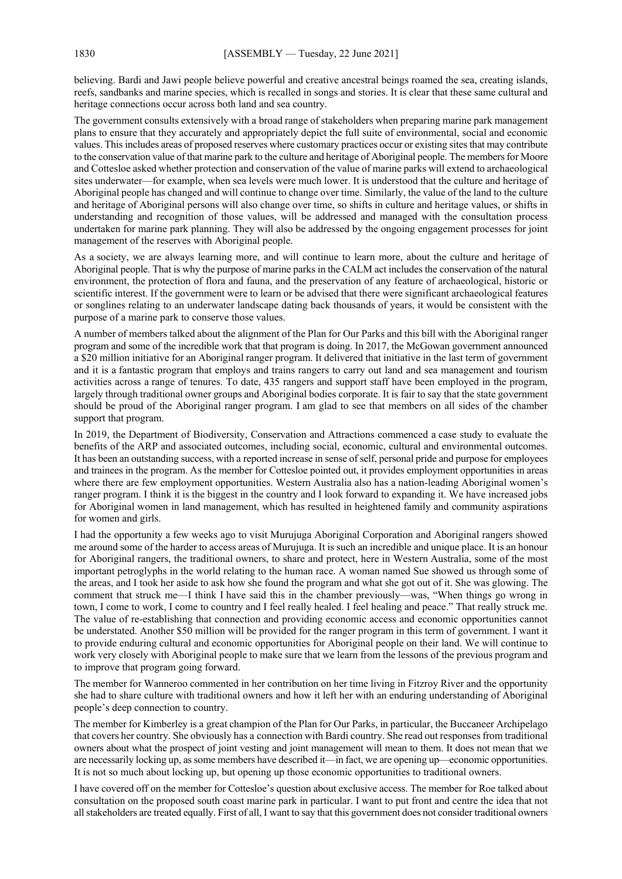believing. Bardi and Jawi people believe powerful and creative ancestral beings roamed the sea, creating islands, reefs, sandbanks and marine species, which is recalled in songs and stories. It is clear that these same cultural and heritage connections occur across both land and sea country.

The government consults extensively with a broad range of stakeholders when preparing marine park management plans to ensure that they accurately and appropriately depict the full suite of environmental, social and economic values. This includes areas of proposed reserves where customary practices occur or existing sites that may contribute to the conservation value of that marine park to the culture and heritage of Aboriginal people. The members for Moore and Cottesloe asked whether protection and conservation of the value of marine parks will extend to archaeological sites underwater—for example, when sea levels were much lower. It is understood that the culture and heritage of Aboriginal people has changed and will continue to change over time. Similarly, the value of the land to the culture and heritage of Aboriginal persons will also change over time, so shifts in culture and heritage values, or shifts in understanding and recognition of those values, will be addressed and managed with the consultation process undertaken for marine park planning. They will also be addressed by the ongoing engagement processes for joint management of the reserves with Aboriginal people.

As a society, we are always learning more, and will continue to learn more, about the culture and heritage of Aboriginal people. That is why the purpose of marine parks in the CALM act includes the conservation of the natural environment, the protection of flora and fauna, and the preservation of any feature of archaeological, historic or scientific interest. If the government were to learn or be advised that there were significant archaeological features or songlines relating to an underwater landscape dating back thousands of years, it would be consistent with the purpose of a marine park to conserve those values.

A number of members talked about the alignment of the Plan for Our Parks and this bill with the Aboriginal ranger program and some of the incredible work that that program is doing. In 2017, the McGowan government announced a $20 million initiative for an Aboriginal ranger program. It delivered that initiative in the last term of government and it is a fantastic program that employs and trains rangers to carry out land and sea management and tourism activities across a range of tenures. To date, 435 rangers and support staff have been employed in the program, largely through traditional owner groups and Aboriginal bodies corporate. It is fair to say that the state government should be proud of the Aboriginal ranger program. I am glad to see that members on all sides of the chamber support that program.

In 2019, the Department of Biodiversity, Conservation and Attractions commenced a case study to evaluate the benefits of the ARP and associated outcomes, including social, economic, cultural and environmental outcomes. It has been an outstanding success, with a reported increase in sense of self, personal pride and purpose for employees and trainees in the program. As the member for Cottesloe pointed out, it provides employment opportunities in areas where there are few employment opportunities. Western Australia also has a nation-leading Aboriginal women's ranger program. I think it is the biggest in the country and I look forward to expanding it. We have increased jobs for Aboriginal women in land management, which has resulted in heightened family and community aspirations for women and girls.

I had the opportunity a few weeks ago to visit Murujuga Aboriginal Corporation and Aboriginal rangers showed me around some of the harder to access areas of Murujuga. It is such an incredible and unique place. It is an honour for Aboriginal rangers, the traditional owners, to share and protect, here in Western Australia, some of the most important petroglyphs in the world relating to the human race. A woman named Sue showed us through some of the areas, and I took her aside to ask how she found the program and what she got out of it. She was glowing. The comment that struck me—I think I have said this in the chamber previously—was, "When things go wrong in town, I come to work, I come to country and I feel really healed. I feel healing and peace." That really struck me. The value of re-establishing that connection and providing economic access and economic opportunities cannot be understated. Another $50 million will be provided for the ranger program in this term of government. I want it to provide enduring cultural and economic opportunities for Aboriginal people on their land. We will continue to work very closely with Aboriginal people to make sure that we learn from the lessons of the previous program and to improve that program going forward.

The member for Wanneroo commented in her contribution on her time living in Fitzroy River and the opportunity she had to share culture with traditional owners and how it left her with an enduring understanding of Aboriginal people's deep connection to country.

The member for Kimberley is a great champion of the Plan for Our Parks, in particular, the Buccaneer Archipelago that covers her country. She obviously has a connection with Bardi country. She read out responses from traditional owners about what the prospect of joint vesting and joint management will mean to them. It does not mean that we are necessarily locking up, as some members have described it—in fact, we are opening up—economic opportunities. It is not so much about locking up, but opening up those economic opportunities to traditional owners.

I have covered off on the member for Cottesloe's question about exclusive access. The member for Roe talked about consultation on the proposed south coast marine park in particular. I want to put front and centre the idea that not all stakeholders are treated equally. First of all, I want to say that this government does not consider traditional owners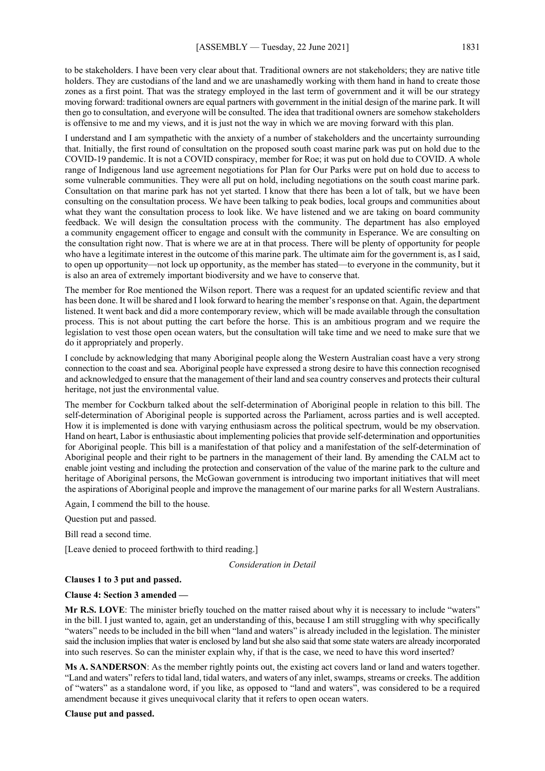to be stakeholders. I have been very clear about that. Traditional owners are not stakeholders; they are native title holders. They are custodians of the land and we are unashamedly working with them hand in hand to create those zones as a first point. That was the strategy employed in the last term of government and it will be our strategy moving forward: traditional owners are equal partners with government in the initial design of the marine park. It will then go to consultation, and everyone will be consulted. The idea that traditional owners are somehow stakeholders is offensive to me and my views, and it is just not the way in which we are moving forward with this plan.

I understand and I am sympathetic with the anxiety of a number of stakeholders and the uncertainty surrounding that. Initially, the first round of consultation on the proposed south coast marine park was put on hold due to the COVID-19 pandemic. It is not a COVID conspiracy, member for Roe; it was put on hold due to COVID. A whole range of Indigenous land use agreement negotiations for Plan for Our Parks were put on hold due to access to some vulnerable communities. They were all put on hold, including negotiations on the south coast marine park. Consultation on that marine park has not yet started. I know that there has been a lot of talk, but we have been consulting on the consultation process. We have been talking to peak bodies, local groups and communities about what they want the consultation process to look like. We have listened and we are taking on board community feedback. We will design the consultation process with the community. The department has also employed a community engagement officer to engage and consult with the community in Esperance. We are consulting on the consultation right now. That is where we are at in that process. There will be plenty of opportunity for people who have a legitimate interest in the outcome of this marine park. The ultimate aim for the government is, as I said, to open up opportunity—not lock up opportunity, as the member has stated—to everyone in the community, but it is also an area of extremely important biodiversity and we have to conserve that.

The member for Roe mentioned the Wilson report. There was a request for an updated scientific review and that has been done. It will be shared and I look forward to hearing the member's response on that. Again, the department listened. It went back and did a more contemporary review, which will be made available through the consultation process. This is not about putting the cart before the horse. This is an ambitious program and we require the legislation to vest those open ocean waters, but the consultation will take time and we need to make sure that we do it appropriately and properly.

I conclude by acknowledging that many Aboriginal people along the Western Australian coast have a very strong connection to the coast and sea. Aboriginal people have expressed a strong desire to have this connection recognised and acknowledged to ensure that the management of their land and sea country conserves and protects their cultural heritage, not just the environmental value.

The member for Cockburn talked about the self-determination of Aboriginal people in relation to this bill. The self-determination of Aboriginal people is supported across the Parliament, across parties and is well accepted. How it is implemented is done with varying enthusiasm across the political spectrum, would be my observation. Hand on heart, Labor is enthusiastic about implementing policies that provide self-determination and opportunities for Aboriginal people. This bill is a manifestation of that policy and a manifestation of the self-determination of Aboriginal people and their right to be partners in the management of their land. By amending the CALM act to enable joint vesting and including the protection and conservation of the value of the marine park to the culture and heritage of Aboriginal persons, the McGowan government is introducing two important initiatives that will meet the aspirations of Aboriginal people and improve the management of our marine parks for all Western Australians.

Again, I commend the bill to the house.

Question put and passed.

Bill read a second time.

[Leave denied to proceed forthwith to third reading.]

*Consideration in Detail*

**Clauses 1 to 3 put and passed.**

**Clause 4: Section 3 amended —**

**Mr R.S. LOVE**: The minister briefly touched on the matter raised about why it is necessary to include "waters" in the bill. I just wanted to, again, get an understanding of this, because I am still struggling with why specifically "waters" needs to be included in the bill when "land and waters" is already included in the legislation. The minister said the inclusion implies that water is enclosed by land but she also said that some state waters are already incorporated into such reserves. So can the minister explain why, if that is the case, we need to have this word inserted?

**Ms A. SANDERSON**: As the member rightly points out, the existing act covers land or land and waters together. "Land and waters" refers to tidal land, tidal waters, and waters of any inlet, swamps, streams or creeks. The addition of "waters" as a standalone word, if you like, as opposed to "land and waters", was considered to be a required amendment because it gives unequivocal clarity that it refers to open ocean waters.

**Clause put and passed.**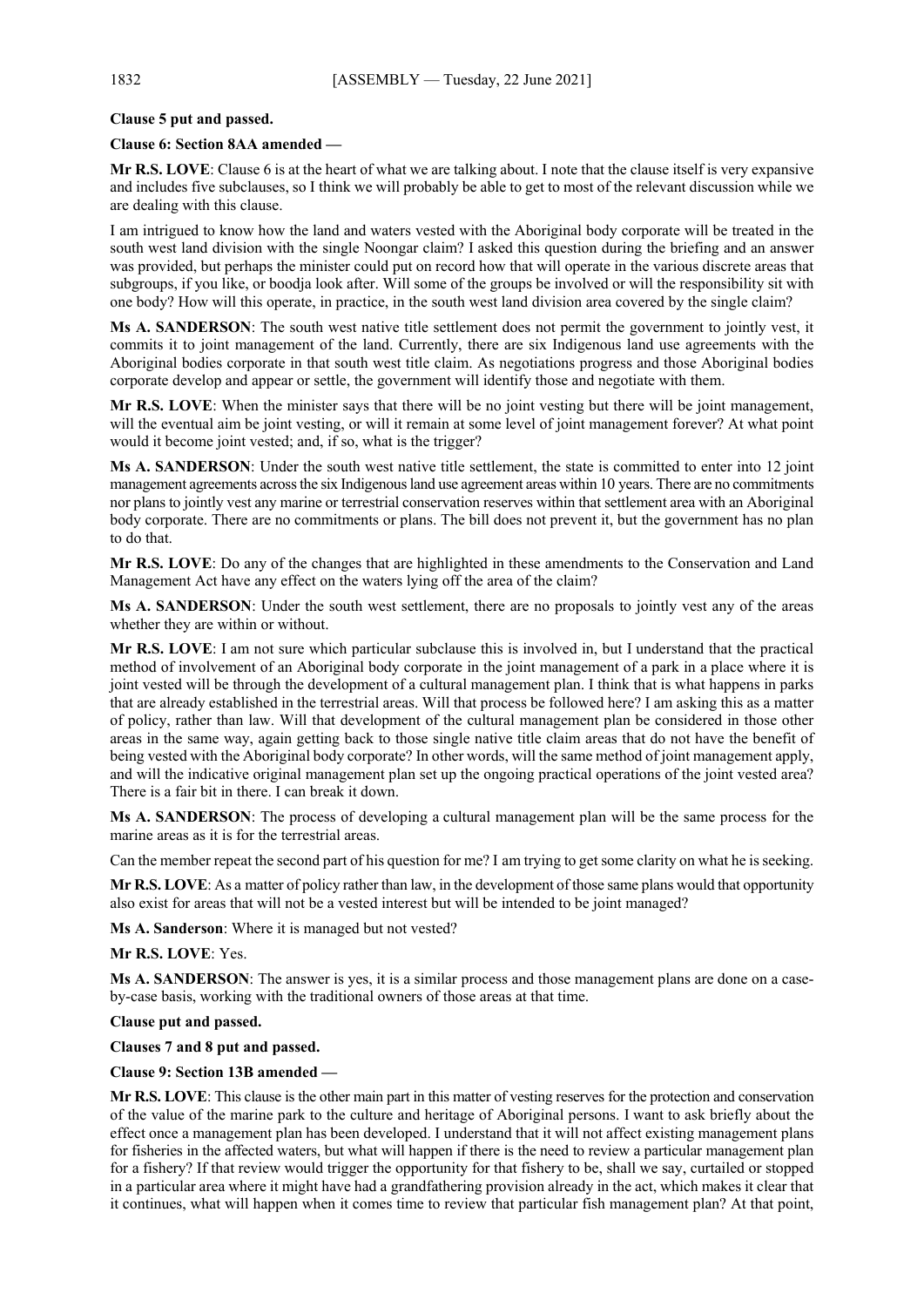**Clause 5 put and passed.**

**Clause 6: Section 8AA amended —**

**Mr R.S. LOVE**: Clause 6 is at the heart of what we are talking about. I note that the clause itself is very expansive and includes five subclauses, so I think we will probably be able to get to most of the relevant discussion while we are dealing with this clause.

I am intrigued to know how the land and waters vested with the Aboriginal body corporate will be treated in the south west land division with the single Noongar claim? I asked this question during the briefing and an answer was provided, but perhaps the minister could put on record how that will operate in the various discrete areas that subgroups, if you like, or boodja look after. Will some of the groups be involved or will the responsibility sit with one body? How will this operate, in practice, in the south west land division area covered by the single claim?

**Ms A. SANDERSON**: The south west native title settlement does not permit the government to jointly vest, it commits it to joint management of the land. Currently, there are six Indigenous land use agreements with the Aboriginal bodies corporate in that south west title claim. As negotiations progress and those Aboriginal bodies corporate develop and appear or settle, the government will identify those and negotiate with them.

**Mr R.S. LOVE**: When the minister says that there will be no joint vesting but there will be joint management, will the eventual aim be joint vesting, or will it remain at some level of joint management forever? At what point would it become joint vested; and, if so, what is the trigger?

**Ms A. SANDERSON**: Under the south west native title settlement, the state is committed to enter into 12 joint management agreements across the six Indigenous land use agreement areas within 10 years. There are no commitments nor plans to jointly vest any marine or terrestrial conservation reserves within that settlement area with an Aboriginal body corporate. There are no commitments or plans. The bill does not prevent it, but the government has no plan to do that.

**Mr R.S. LOVE**: Do any of the changes that are highlighted in these amendments to the Conservation and Land Management Act have any effect on the waters lying off the area of the claim?

**Ms A. SANDERSON**: Under the south west settlement, there are no proposals to jointly vest any of the areas whether they are within or without.

**Mr R.S. LOVE**: I am not sure which particular subclause this is involved in, but I understand that the practical method of involvement of an Aboriginal body corporate in the joint management of a park in a place where it is joint vested will be through the development of a cultural management plan. I think that is what happens in parks that are already established in the terrestrial areas. Will that process be followed here? I am asking this as a matter of policy, rather than law. Will that development of the cultural management plan be considered in those other areas in the same way, again getting back to those single native title claim areas that do not have the benefit of being vested with the Aboriginal body corporate? In other words, will the same method of joint management apply, and will the indicative original management plan set up the ongoing practical operations of the joint vested area? There is a fair bit in there. I can break it down.

**Ms A. SANDERSON**: The process of developing a cultural management plan will be the same process for the marine areas as it is for the terrestrial areas.

Can the member repeat the second part of his question for me? I am trying to get some clarity on what he is seeking.

**Mr R.S. LOVE**: As a matter of policy rather than law, in the development of those same plans would that opportunity also exist for areas that will not be a vested interest but will be intended to be joint managed?

**Ms A. Sanderson**: Where it is managed but not vested?

**Mr R.S. LOVE**: Yes.

**Ms A. SANDERSON**: The answer is yes, it is a similar process and those management plans are done on a case-by-case basis, working with the traditional owners of those areas at that time.

**Clause put and passed.**

**Clauses 7 and 8 put and passed.**

**Clause 9: Section 13B amended —**

**Mr R.S. LOVE**: This clause is the other main part in this matter of vesting reserves for the protection and conservation of the value of the marine park to the culture and heritage of Aboriginal persons. I want to ask briefly about the effect once a management plan has been developed. I understand that it will not affect existing management plans for fisheries in the affected waters, but what will happen if there is the need to review a particular management plan for a fishery? If that review would trigger the opportunity for that fishery to be, shall we say, curtailed or stopped in a particular area where it might have had a grandfathering provision already in the act, which makes it clear that it continues, what will happen when it comes time to review that particular fish management plan? At that point,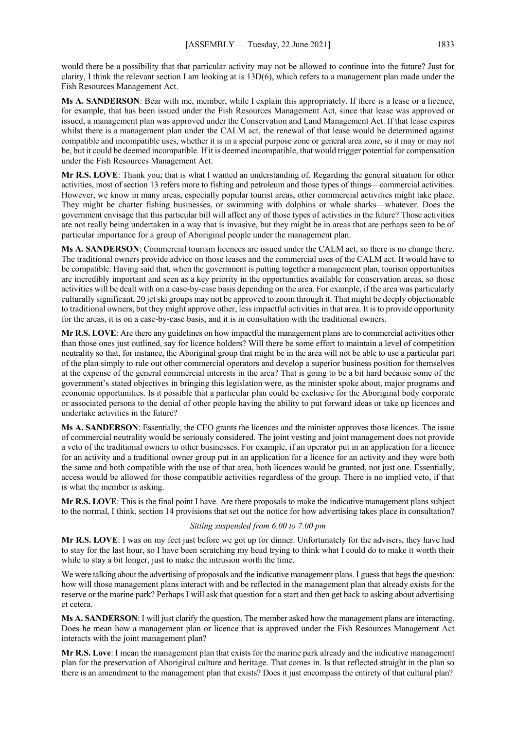would there be a possibility that that particular activity may not be allowed to continue into the future? Just for clarity, I think the relevant section I am looking at is 13D(6), which refers to a management plan made under the Fish Resources Management Act.

**Ms A. SANDERSON**: Bear with me, member, while I explain this appropriately. If there is a lease or a licence, for example, that has been issued under the Fish Resources Management Act, since that lease was approved or issued, a management plan was approved under the Conservation and Land Management Act. If that lease expires whilst there is a management plan under the CALM act, the renewal of that lease would be determined against compatible and incompatible uses, whether it is in a special purpose zone or general area zone, so it may or may not be, but it could be deemed incompatible. If it is deemed incompatible, that would trigger potential for compensation under the Fish Resources Management Act.

**Mr R.S. LOVE**: Thank you; that is what I wanted an understanding of. Regarding the general situation for other activities, most of section 13 refers more to fishing and petroleum and those types of things—commercial activities. However, we know in many areas, especially popular tourist areas, other commercial activities might take place. They might be charter fishing businesses, or swimming with dolphins or whale sharks—whatever. Does the government envisage that this particular bill will affect any of those types of activities in the future? Those activities are not really being undertaken in a way that is invasive, but they might be in areas that are perhaps seen to be of particular importance for a group of Aboriginal people under the management plan.

**Ms A. SANDERSON**: Commercial tourism licences are issued under the CALM act, so there is no change there. The traditional owners provide advice on those leases and the commercial uses of the CALM act. It would have to be compatible. Having said that, when the government is putting together a management plan, tourism opportunities are incredibly important and seen as a key priority in the opportunities available for conservation areas, so those activities will be dealt with on a case-by-case basis depending on the area. For example, if the area was particularly culturally significant, 20 jet ski groups may not be approved to zoom through it. That might be deeply objectionable to traditional owners, but they might approve other, less impactful activities in that area. It is to provide opportunity for the areas, it is on a case-by-case basis, and it is in consultation with the traditional owners.

**Mr R.S. LOVE**: Are there any guidelines on how impactful the management plans are to commercial activities other than those ones just outlined, say for licence holders? Will there be some effort to maintain a level of competition neutrality so that, for instance, the Aboriginal group that might be in the area will not be able to use a particular part of the plan simply to rule out other commercial operators and develop a superior business position for themselves at the expense of the general commercial interests in the area? That is going to be a bit hard because some of the government's stated objectives in bringing this legislation were, as the minister spoke about, major programs and economic opportunities. Is it possible that a particular plan could be exclusive for the Aboriginal body corporate or associated persons to the denial of other people having the ability to put forward ideas or take up licences and undertake activities in the future?

**Ms A. SANDERSON**: Essentially, the CEO grants the licences and the minister approves those licences. The issue of commercial neutrality would be seriously considered. The joint vesting and joint management does not provide a veto of the traditional owners to other businesses. For example, if an operator put in an application for a licence for an activity and a traditional owner group put in an application for a licence for an activity and they were both the same and both compatible with the use of that area, both licences would be granted, not just one. Essentially, access would be allowed for those compatible activities regardless of the group. There is no implied veto, if that is what the member is asking.

**Mr R.S. LOVE**: This is the final point I have. Are there proposals to make the indicative management plans subject to the normal, I think, section 14 provisions that set out the notice for how advertising takes place in consultation?

*Sitting suspended from 6.00 to 7.00 pm*

**Mr R.S. LOVE**: I was on my feet just before we got up for dinner. Unfortunately for the advisers, they have had to stay for the last hour, so I have been scratching my head trying to think what I could do to make it worth their while to stay a bit longer, just to make the intrusion worth the time.

We were talking about the advertising of proposals and the indicative management plans. I guess that begs the question: how will those management plans interact with and be reflected in the management plan that already exists for the reserve or the marine park? Perhaps I will ask that question for a start and then get back to asking about advertising et cetera.

**Ms A. SANDERSON**: I will just clarify the question. The member asked how the management plans are interacting. Does he mean how a management plan or licence that is approved under the Fish Resources Management Act interacts with the joint management plan?

**Mr R.S. Love**: I mean the management plan that exists for the marine park already and the indicative management plan for the preservation of Aboriginal culture and heritage. That comes in. Is that reflected straight in the plan so there is an amendment to the management plan that exists? Does it just encompass the entirety of that cultural plan?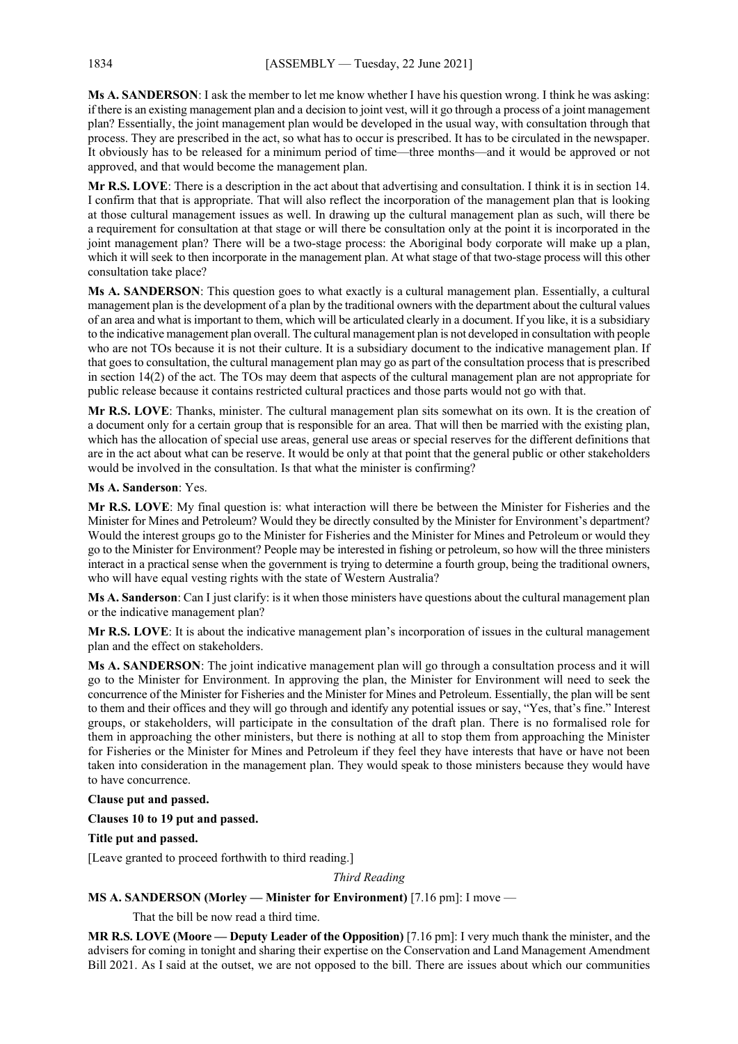**Ms A. SANDERSON**: I ask the member to let me know whether I have his question wrong. I think he was asking: if there is an existing management plan and a decision to joint vest, will it go through a process of a joint management plan? Essentially, the joint management plan would be developed in the usual way, with consultation through that process. They are prescribed in the act, so what has to occur is prescribed. It has to be circulated in the newspaper. It obviously has to be released for a minimum period of time—three months—and it would be approved or not approved, and that would become the management plan.

**Mr R.S. LOVE**: There is a description in the act about that advertising and consultation. I think it is in section 14. I confirm that that is appropriate. That will also reflect the incorporation of the management plan that is looking at those cultural management issues as well. In drawing up the cultural management plan as such, will there be a requirement for consultation at that stage or will there be consultation only at the point it is incorporated in the joint management plan? There will be a two-stage process: the Aboriginal body corporate will make up a plan, which it will seek to then incorporate in the management plan. At what stage of that two-stage process will this other consultation take place?

**Ms A. SANDERSON**: This question goes to what exactly is a cultural management plan. Essentially, a cultural management plan is the development of a plan by the traditional owners with the department about the cultural values of an area and what is important to them, which will be articulated clearly in a document. If you like, it is a subsidiary to the indicative management plan overall. The cultural management plan is not developed in consultation with people who are not TOs because it is not their culture. It is a subsidiary document to the indicative management plan. If that goes to consultation, the cultural management plan may go as part of the consultation process that is prescribed in section 14(2) of the act. The TOs may deem that aspects of the cultural management plan are not appropriate for public release because it contains restricted cultural practices and those parts would not go with that.

**Mr R.S. LOVE**: Thanks, minister. The cultural management plan sits somewhat on its own. It is the creation of a document only for a certain group that is responsible for an area. That will then be married with the existing plan, which has the allocation of special use areas, general use areas or special reserves for the different definitions that are in the act about what can be reserve. It would be only at that point that the general public or other stakeholders would be involved in the consultation. Is that what the minister is confirming?

**Ms A. Sanderson**: Yes.

**Mr R.S. LOVE**: My final question is: what interaction will there be between the Minister for Fisheries and the Minister for Mines and Petroleum? Would they be directly consulted by the Minister for Environment's department? Would the interest groups go to the Minister for Fisheries and the Minister for Mines and Petroleum or would they go to the Minister for Environment? People may be interested in fishing or petroleum, so how will the three ministers interact in a practical sense when the government is trying to determine a fourth group, being the traditional owners, who will have equal vesting rights with the state of Western Australia?

**Ms A. Sanderson**: Can I just clarify: is it when those ministers have questions about the cultural management plan or the indicative management plan?

**Mr R.S. LOVE**: It is about the indicative management plan's incorporation of issues in the cultural management plan and the effect on stakeholders.

**Ms A. SANDERSON**: The joint indicative management plan will go through a consultation process and it will go to the Minister for Environment. In approving the plan, the Minister for Environment will need to seek the concurrence of the Minister for Fisheries and the Minister for Mines and Petroleum. Essentially, the plan will be sent to them and their offices and they will go through and identify any potential issues or say, "Yes, that's fine." Interest groups, or stakeholders, will participate in the consultation of the draft plan. There is no formalised role for them in approaching the other ministers, but there is nothing at all to stop them from approaching the Minister for Fisheries or the Minister for Mines and Petroleum if they feel they have interests that have or have not been taken into consideration in the management plan. They would speak to those ministers because they would have to have concurrence.

**Clause put and passed.**

**Clauses 10 to 19 put and passed.**

**Title put and passed.**

[Leave granted to proceed forthwith to third reading.]

*Third Reading*

**MS A. SANDERSON (Morley — Minister for Environment)** [7.16 pm]: I move —

That the bill be now read a third time.

**MR R.S. LOVE (Moore — Deputy Leader of the Opposition)** [7.16 pm]: I very much thank the minister, and the advisers for coming in tonight and sharing their expertise on the Conservation and Land Management Amendment Bill 2021. As I said at the outset, we are not opposed to the bill. There are issues about which our communities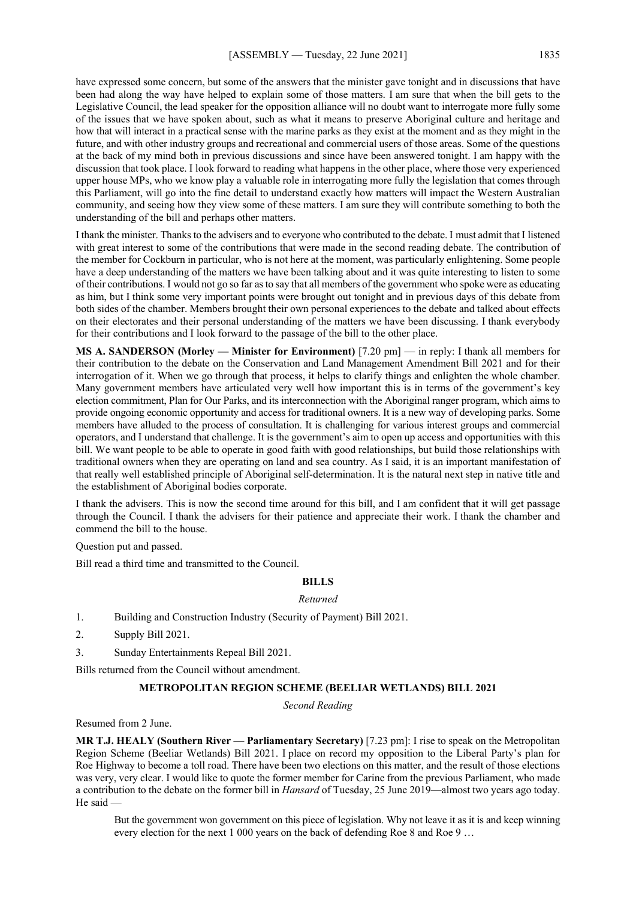have expressed some concern, but some of the answers that the minister gave tonight and in discussions that have been had along the way have helped to explain some of those matters. I am sure that when the bill gets to the Legislative Council, the lead speaker for the opposition alliance will no doubt want to interrogate more fully some of the issues that we have spoken about, such as what it means to preserve Aboriginal culture and heritage and how that will interact in a practical sense with the marine parks as they exist at the moment and as they might in the future, and with other industry groups and recreational and commercial users of those areas. Some of the questions at the back of my mind both in previous discussions and since have been answered tonight. I am happy with the discussion that took place. I look forward to reading what happens in the other place, where those very experienced upper house MPs, who we know play a valuable role in interrogating more fully the legislation that comes through this Parliament, will go into the fine detail to understand exactly how matters will impact the Western Australian community, and seeing how they view some of these matters. I am sure they will contribute something to both the understanding of the bill and perhaps other matters.

I thank the minister. Thanks to the advisers and to everyone who contributed to the debate. I must admit that I listened with great interest to some of the contributions that were made in the second reading debate. The contribution of the member for Cockburn in particular, who is not here at the moment, was particularly enlightening. Some people have a deep understanding of the matters we have been talking about and it was quite interesting to listen to some of their contributions. I would not go so far as to say that all members of the government who spoke were as educating as him, but I think some very important points were brought out tonight and in previous days of this debate from both sides of the chamber. Members brought their own personal experiences to the debate and talked about effects on their electorates and their personal understanding of the matters we have been discussing. I thank everybody for their contributions and I look forward to the passage of the bill to the other place.

**MS A. SANDERSON (Morley — Minister for Environment)** [7.20 pm] — in reply: I thank all members for their contribution to the debate on the Conservation and Land Management Amendment Bill 2021 and for their interrogation of it. When we go through that process, it helps to clarify things and enlighten the whole chamber. Many government members have articulated very well how important this is in terms of the government's key election commitment, Plan for Our Parks, and its interconnection with the Aboriginal ranger program, which aims to provide ongoing economic opportunity and access for traditional owners. It is a new way of developing parks. Some members have alluded to the process of consultation. It is challenging for various interest groups and commercial operators, and I understand that challenge. It is the government's aim to open up access and opportunities with this bill. We want people to be able to operate in good faith with good relationships, but build those relationships with traditional owners when they are operating on land and sea country. As I said, it is an important manifestation of that really well established principle of Aboriginal self-determination. It is the natural next step in native title and the establishment of Aboriginal bodies corporate.

I thank the advisers. This is now the second time around for this bill, and I am confident that it will get passage through the Council. I thank the advisers for their patience and appreciate their work. I thank the chamber and commend the bill to the house.

Question put and passed.

Bill read a third time and transmitted to the Council.

## BILLS

*Returned*

1. Building and Construction Industry (Security of Payment) Bill 2021.
2. Supply Bill 2021.
3. Sunday Entertainments Repeal Bill 2021.

Bills returned from the Council without amendment.

## METROPOLITAN REGION SCHEME (BEELIAR WETLANDS) BILL 2021

*Second Reading*

Resumed from 2 June.

**MR T.J. HEALY (Southern River — Parliamentary Secretary)** [7.23 pm]: I rise to speak on the Metropolitan Region Scheme (Beeliar Wetlands) Bill 2021. I place on record my opposition to the Liberal Party's plan for Roe Highway to become a toll road. There have been two elections on this matter, and the result of those elections was very, very clear. I would like to quote the former member for Carine from the previous Parliament, who made a contribution to the debate on the former bill in *Hansard* of Tuesday, 25 June 2019—almost two years ago today. He said —

> But the government won government on this piece of legislation. Why not leave it as it is and keep winning every election for the next 1 000 years on the back of defending Roe 8 and Roe 9 …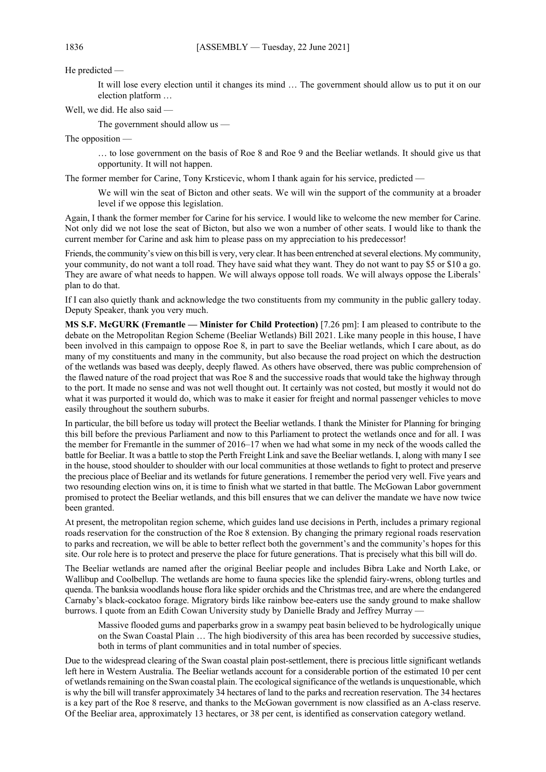He predicted —

> It will lose every election until it changes its mind … The government should allow us to put it on our election platform …

Well, we did. He also said —

> The government should allow us —

The opposition —

> … to lose government on the basis of Roe 8 and Roe 9 and the Beeliar wetlands. It should give us that opportunity. It will not happen.

The former member for Carine, Tony Krsticevic, whom I thank again for his service, predicted —

> We will win the seat of Bicton and other seats. We will win the support of the community at a broader level if we oppose this legislation.

Again, I thank the former member for Carine for his service. I would like to welcome the new member for Carine. Not only did we not lose the seat of Bicton, but also we won a number of other seats. I would like to thank the current member for Carine and ask him to please pass on my appreciation to his predecessor!

Friends, the community's view on this bill is very, very clear. It has been entrenched at several elections. My community, your community, do not want a toll road. They have said what they want. They do not want to pay $5 or $10 a go. They are aware of what needs to happen. We will always oppose toll roads. We will always oppose the Liberals' plan to do that.

If I can also quietly thank and acknowledge the two constituents from my community in the public gallery today. Deputy Speaker, thank you very much.

**MS S.F. McGURK (Fremantle — Minister for Child Protection)** [7.26 pm]: I am pleased to contribute to the debate on the Metropolitan Region Scheme (Beeliar Wetlands) Bill 2021. Like many people in this house, I have been involved in this campaign to oppose Roe 8, in part to save the Beeliar wetlands, which I care about, as do many of my constituents and many in the community, but also because the road project on which the destruction of the wetlands was based was deeply, deeply flawed. As others have observed, there was public comprehension of the flawed nature of the road project that was Roe 8 and the successive roads that would take the highway through to the port. It made no sense and was not well thought out. It certainly was not costed, but mostly it would not do what it was purported it would do, which was to make it easier for freight and normal passenger vehicles to move easily throughout the southern suburbs.

In particular, the bill before us today will protect the Beeliar wetlands. I thank the Minister for Planning for bringing this bill before the previous Parliament and now to this Parliament to protect the wetlands once and for all. I was the member for Fremantle in the summer of 2016–17 when we had what some in my neck of the woods called the battle for Beeliar. It was a battle to stop the Perth Freight Link and save the Beeliar wetlands. I, along with many I see in the house, stood shoulder to shoulder with our local communities at those wetlands to fight to protect and preserve the precious place of Beeliar and its wetlands for future generations. I remember the period very well. Five years and two resounding election wins on, it is time to finish what we started in that battle. The McGowan Labor government promised to protect the Beeliar wetlands, and this bill ensures that we can deliver the mandate we have now twice been granted.

At present, the metropolitan region scheme, which guides land use decisions in Perth, includes a primary regional roads reservation for the construction of the Roe 8 extension. By changing the primary regional roads reservation to parks and recreation, we will be able to better reflect both the government's and the community's hopes for this site. Our role here is to protect and preserve the place for future generations. That is precisely what this bill will do.

The Beeliar wetlands are named after the original Beeliar people and includes Bibra Lake and North Lake, or Wallibup and Coolbellup. The wetlands are home to fauna species like the splendid fairy-wrens, oblong turtles and quenda. The banksia woodlands house flora like spider orchids and the Christmas tree, and are where the endangered Carnaby's black-cockatoo forage. Migratory birds like rainbow bee-eaters use the sandy ground to make shallow burrows. I quote from an Edith Cowan University study by Danielle Brady and Jeffrey Murray —

> Massive flooded gums and paperbarks grow in a swampy peat basin believed to be hydrologically unique on the Swan Coastal Plain … The high biodiversity of this area has been recorded by successive studies, both in terms of plant communities and in total number of species.

Due to the widespread clearing of the Swan coastal plain post-settlement, there is precious little significant wetlands left here in Western Australia. The Beeliar wetlands account for a considerable portion of the estimated 10 per cent of wetlands remaining on the Swan coastal plain. The ecological significance of the wetlands is unquestionable, which is why the bill will transfer approximately 34 hectares of land to the parks and recreation reservation. The 34 hectares is a key part of the Roe 8 reserve, and thanks to the McGowan government is now classified as an A-class reserve. Of the Beeliar area, approximately 13 hectares, or 38 per cent, is identified as conservation category wetland.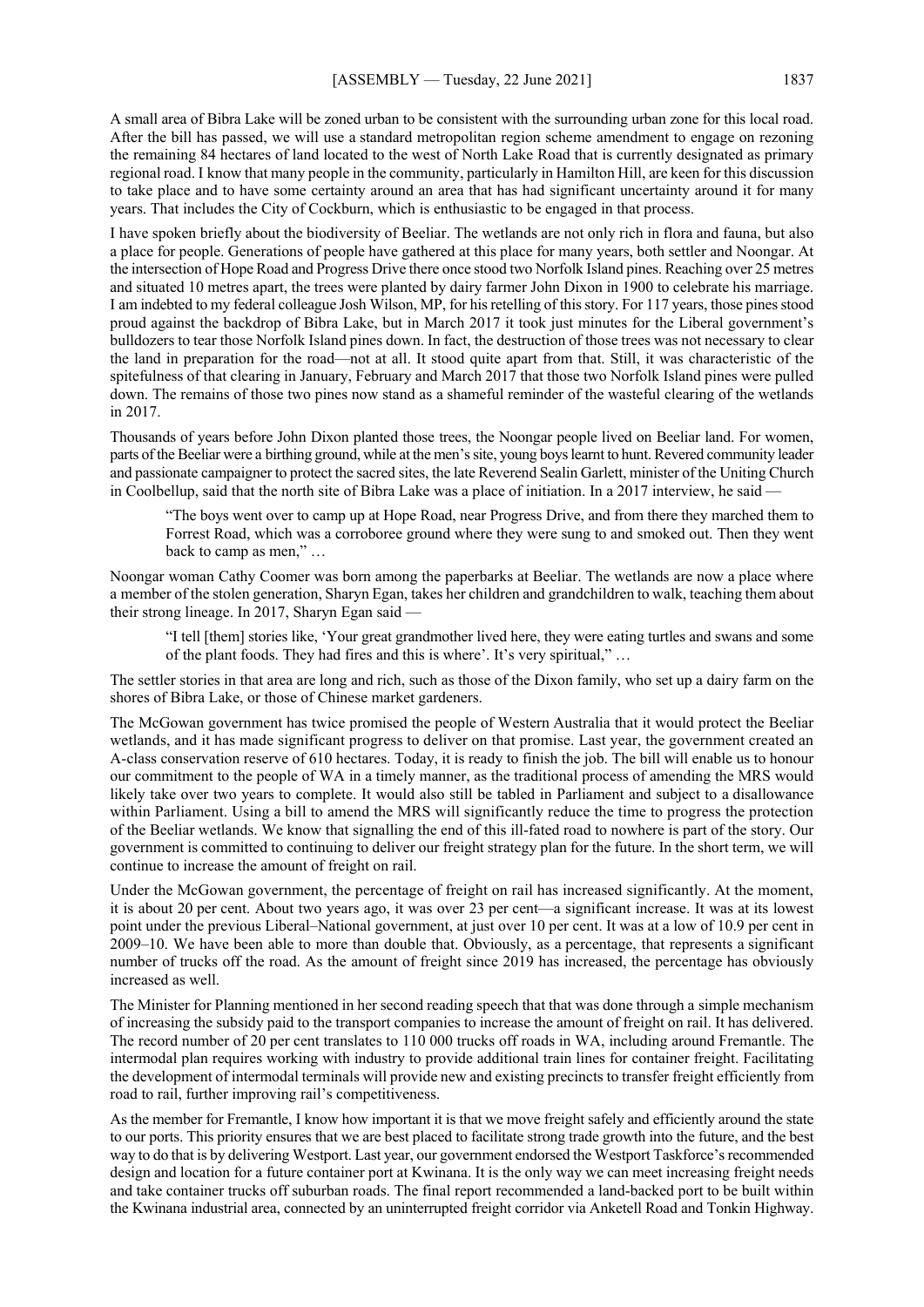A small area of Bibra Lake will be zoned urban to be consistent with the surrounding urban zone for this local road. After the bill has passed, we will use a standard metropolitan region scheme amendment to engage on rezoning the remaining 84 hectares of land located to the west of North Lake Road that is currently designated as primary regional road. I know that many people in the community, particularly in Hamilton Hill, are keen for this discussion to take place and to have some certainty around an area that has had significant uncertainty around it for many years. That includes the City of Cockburn, which is enthusiastic to be engaged in that process.

I have spoken briefly about the biodiversity of Beeliar. The wetlands are not only rich in flora and fauna, but also a place for people. Generations of people have gathered at this place for many years, both settler and Noongar. At the intersection of Hope Road and Progress Drive there once stood two Norfolk Island pines. Reaching over 25 metres and situated 10 metres apart, the trees were planted by dairy farmer John Dixon in 1900 to celebrate his marriage. I am indebted to my federal colleague Josh Wilson, MP, for his retelling of this story. For 117 years, those pines stood proud against the backdrop of Bibra Lake, but in March 2017 it took just minutes for the Liberal government's bulldozers to tear those Norfolk Island pines down. In fact, the destruction of those trees was not necessary to clear the land in preparation for the road—not at all. It stood quite apart from that. Still, it was characteristic of the spitefulness of that clearing in January, February and March 2017 that those two Norfolk Island pines were pulled down. The remains of those two pines now stand as a shameful reminder of the wasteful clearing of the wetlands in 2017.

Thousands of years before John Dixon planted those trees, the Noongar people lived on Beeliar land. For women, parts of the Beeliar were a birthing ground, while at the men's site, young boys learnt to hunt. Revered community leader and passionate campaigner to protect the sacred sites, the late Reverend Sealin Garlett, minister of the Uniting Church in Coolbellup, said that the north site of Bibra Lake was a place of initiation. In a 2017 interview, he said —

> "The boys went over to camp up at Hope Road, near Progress Drive, and from there they marched them to Forrest Road, which was a corroboree ground where they were sung to and smoked out. Then they went back to camp as men," …

Noongar woman Cathy Coomer was born among the paperbarks at Beeliar. The wetlands are now a place where a member of the stolen generation, Sharyn Egan, takes her children and grandchildren to walk, teaching them about their strong lineage. In 2017, Sharyn Egan said —

> "I tell [them] stories like, 'Your great grandmother lived here, they were eating turtles and swans and some of the plant foods. They had fires and this is where'. It's very spiritual," …

The settler stories in that area are long and rich, such as those of the Dixon family, who set up a dairy farm on the shores of Bibra Lake, or those of Chinese market gardeners.

The McGowan government has twice promised the people of Western Australia that it would protect the Beeliar wetlands, and it has made significant progress to deliver on that promise. Last year, the government created an A-class conservation reserve of 610 hectares. Today, it is ready to finish the job. The bill will enable us to honour our commitment to the people of WA in a timely manner, as the traditional process of amending the MRS would likely take over two years to complete. It would also still be tabled in Parliament and subject to a disallowance within Parliament. Using a bill to amend the MRS will significantly reduce the time to progress the protection of the Beeliar wetlands. We know that signalling the end of this ill-fated road to nowhere is part of the story. Our government is committed to continuing to deliver our freight strategy plan for the future. In the short term, we will continue to increase the amount of freight on rail.

Under the McGowan government, the percentage of freight on rail has increased significantly. At the moment, it is about 20 per cent. About two years ago, it was over 23 per cent—a significant increase. It was at its lowest point under the previous Liberal–National government, at just over 10 per cent. It was at a low of 10.9 per cent in 2009–10. We have been able to more than double that. Obviously, as a percentage, that represents a significant number of trucks off the road. As the amount of freight since 2019 has increased, the percentage has obviously increased as well.

The Minister for Planning mentioned in her second reading speech that that was done through a simple mechanism of increasing the subsidy paid to the transport companies to increase the amount of freight on rail. It has delivered. The record number of 20 per cent translates to 110 000 trucks off roads in WA, including around Fremantle. The intermodal plan requires working with industry to provide additional train lines for container freight. Facilitating the development of intermodal terminals will provide new and existing precincts to transfer freight efficiently from road to rail, further improving rail's competitiveness.

As the member for Fremantle, I know how important it is that we move freight safely and efficiently around the state to our ports. This priority ensures that we are best placed to facilitate strong trade growth into the future, and the best way to do that is by delivering Westport. Last year, our government endorsed the Westport Taskforce's recommended design and location for a future container port at Kwinana. It is the only way we can meet increasing freight needs and take container trucks off suburban roads. The final report recommended a land-backed port to be built within the Kwinana industrial area, connected by an uninterrupted freight corridor via Anketell Road and Tonkin Highway.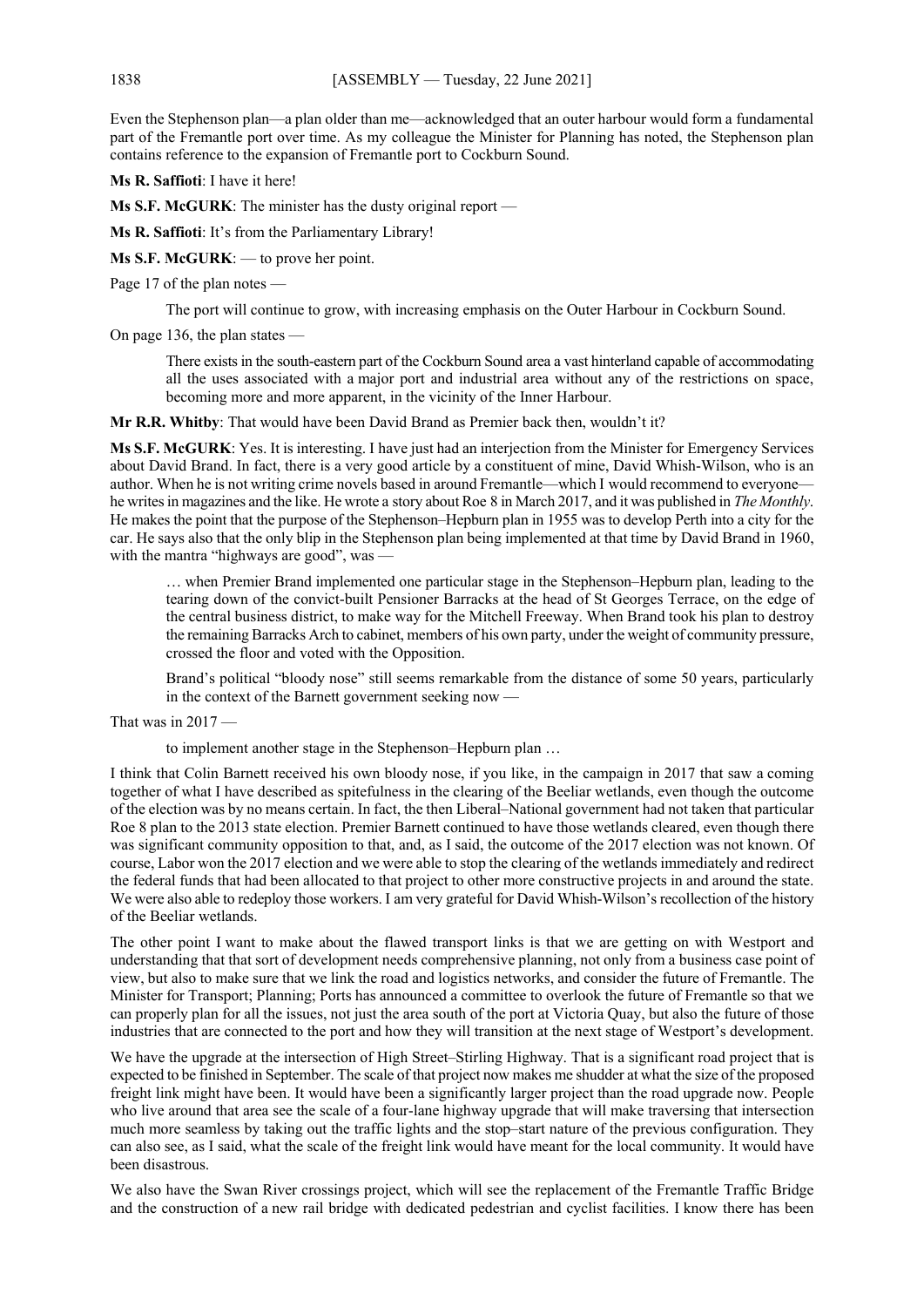Even the Stephenson plan—a plan older than me—acknowledged that an outer harbour would form a fundamental part of the Fremantle port over time. As my colleague the Minister for Planning has noted, the Stephenson plan contains reference to the expansion of Fremantle port to Cockburn Sound.

**Ms R. Saffioti**: I have it here!

**Ms S.F. McGURK**: The minister has the dusty original report —

**Ms R. Saffioti**: It's from the Parliamentary Library!

**Ms S.F. McGURK**: — to prove her point.

Page 17 of the plan notes —

> The port will continue to grow, with increasing emphasis on the Outer Harbour in Cockburn Sound.

On page 136, the plan states —

> There exists in the south-eastern part of the Cockburn Sound area a vast hinterland capable of accommodating all the uses associated with a major port and industrial area without any of the restrictions on space, becoming more and more apparent, in the vicinity of the Inner Harbour.

**Mr R.R. Whitby**: That would have been David Brand as Premier back then, wouldn't it?

**Ms S.F. McGURK**: Yes. It is interesting. I have just had an interjection from the Minister for Emergency Services about David Brand. In fact, there is a very good article by a constituent of mine, David Whish-Wilson, who is an author. When he is not writing crime novels based in around Fremantle—which I would recommend to everyone—he writes in magazines and the like. He wrote a story about Roe 8 in March 2017, and it was published in *The Monthly*. He makes the point that the purpose of the Stephenson–Hepburn plan in 1955 was to develop Perth into a city for the car. He says also that the only blip in the Stephenson plan being implemented at that time by David Brand in 1960, with the mantra "highways are good", was —

> … when Premier Brand implemented one particular stage in the Stephenson–Hepburn plan, leading to the tearing down of the convict-built Pensioner Barracks at the head of St Georges Terrace, on the edge of the central business district, to make way for the Mitchell Freeway. When Brand took his plan to destroy the remaining Barracks Arch to cabinet, members of his own party, under the weight of community pressure, crossed the floor and voted with the Opposition.
>
> Brand's political "bloody nose" still seems remarkable from the distance of some 50 years, particularly in the context of the Barnett government seeking now —

That was in 2017 —

> to implement another stage in the Stephenson–Hepburn plan …

I think that Colin Barnett received his own bloody nose, if you like, in the campaign in 2017 that saw a coming together of what I have described as spitefulness in the clearing of the Beeliar wetlands, even though the outcome of the election was by no means certain. In fact, the then Liberal–National government had not taken that particular Roe 8 plan to the 2013 state election. Premier Barnett continued to have those wetlands cleared, even though there was significant community opposition to that, and, as I said, the outcome of the 2017 election was not known. Of course, Labor won the 2017 election and we were able to stop the clearing of the wetlands immediately and redirect the federal funds that had been allocated to that project to other more constructive projects in and around the state. We were also able to redeploy those workers. I am very grateful for David Whish-Wilson's recollection of the history of the Beeliar wetlands.

The other point I want to make about the flawed transport links is that we are getting on with Westport and understanding that that sort of development needs comprehensive planning, not only from a business case point of view, but also to make sure that we link the road and logistics networks, and consider the future of Fremantle. The Minister for Transport; Planning; Ports has announced a committee to overlook the future of Fremantle so that we can properly plan for all the issues, not just the area south of the port at Victoria Quay, but also the future of those industries that are connected to the port and how they will transition at the next stage of Westport's development.

We have the upgrade at the intersection of High Street–Stirling Highway. That is a significant road project that is expected to be finished in September. The scale of that project now makes me shudder at what the size of the proposed freight link might have been. It would have been a significantly larger project than the road upgrade now. People who live around that area see the scale of a four-lane highway upgrade that will make traversing that intersection much more seamless by taking out the traffic lights and the stop–start nature of the previous configuration. They can also see, as I said, what the scale of the freight link would have meant for the local community. It would have been disastrous.

We also have the Swan River crossings project, which will see the replacement of the Fremantle Traffic Bridge and the construction of a new rail bridge with dedicated pedestrian and cyclist facilities. I know there has been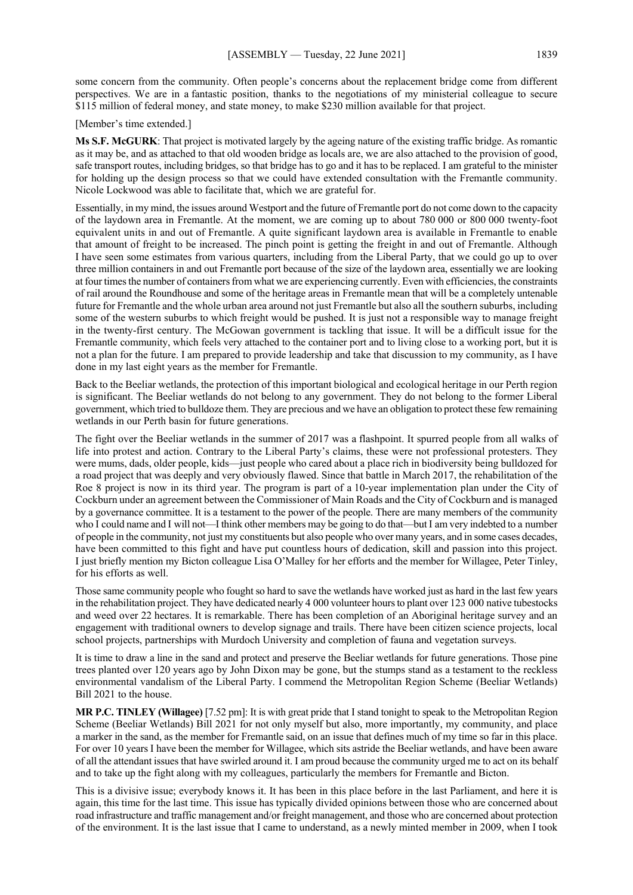some concern from the community. Often people's concerns about the replacement bridge come from different perspectives. We are in a fantastic position, thanks to the negotiations of my ministerial colleague to secure $115 million of federal money, and state money, to make $230 million available for that project.

[Member's time extended.]

**Ms S.F. McGURK**: That project is motivated largely by the ageing nature of the existing traffic bridge. As romantic as it may be, and as attached to that old wooden bridge as locals are, we are also attached to the provision of good, safe transport routes, including bridges, so that bridge has to go and it has to be replaced. I am grateful to the minister for holding up the design process so that we could have extended consultation with the Fremantle community. Nicole Lockwood was able to facilitate that, which we are grateful for.

Essentially, in my mind, the issues around Westport and the future of Fremantle port do not come down to the capacity of the laydown area in Fremantle. At the moment, we are coming up to about 780 000 or 800 000 twenty-foot equivalent units in and out of Fremantle. A quite significant laydown area is available in Fremantle to enable that amount of freight to be increased. The pinch point is getting the freight in and out of Fremantle. Although I have seen some estimates from various quarters, including from the Liberal Party, that we could go up to over three million containers in and out Fremantle port because of the size of the laydown area, essentially we are looking at four times the number of containers from what we are experiencing currently. Even with efficiencies, the constraints of rail around the Roundhouse and some of the heritage areas in Fremantle mean that will be a completely untenable future for Fremantle and the whole urban area around not just Fremantle but also all the southern suburbs, including some of the western suburbs to which freight would be pushed. It is just not a responsible way to manage freight in the twenty-first century. The McGowan government is tackling that issue. It will be a difficult issue for the Fremantle community, which feels very attached to the container port and to living close to a working port, but it is not a plan for the future. I am prepared to provide leadership and take that discussion to my community, as I have done in my last eight years as the member for Fremantle.

Back to the Beeliar wetlands, the protection of this important biological and ecological heritage in our Perth region is significant. The Beeliar wetlands do not belong to any government. They do not belong to the former Liberal government, which tried to bulldoze them. They are precious and we have an obligation to protect these few remaining wetlands in our Perth basin for future generations.

The fight over the Beeliar wetlands in the summer of 2017 was a flashpoint. It spurred people from all walks of life into protest and action. Contrary to the Liberal Party's claims, these were not professional protesters. They were mums, dads, older people, kids—just people who cared about a place rich in biodiversity being bulldozed for a road project that was deeply and very obviously flawed. Since that battle in March 2017, the rehabilitation of the Roe 8 project is now in its third year. The program is part of a 10-year implementation plan under the City of Cockburn under an agreement between the Commissioner of Main Roads and the City of Cockburn and is managed by a governance committee. It is a testament to the power of the people. There are many members of the community who I could name and I will not—I think other members may be going to do that—but I am very indebted to a number of people in the community, not just my constituents but also people who over many years, and in some cases decades, have been committed to this fight and have put countless hours of dedication, skill and passion into this project. I just briefly mention my Bicton colleague Lisa O'Malley for her efforts and the member for Willagee, Peter Tinley, for his efforts as well.

Those same community people who fought so hard to save the wetlands have worked just as hard in the last few years in the rehabilitation project. They have dedicated nearly 4 000 volunteer hours to plant over 123 000 native tubestocks and weed over 22 hectares. It is remarkable. There has been completion of an Aboriginal heritage survey and an engagement with traditional owners to develop signage and trails. There have been citizen science projects, local school projects, partnerships with Murdoch University and completion of fauna and vegetation surveys.

It is time to draw a line in the sand and protect and preserve the Beeliar wetlands for future generations. Those pine trees planted over 120 years ago by John Dixon may be gone, but the stumps stand as a testament to the reckless environmental vandalism of the Liberal Party. I commend the Metropolitan Region Scheme (Beeliar Wetlands) Bill 2021 to the house.

**MR P.C. TINLEY (Willagee)** [7.52 pm]: It is with great pride that I stand tonight to speak to the Metropolitan Region Scheme (Beeliar Wetlands) Bill 2021 for not only myself but also, more importantly, my community, and place a marker in the sand, as the member for Fremantle said, on an issue that defines much of my time so far in this place. For over 10 years I have been the member for Willagee, which sits astride the Beeliar wetlands, and have been aware of all the attendant issues that have swirled around it. I am proud because the community urged me to act on its behalf and to take up the fight along with my colleagues, particularly the members for Fremantle and Bicton.

This is a divisive issue; everybody knows it. It has been in this place before in the last Parliament, and here it is again, this time for the last time. This issue has typically divided opinions between those who are concerned about road infrastructure and traffic management and/or freight management, and those who are concerned about protection of the environment. It is the last issue that I came to understand, as a newly minted member in 2009, when I took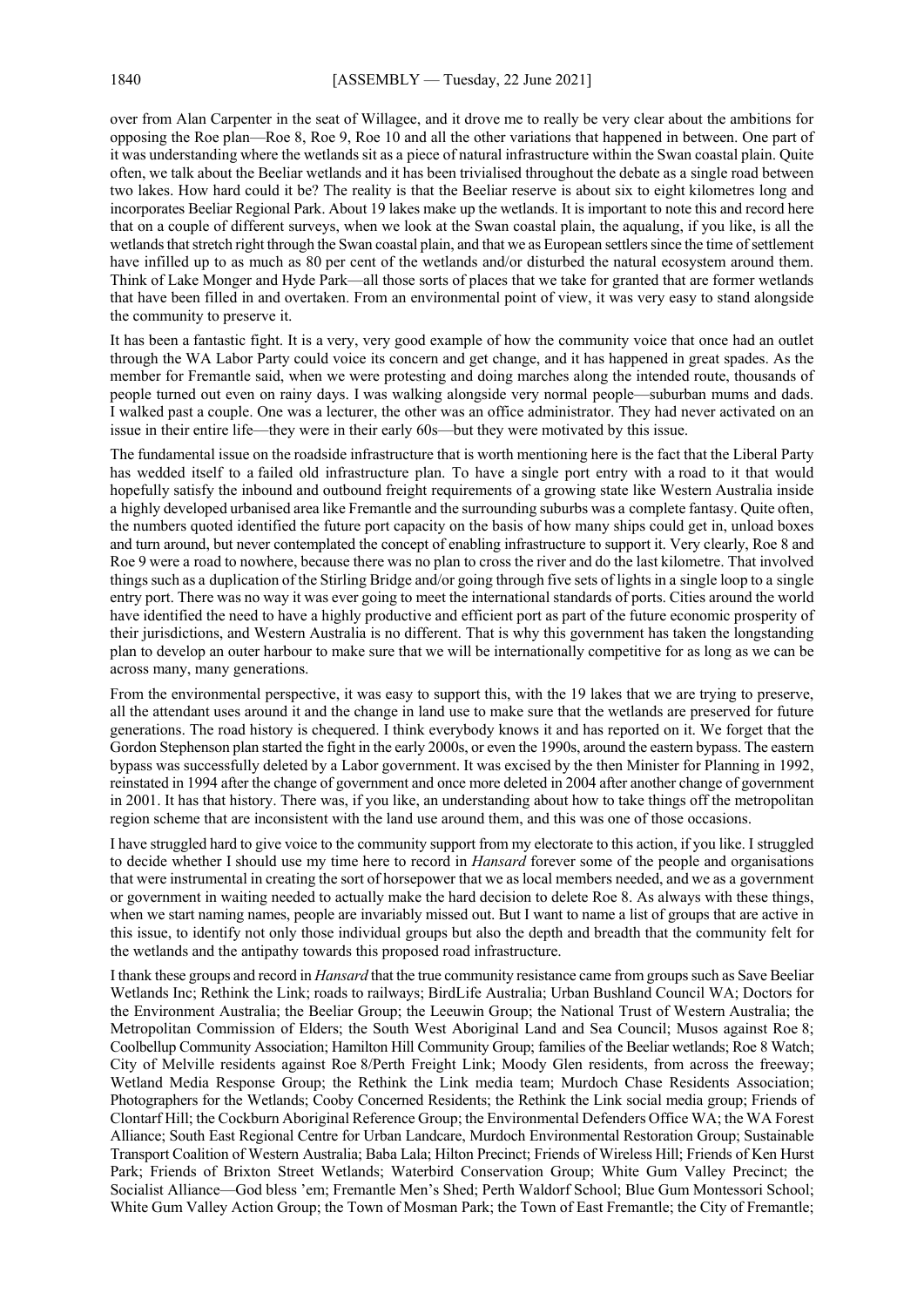over from Alan Carpenter in the seat of Willagee, and it drove me to really be very clear about the ambitions for opposing the Roe plan—Roe 8, Roe 9, Roe 10 and all the other variations that happened in between. One part of it was understanding where the wetlands sit as a piece of natural infrastructure within the Swan coastal plain. Quite often, we talk about the Beeliar wetlands and it has been trivialised throughout the debate as a single road between two lakes. How hard could it be? The reality is that the Beeliar reserve is about six to eight kilometres long and incorporates Beeliar Regional Park. About 19 lakes make up the wetlands. It is important to note this and record here that on a couple of different surveys, when we look at the Swan coastal plain, the aqualung, if you like, is all the wetlands that stretch right through the Swan coastal plain, and that we as European settlers since the time of settlement have infilled up to as much as 80 per cent of the wetlands and/or disturbed the natural ecosystem around them. Think of Lake Monger and Hyde Park—all those sorts of places that we take for granted that are former wetlands that have been filled in and overtaken. From an environmental point of view, it was very easy to stand alongside the community to preserve it.

It has been a fantastic fight. It is a very, very good example of how the community voice that once had an outlet through the WA Labor Party could voice its concern and get change, and it has happened in great spades. As the member for Fremantle said, when we were protesting and doing marches along the intended route, thousands of people turned out even on rainy days. I was walking alongside very normal people—suburban mums and dads. I walked past a couple. One was a lecturer, the other was an office administrator. They had never activated on an issue in their entire life—they were in their early 60s—but they were motivated by this issue.

The fundamental issue on the roadside infrastructure that is worth mentioning here is the fact that the Liberal Party has wedded itself to a failed old infrastructure plan. To have a single port entry with a road to it that would hopefully satisfy the inbound and outbound freight requirements of a growing state like Western Australia inside a highly developed urbanised area like Fremantle and the surrounding suburbs was a complete fantasy. Quite often, the numbers quoted identified the future port capacity on the basis of how many ships could get in, unload boxes and turn around, but never contemplated the concept of enabling infrastructure to support it. Very clearly, Roe 8 and Roe 9 were a road to nowhere, because there was no plan to cross the river and do the last kilometre. That involved things such as a duplication of the Stirling Bridge and/or going through five sets of lights in a single loop to a single entry port. There was no way it was ever going to meet the international standards of ports. Cities around the world have identified the need to have a highly productive and efficient port as part of the future economic prosperity of their jurisdictions, and Western Australia is no different. That is why this government has taken the longstanding plan to develop an outer harbour to make sure that we will be internationally competitive for as long as we can be across many, many generations.

From the environmental perspective, it was easy to support this, with the 19 lakes that we are trying to preserve, all the attendant uses around it and the change in land use to make sure that the wetlands are preserved for future generations. The road history is chequered. I think everybody knows it and has reported on it. We forget that the Gordon Stephenson plan started the fight in the early 2000s, or even the 1990s, around the eastern bypass. The eastern bypass was successfully deleted by a Labor government. It was excised by the then Minister for Planning in 1992, reinstated in 1994 after the change of government and once more deleted in 2004 after another change of government in 2001. It has that history. There was, if you like, an understanding about how to take things off the metropolitan region scheme that are inconsistent with the land use around them, and this was one of those occasions.

I have struggled hard to give voice to the community support from my electorate to this action, if you like. I struggled to decide whether I should use my time here to record in *Hansard* forever some of the people and organisations that were instrumental in creating the sort of horsepower that we as local members needed, and we as a government or government in waiting needed to actually make the hard decision to delete Roe 8. As always with these things, when we start naming names, people are invariably missed out. But I want to name a list of groups that are active in this issue, to identify not only those individual groups but also the depth and breadth that the community felt for the wetlands and the antipathy towards this proposed road infrastructure.

I thank these groups and record in *Hansard* that the true community resistance came from groups such as Save Beeliar Wetlands Inc; Rethink the Link; roads to railways; BirdLife Australia; Urban Bushland Council WA; Doctors for the Environment Australia; the Beeliar Group; the Leeuwin Group; the National Trust of Western Australia; the Metropolitan Commission of Elders; the South West Aboriginal Land and Sea Council; Musos against Roe 8; Coolbellup Community Association; Hamilton Hill Community Group; families of the Beeliar wetlands; Roe 8 Watch; City of Melville residents against Roe 8/Perth Freight Link; Moody Glen residents, from across the freeway; Wetland Media Response Group; the Rethink the Link media team; Murdoch Chase Residents Association; Photographers for the Wetlands; Cooby Concerned Residents; the Rethink the Link social media group; Friends of Clontarf Hill; the Cockburn Aboriginal Reference Group; the Environmental Defenders Office WA; the WA Forest Alliance; South East Regional Centre for Urban Landcare, Murdoch Environmental Restoration Group; Sustainable Transport Coalition of Western Australia; Baba Lala; Hilton Precinct; Friends of Wireless Hill; Friends of Ken Hurst Park; Friends of Brixton Street Wetlands; Waterbird Conservation Group; White Gum Valley Precinct; the Socialist Alliance—God bless 'em; Fremantle Men's Shed; Perth Waldorf School; Blue Gum Montessori School; White Gum Valley Action Group; the Town of Mosman Park; the Town of East Fremantle; the City of Fremantle;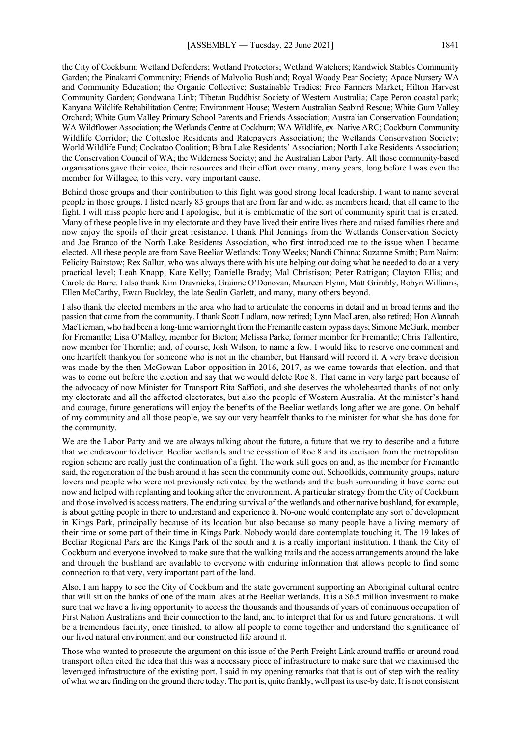the City of Cockburn; Wetland Defenders; Wetland Protectors; Wetland Watchers; Randwick Stables Community Garden; the Pinakarri Community; Friends of Malvolio Bushland; Royal Woody Pear Society; Apace Nursery WA and Community Education; the Organic Collective; Sustainable Tradies; Freo Farmers Market; Hilton Harvest Community Garden; Gondwana Link; Tibetan Buddhist Society of Western Australia; Cape Peron coastal park; Kanyana Wildlife Rehabilitation Centre; Environment House; Western Australian Seabird Rescue; White Gum Valley Orchard; White Gum Valley Primary School Parents and Friends Association; Australian Conservation Foundation; WA Wildflower Association; the Wetlands Centre at Cockburn; WA Wildlife, ex–Native ARC; Cockburn Community Wildlife Corridor; the Cottesloe Residents and Ratepayers Association; the Wetlands Conservation Society; World Wildlife Fund; Cockatoo Coalition; Bibra Lake Residents' Association; North Lake Residents Association; the Conservation Council of WA; the Wilderness Society; and the Australian Labor Party. All those community-based organisations gave their voice, their resources and their effort over many, many years, long before I was even the member for Willagee, to this very, very important cause.

Behind those groups and their contribution to this fight was good strong local leadership. I want to name several people in those groups. I listed nearly 83 groups that are from far and wide, as members heard, that all came to the fight. I will miss people here and I apologise, but it is emblematic of the sort of community spirit that is created. Many of these people live in my electorate and they have lived their entire lives there and raised families there and now enjoy the spoils of their great resistance. I thank Phil Jennings from the Wetlands Conservation Society and Joe Branco of the North Lake Residents Association, who first introduced me to the issue when I became elected. All these people are from Save Beeliar Wetlands: Tony Weeks; Nandi Chinna; Suzanne Smith; Pam Nairn; Felicity Bairstow; Rex Sallur, who was always there with his ute helping out doing what he needed to do at a very practical level; Leah Knapp; Kate Kelly; Danielle Brady; Mal Christison; Peter Rattigan; Clayton Ellis; and Carole de Barre. I also thank Kim Dravnieks, Grainne O'Donovan, Maureen Flynn, Matt Grimbly, Robyn Williams, Ellen McCarthy, Ewan Buckley, the late Sealin Garlett, and many, many others beyond.

I also thank the elected members in the area who had to articulate the concerns in detail and in broad terms and the passion that came from the community. I thank Scott Ludlam, now retired; Lynn MacLaren, also retired; Hon Alannah MacTiernan, who had been a long-time warrior right from the Fremantle eastern bypass days; Simone McGurk, member for Fremantle; Lisa O'Malley, member for Bicton; Melissa Parke, former member for Fremantle; Chris Tallentire, now member for Thornlie; and, of course, Josh Wilson, to name a few. I would like to reserve one comment and one heartfelt thankyou for someone who is not in the chamber, but Hansard will record it. A very brave decision was made by the then McGowan Labor opposition in 2016, 2017, as we came towards that election, and that was to come out before the election and say that we would delete Roe 8. That came in very large part because of the advocacy of now Minister for Transport Rita Saffioti, and she deserves the wholehearted thanks of not only my electorate and all the affected electorates, but also the people of Western Australia. At the minister's hand and courage, future generations will enjoy the benefits of the Beeliar wetlands long after we are gone. On behalf of my community and all those people, we say our very heartfelt thanks to the minister for what she has done for the community.

We are the Labor Party and we are always talking about the future, a future that we try to describe and a future that we endeavour to deliver. Beeliar wetlands and the cessation of Roe 8 and its excision from the metropolitan region scheme are really just the continuation of a fight. The work still goes on and, as the member for Fremantle said, the regeneration of the bush around it has seen the community come out. Schoolkids, community groups, nature lovers and people who were not previously activated by the wetlands and the bush surrounding it have come out now and helped with replanting and looking after the environment. A particular strategy from the City of Cockburn and those involved is access matters. The enduring survival of the wetlands and other native bushland, for example, is about getting people in there to understand and experience it. No-one would contemplate any sort of development in Kings Park, principally because of its location but also because so many people have a living memory of their time or some part of their time in Kings Park. Nobody would dare contemplate touching it. The 19 lakes of Beeliar Regional Park are the Kings Park of the south and it is a really important institution. I thank the City of Cockburn and everyone involved to make sure that the walking trails and the access arrangements around the lake and through the bushland are available to everyone with enduring information that allows people to find some connection to that very, very important part of the land.

Also, I am happy to see the City of Cockburn and the state government supporting an Aboriginal cultural centre that will sit on the banks of one of the main lakes at the Beeliar wetlands. It is a $6.5 million investment to make sure that we have a living opportunity to access the thousands and thousands of years of continuous occupation of First Nation Australians and their connection to the land, and to interpret that for us and future generations. It will be a tremendous facility, once finished, to allow all people to come together and understand the significance of our lived natural environment and our constructed life around it.

Those who wanted to prosecute the argument on this issue of the Perth Freight Link around traffic or around road transport often cited the idea that this was a necessary piece of infrastructure to make sure that we maximised the leveraged infrastructure of the existing port. I said in my opening remarks that that is out of step with the reality of what we are finding on the ground there today. The port is, quite frankly, well past its use-by date. It is not consistent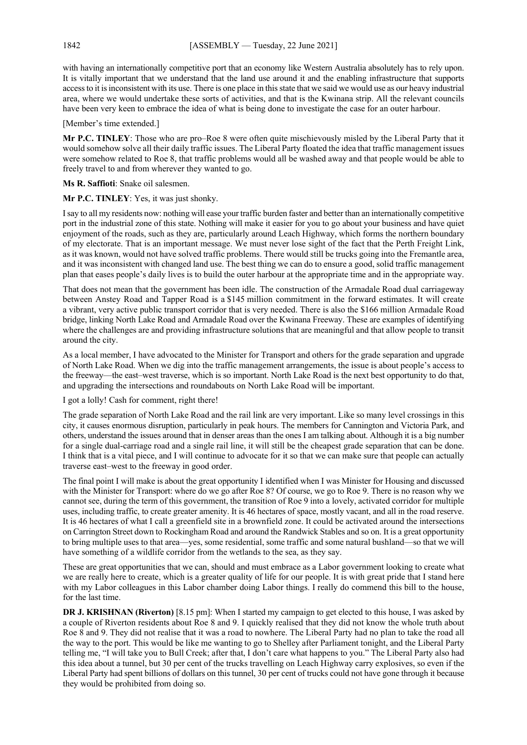with having an internationally competitive port that an economy like Western Australia absolutely has to rely upon. It is vitally important that we understand that the land use around it and the enabling infrastructure that supports access to it is inconsistent with its use. There is one place in this state that we said we would use as our heavy industrial area, where we would undertake these sorts of activities, and that is the Kwinana strip. All the relevant councils have been very keen to embrace the idea of what is being done to investigate the case for an outer harbour.

[Member's time extended.]

**Mr P.C. TINLEY**: Those who are pro–Roe 8 were often quite mischievously misled by the Liberal Party that it would somehow solve all their daily traffic issues. The Liberal Party floated the idea that traffic management issues were somehow related to Roe 8, that traffic problems would all be washed away and that people would be able to freely travel to and from wherever they wanted to go.

**Ms R. Saffioti**: Snake oil salesmen.

**Mr P.C. TINLEY**: Yes, it was just shonky.

I say to all my residents now: nothing will ease your traffic burden faster and better than an internationally competitive port in the industrial zone of this state. Nothing will make it easier for you to go about your business and have quiet enjoyment of the roads, such as they are, particularly around Leach Highway, which forms the northern boundary of my electorate. That is an important message. We must never lose sight of the fact that the Perth Freight Link, as it was known, would not have solved traffic problems. There would still be trucks going into the Fremantle area, and it was inconsistent with changed land use. The best thing we can do to ensure a good, solid traffic management plan that eases people's daily lives is to build the outer harbour at the appropriate time and in the appropriate way.

That does not mean that the government has been idle. The construction of the Armadale Road dual carriageway between Anstey Road and Tapper Road is a $145 million commitment in the forward estimates. It will create a vibrant, very active public transport corridor that is very needed. There is also the $166 million Armadale Road bridge, linking North Lake Road and Armadale Road over the Kwinana Freeway. These are examples of identifying where the challenges are and providing infrastructure solutions that are meaningful and that allow people to transit around the city.

As a local member, I have advocated to the Minister for Transport and others for the grade separation and upgrade of North Lake Road. When we dig into the traffic management arrangements, the issue is about people's access to the freeway—the east–west traverse, which is so important. North Lake Road is the next best opportunity to do that, and upgrading the intersections and roundabouts on North Lake Road will be important.

I got a lolly! Cash for comment, right there!

The grade separation of North Lake Road and the rail link are very important. Like so many level crossings in this city, it causes enormous disruption, particularly in peak hours. The members for Cannington and Victoria Park, and others, understand the issues around that in denser areas than the ones I am talking about. Although it is a big number for a single dual-carriage road and a single rail line, it will still be the cheapest grade separation that can be done. I think that is a vital piece, and I will continue to advocate for it so that we can make sure that people can actually traverse east–west to the freeway in good order.

The final point I will make is about the great opportunity I identified when I was Minister for Housing and discussed with the Minister for Transport: where do we go after Roe 8? Of course, we go to Roe 9. There is no reason why we cannot see, during the term of this government, the transition of Roe 9 into a lovely, activated corridor for multiple uses, including traffic, to create greater amenity. It is 46 hectares of space, mostly vacant, and all in the road reserve. It is 46 hectares of what I call a greenfield site in a brownfield zone. It could be activated around the intersections on Carrington Street down to Rockingham Road and around the Randwick Stables and so on. It is a great opportunity to bring multiple uses to that area—yes, some residential, some traffic and some natural bushland—so that we will have something of a wildlife corridor from the wetlands to the sea, as they say.

These are great opportunities that we can, should and must embrace as a Labor government looking to create what we are really here to create, which is a greater quality of life for our people. It is with great pride that I stand here with my Labor colleagues in this Labor chamber doing Labor things. I really do commend this bill to the house, for the last time.

**DR J. KRISHNAN (Riverton)** [8.15 pm]: When I started my campaign to get elected to this house, I was asked by a couple of Riverton residents about Roe 8 and 9. I quickly realised that they did not know the whole truth about Roe 8 and 9. They did not realise that it was a road to nowhere. The Liberal Party had no plan to take the road all the way to the port. This would be like me wanting to go to Shelley after Parliament tonight, and the Liberal Party telling me, "I will take you to Bull Creek; after that, I don't care what happens to you." The Liberal Party also had this idea about a tunnel, but 30 per cent of the trucks travelling on Leach Highway carry explosives, so even if the Liberal Party had spent billions of dollars on this tunnel, 30 per cent of trucks could not have gone through it because they would be prohibited from doing so.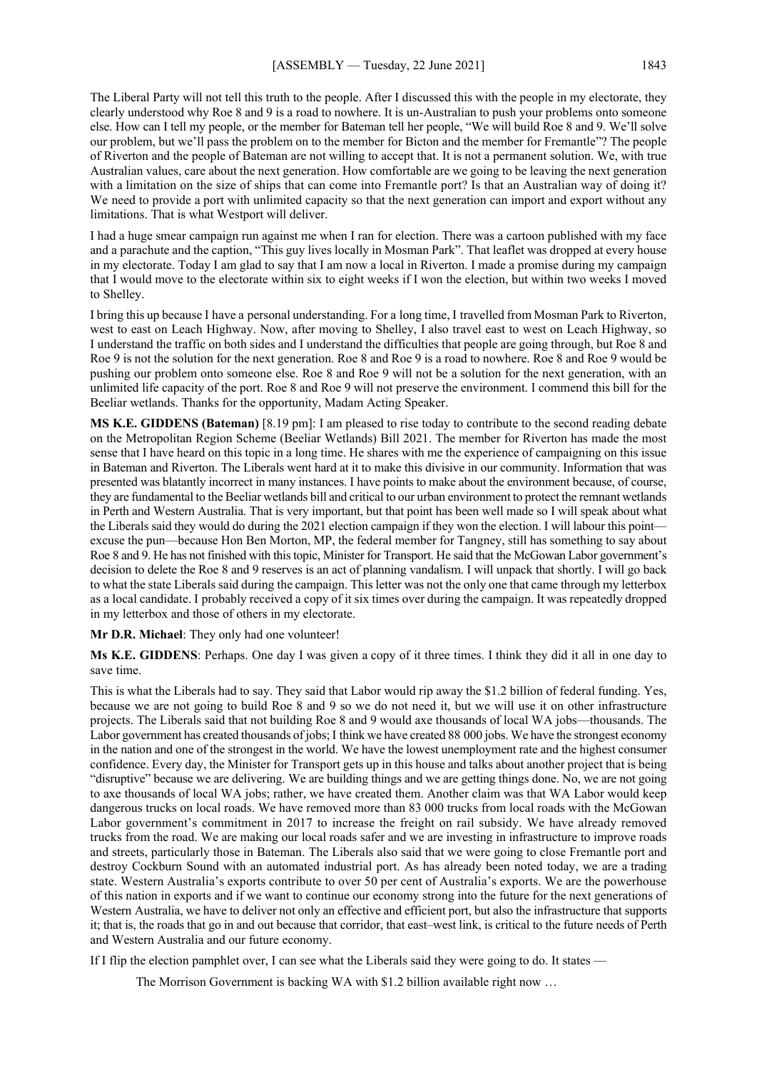The Liberal Party will not tell this truth to the people. After I discussed this with the people in my electorate, they clearly understood why Roe 8 and 9 is a road to nowhere. It is un-Australian to push your problems onto someone else. How can I tell my people, or the member for Bateman tell her people, "We will build Roe 8 and 9. We'll solve our problem, but we'll pass the problem on to the member for Bicton and the member for Fremantle"? The people of Riverton and the people of Bateman are not willing to accept that. It is not a permanent solution. We, with true Australian values, care about the next generation. How comfortable are we going to be leaving the next generation with a limitation on the size of ships that can come into Fremantle port? Is that an Australian way of doing it? We need to provide a port with unlimited capacity so that the next generation can import and export without any limitations. That is what Westport will deliver.

I had a huge smear campaign run against me when I ran for election. There was a cartoon published with my face and a parachute and the caption, "This guy lives locally in Mosman Park". That leaflet was dropped at every house in my electorate. Today I am glad to say that I am now a local in Riverton. I made a promise during my campaign that I would move to the electorate within six to eight weeks if I won the election, but within two weeks I moved to Shelley.

I bring this up because I have a personal understanding. For a long time, I travelled from Mosman Park to Riverton, west to east on Leach Highway. Now, after moving to Shelley, I also travel east to west on Leach Highway, so I understand the traffic on both sides and I understand the difficulties that people are going through, but Roe 8 and Roe 9 is not the solution for the next generation. Roe 8 and Roe 9 is a road to nowhere. Roe 8 and Roe 9 would be pushing our problem onto someone else. Roe 8 and Roe 9 will not be a solution for the next generation, with an unlimited life capacity of the port. Roe 8 and Roe 9 will not preserve the environment. I commend this bill for the Beeliar wetlands. Thanks for the opportunity, Madam Acting Speaker.

**MS K.E. GIDDENS (Bateman)** [8.19 pm]: I am pleased to rise today to contribute to the second reading debate on the Metropolitan Region Scheme (Beeliar Wetlands) Bill 2021. The member for Riverton has made the most sense that I have heard on this topic in a long time. He shares with me the experience of campaigning on this issue in Bateman and Riverton. The Liberals went hard at it to make this divisive in our community. Information that was presented was blatantly incorrect in many instances. I have points to make about the environment because, of course, they are fundamental to the Beeliar wetlands bill and critical to our urban environment to protect the remnant wetlands in Perth and Western Australia. That is very important, but that point has been well made so I will speak about what the Liberals said they would do during the 2021 election campaign if they won the election. I will labour this point—excuse the pun—because Hon Ben Morton, MP, the federal member for Tangney, still has something to say about Roe 8 and 9. He has not finished with this topic, Minister for Transport. He said that the McGowan Labor government's decision to delete the Roe 8 and 9 reserves is an act of planning vandalism. I will unpack that shortly. I will go back to what the state Liberals said during the campaign. This letter was not the only one that came through my letterbox as a local candidate. I probably received a copy of it six times over during the campaign. It was repeatedly dropped in my letterbox and those of others in my electorate.

**Mr D.R. Michael**: They only had one volunteer!

**Ms K.E. GIDDENS**: Perhaps. One day I was given a copy of it three times. I think they did it all in one day to save time.

This is what the Liberals had to say. They said that Labor would rip away the $1.2 billion of federal funding. Yes, because we are not going to build Roe 8 and 9 so we do not need it, but we will use it on other infrastructure projects. The Liberals said that not building Roe 8 and 9 would axe thousands of local WA jobs—thousands. The Labor government has created thousands of jobs; I think we have created 88 000 jobs. We have the strongest economy in the nation and one of the strongest in the world. We have the lowest unemployment rate and the highest consumer confidence. Every day, the Minister for Transport gets up in this house and talks about another project that is being "disruptive" because we are delivering. We are building things and we are getting things done. No, we are not going to axe thousands of local WA jobs; rather, we have created them. Another claim was that WA Labor would keep dangerous trucks on local roads. We have removed more than 83 000 trucks from local roads with the McGowan Labor government's commitment in 2017 to increase the freight on rail subsidy. We have already removed trucks from the road. We are making our local roads safer and we are investing in infrastructure to improve roads and streets, particularly those in Bateman. The Liberals also said that we were going to close Fremantle port and destroy Cockburn Sound with an automated industrial port. As has already been noted today, we are a trading state. Western Australia's exports contribute to over 50 per cent of Australia's exports. We are the powerhouse of this nation in exports and if we want to continue our economy strong into the future for the next generations of Western Australia, we have to deliver not only an effective and efficient port, but also the infrastructure that supports it; that is, the roads that go in and out because that corridor, that east–west link, is critical to the future needs of Perth and Western Australia and our future economy.

If I flip the election pamphlet over, I can see what the Liberals said they were going to do. It states —

> The Morrison Government is backing WA with $1.2 billion available right now …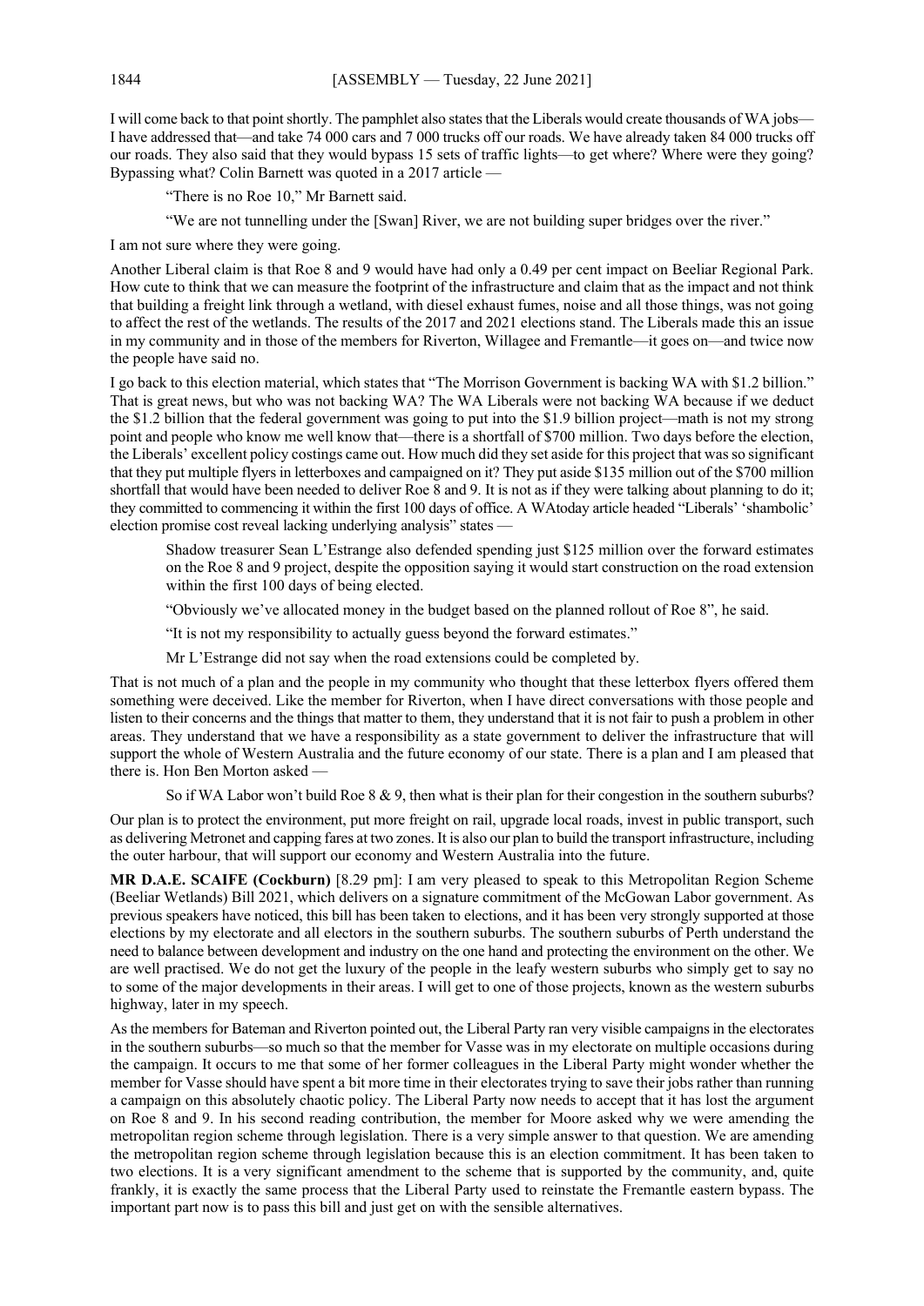I will come back to that point shortly. The pamphlet also states that the Liberals would create thousands of WA jobs—I have addressed that—and take 74 000 cars and 7 000 trucks off our roads. We have already taken 84 000 trucks off our roads. They also said that they would bypass 15 sets of traffic lights—to get where? Where were they going? Bypassing what? Colin Barnett was quoted in a 2017 article —

> "There is no Roe 10," Mr Barnett said.
>
> "We are not tunnelling under the [Swan] River, we are not building super bridges over the river."

I am not sure where they were going.

Another Liberal claim is that Roe 8 and 9 would have had only a 0.49 per cent impact on Beeliar Regional Park. How cute to think that we can measure the footprint of the infrastructure and claim that as the impact and not think that building a freight link through a wetland, with diesel exhaust fumes, noise and all those things, was not going to affect the rest of the wetlands. The results of the 2017 and 2021 elections stand. The Liberals made this an issue in my community and in those of the members for Riverton, Willagee and Fremantle—it goes on—and twice now the people have said no.

I go back to this election material, which states that "The Morrison Government is backing WA with $1.2 billion." That is great news, but who was not backing WA? The WA Liberals were not backing WA because if we deduct the $1.2 billion that the federal government was going to put into the $1.9 billion project—math is not my strong point and people who know me well know that—there is a shortfall of $700 million. Two days before the election, the Liberals' excellent policy costings came out. How much did they set aside for this project that was so significant that they put multiple flyers in letterboxes and campaigned on it? They put aside $135 million out of the $700 million shortfall that would have been needed to deliver Roe 8 and 9. It is not as if they were talking about planning to do it; they committed to commencing it within the first 100 days of office. A WAtoday article headed "Liberals' 'shambolic' election promise cost reveal lacking underlying analysis" states —

> Shadow treasurer Sean L'Estrange also defended spending just $125 million over the forward estimates on the Roe 8 and 9 project, despite the opposition saying it would start construction on the road extension within the first 100 days of being elected.
>
> "Obviously we've allocated money in the budget based on the planned rollout of Roe 8", he said.
>
> "It is not my responsibility to actually guess beyond the forward estimates."
>
> Mr L'Estrange did not say when the road extensions could be completed by.

That is not much of a plan and the people in my community who thought that these letterbox flyers offered them something were deceived. Like the member for Riverton, when I have direct conversations with those people and listen to their concerns and the things that matter to them, they understand that it is not fair to push a problem in other areas. They understand that we have a responsibility as a state government to deliver the infrastructure that will support the whole of Western Australia and the future economy of our state. There is a plan and I am pleased that there is. Hon Ben Morton asked —

> So if WA Labor won't build Roe 8 & 9, then what is their plan for their congestion in the southern suburbs?

Our plan is to protect the environment, put more freight on rail, upgrade local roads, invest in public transport, such as delivering Metronet and capping fares at two zones. It is also our plan to build the transport infrastructure, including the outer harbour, that will support our economy and Western Australia into the future.

**MR D.A.E. SCAIFE (Cockburn)** [8.29 pm]: I am very pleased to speak to this Metropolitan Region Scheme (Beeliar Wetlands) Bill 2021, which delivers on a signature commitment of the McGowan Labor government. As previous speakers have noticed, this bill has been taken to elections, and it has been very strongly supported at those elections by my electorate and all electors in the southern suburbs. The southern suburbs of Perth understand the need to balance between development and industry on the one hand and protecting the environment on the other. We are well practised. We do not get the luxury of the people in the leafy western suburbs who simply get to say no to some of the major developments in their areas. I will get to one of those projects, known as the western suburbs highway, later in my speech.

As the members for Bateman and Riverton pointed out, the Liberal Party ran very visible campaigns in the electorates in the southern suburbs—so much so that the member for Vasse was in my electorate on multiple occasions during the campaign. It occurs to me that some of her former colleagues in the Liberal Party might wonder whether the member for Vasse should have spent a bit more time in their electorates trying to save their jobs rather than running a campaign on this absolutely chaotic policy. The Liberal Party now needs to accept that it has lost the argument on Roe 8 and 9. In his second reading contribution, the member for Moore asked why we were amending the metropolitan region scheme through legislation. There is a very simple answer to that question. We are amending the metropolitan region scheme through legislation because this is an election commitment. It has been taken to two elections. It is a very significant amendment to the scheme that is supported by the community, and, quite frankly, it is exactly the same process that the Liberal Party used to reinstate the Fremantle eastern bypass. The important part now is to pass this bill and just get on with the sensible alternatives.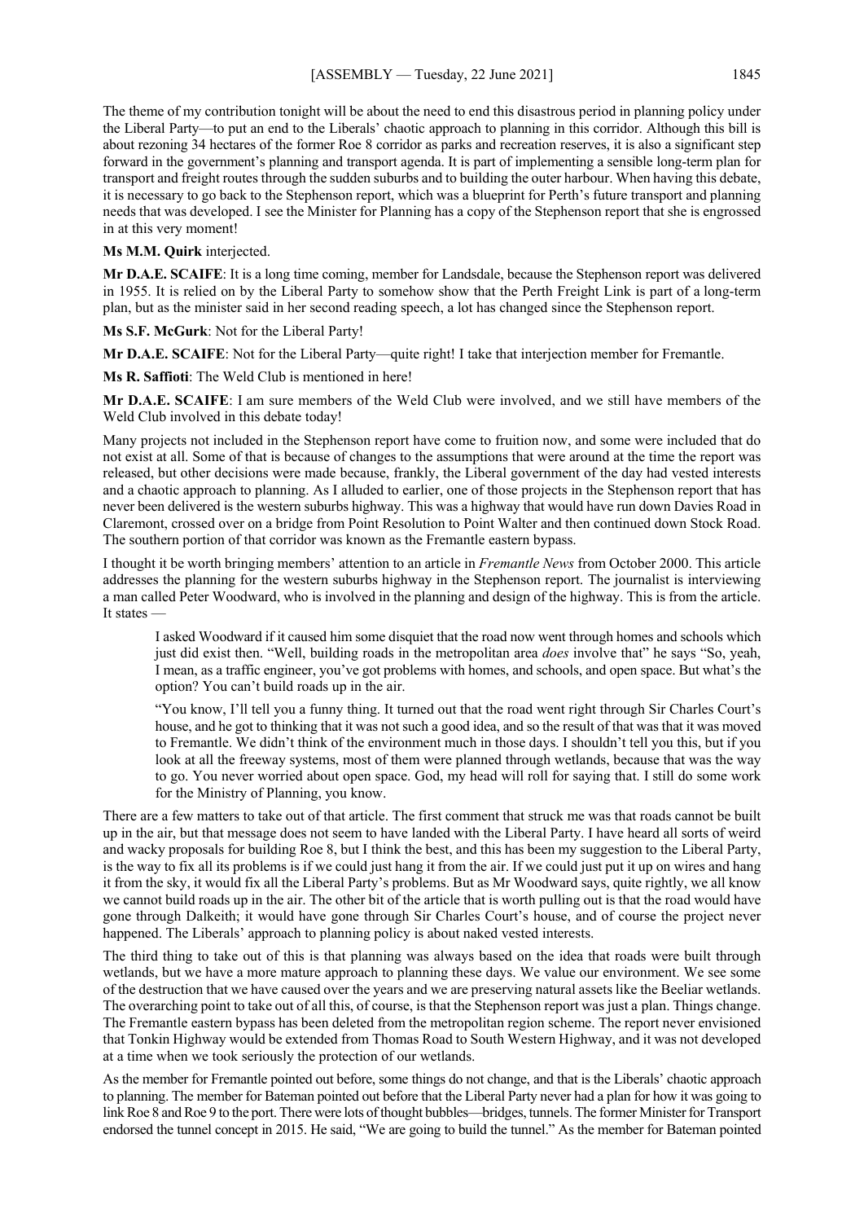The theme of my contribution tonight will be about the need to end this disastrous period in planning policy under the Liberal Party—to put an end to the Liberals' chaotic approach to planning in this corridor. Although this bill is about rezoning 34 hectares of the former Roe 8 corridor as parks and recreation reserves, it is also a significant step forward in the government's planning and transport agenda. It is part of implementing a sensible long-term plan for transport and freight routes through the sudden suburbs and to building the outer harbour. When having this debate, it is necessary to go back to the Stephenson report, which was a blueprint for Perth's future transport and planning needs that was developed. I see the Minister for Planning has a copy of the Stephenson report that she is engrossed in at this very moment!

**Ms M.M. Quirk** interjected.

**Mr D.A.E. SCAIFE**: It is a long time coming, member for Landsdale, because the Stephenson report was delivered in 1955. It is relied on by the Liberal Party to somehow show that the Perth Freight Link is part of a long-term plan, but as the minister said in her second reading speech, a lot has changed since the Stephenson report.

**Ms S.F. McGurk**: Not for the Liberal Party!

**Mr D.A.E. SCAIFE**: Not for the Liberal Party—quite right! I take that interjection member for Fremantle.

**Ms R. Saffioti**: The Weld Club is mentioned in here!

**Mr D.A.E. SCAIFE**: I am sure members of the Weld Club were involved, and we still have members of the Weld Club involved in this debate today!

Many projects not included in the Stephenson report have come to fruition now, and some were included that do not exist at all. Some of that is because of changes to the assumptions that were around at the time the report was released, but other decisions were made because, frankly, the Liberal government of the day had vested interests and a chaotic approach to planning. As I alluded to earlier, one of those projects in the Stephenson report that has never been delivered is the western suburbs highway. This was a highway that would have run down Davies Road in Claremont, crossed over on a bridge from Point Resolution to Point Walter and then continued down Stock Road. The southern portion of that corridor was known as the Fremantle eastern bypass.

I thought it be worth bringing members' attention to an article in *Fremantle News* from October 2000. This article addresses the planning for the western suburbs highway in the Stephenson report. The journalist is interviewing a man called Peter Woodward, who is involved in the planning and design of the highway. This is from the article. It states —

> I asked Woodward if it caused him some disquiet that the road now went through homes and schools which just did exist then. "Well, building roads in the metropolitan area *does* involve that" he says "So, yeah, I mean, as a traffic engineer, you've got problems with homes, and schools, and open space. But what's the option? You can't build roads up in the air.
>
> "You know, I'll tell you a funny thing. It turned out that the road went right through Sir Charles Court's house, and he got to thinking that it was not such a good idea, and so the result of that was that it was moved to Fremantle. We didn't think of the environment much in those days. I shouldn't tell you this, but if you look at all the freeway systems, most of them were planned through wetlands, because that was the way to go. You never worried about open space. God, my head will roll for saying that. I still do some work for the Ministry of Planning, you know.

There are a few matters to take out of that article. The first comment that struck me was that roads cannot be built up in the air, but that message does not seem to have landed with the Liberal Party. I have heard all sorts of weird and wacky proposals for building Roe 8, but I think the best, and this has been my suggestion to the Liberal Party, is the way to fix all its problems is if we could just hang it from the air. If we could just put it up on wires and hang it from the sky, it would fix all the Liberal Party's problems. But as Mr Woodward says, quite rightly, we all know we cannot build roads up in the air. The other bit of the article that is worth pulling out is that the road would have gone through Dalkeith; it would have gone through Sir Charles Court's house, and of course the project never happened. The Liberals' approach to planning policy is about naked vested interests.

The third thing to take out of this is that planning was always based on the idea that roads were built through wetlands, but we have a more mature approach to planning these days. We value our environment. We see some of the destruction that we have caused over the years and we are preserving natural assets like the Beeliar wetlands. The overarching point to take out of all this, of course, is that the Stephenson report was just a plan. Things change. The Fremantle eastern bypass has been deleted from the metropolitan region scheme. The report never envisioned that Tonkin Highway would be extended from Thomas Road to South Western Highway, and it was not developed at a time when we took seriously the protection of our wetlands.

As the member for Fremantle pointed out before, some things do not change, and that is the Liberals' chaotic approach to planning. The member for Bateman pointed out before that the Liberal Party never had a plan for how it was going to link Roe 8 and Roe 9 to the port. There were lots of thought bubbles—bridges, tunnels. The former Minister for Transport endorsed the tunnel concept in 2015. He said, "We are going to build the tunnel." As the member for Bateman pointed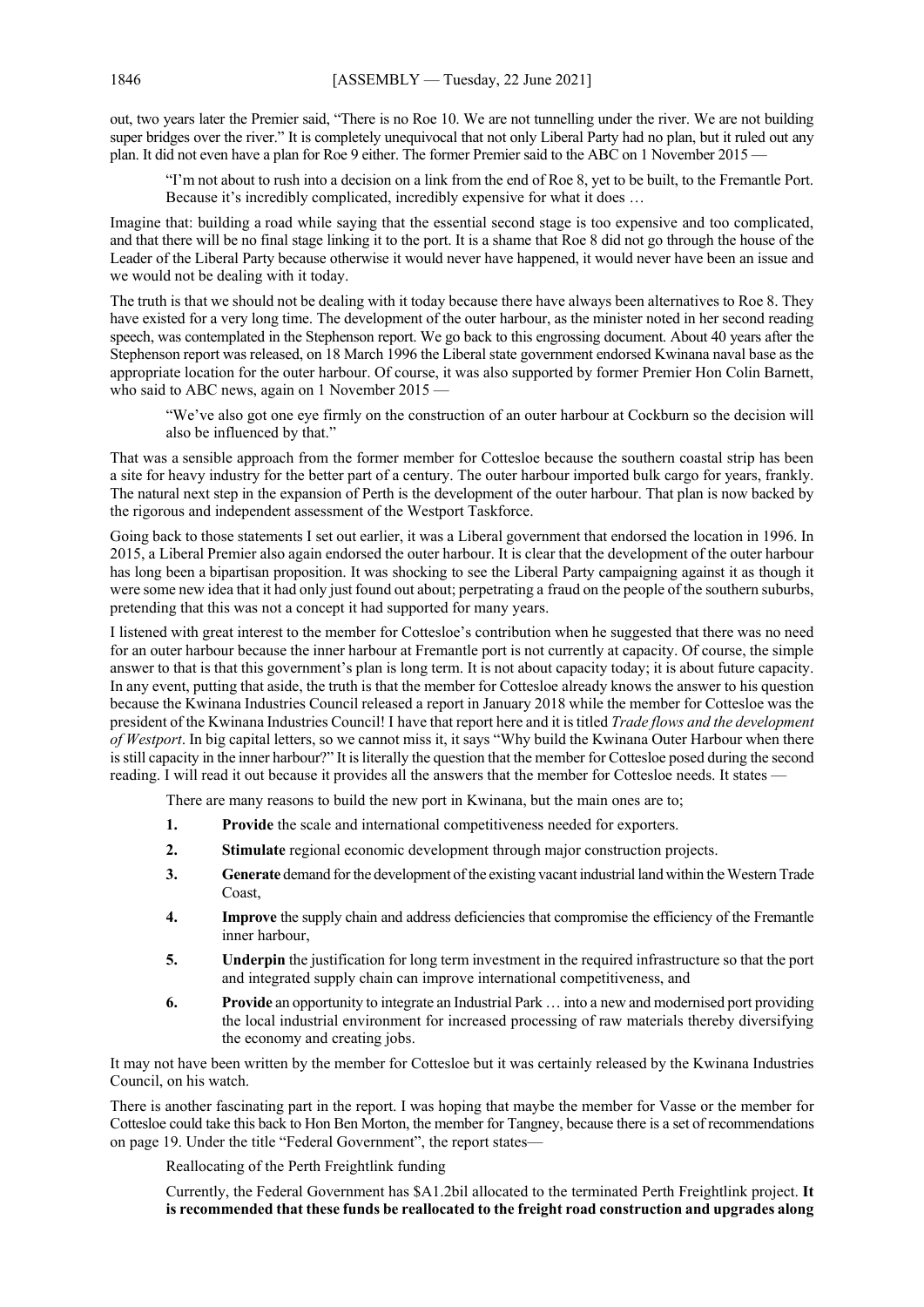out, two years later the Premier said, "There is no Roe 10. We are not tunnelling under the river. We are not building super bridges over the river." It is completely unequivocal that not only Liberal Party had no plan, but it ruled out any plan. It did not even have a plan for Roe 9 either. The former Premier said to the ABC on 1 November 2015 —

> "I'm not about to rush into a decision on a link from the end of Roe 8, yet to be built, to the Fremantle Port. Because it's incredibly complicated, incredibly expensive for what it does …

Imagine that: building a road while saying that the essential second stage is too expensive and too complicated, and that there will be no final stage linking it to the port. It is a shame that Roe 8 did not go through the house of the Leader of the Liberal Party because otherwise it would never have happened, it would never have been an issue and we would not be dealing with it today.

The truth is that we should not be dealing with it today because there have always been alternatives to Roe 8. They have existed for a very long time. The development of the outer harbour, as the minister noted in her second reading speech, was contemplated in the Stephenson report. We go back to this engrossing document. About 40 years after the Stephenson report was released, on 18 March 1996 the Liberal state government endorsed Kwinana naval base as the appropriate location for the outer harbour. Of course, it was also supported by former Premier Hon Colin Barnett, who said to ABC news, again on 1 November 2015 —

> "We've also got one eye firmly on the construction of an outer harbour at Cockburn so the decision will also be influenced by that."

That was a sensible approach from the former member for Cottesloe because the southern coastal strip has been a site for heavy industry for the better part of a century. The outer harbour imported bulk cargo for years, frankly. The natural next step in the expansion of Perth is the development of the outer harbour. That plan is now backed by the rigorous and independent assessment of the Westport Taskforce.

Going back to those statements I set out earlier, it was a Liberal government that endorsed the location in 1996. In 2015, a Liberal Premier also again endorsed the outer harbour. It is clear that the development of the outer harbour has long been a bipartisan proposition. It was shocking to see the Liberal Party campaigning against it as though it were some new idea that it had only just found out about; perpetrating a fraud on the people of the southern suburbs, pretending that this was not a concept it had supported for many years.

I listened with great interest to the member for Cottesloe's contribution when he suggested that there was no need for an outer harbour because the inner harbour at Fremantle port is not currently at capacity. Of course, the simple answer to that is that this government's plan is long term. It is not about capacity today; it is about future capacity. In any event, putting that aside, the truth is that the member for Cottesloe already knows the answer to his question because the Kwinana Industries Council released a report in January 2018 while the member for Cottesloe was the president of the Kwinana Industries Council! I have that report here and it is titled *Trade flows and the development of Westport*. In big capital letters, so we cannot miss it, it says "Why build the Kwinana Outer Harbour when there is still capacity in the inner harbour?" It is literally the question that the member for Cottesloe posed during the second reading. I will read it out because it provides all the answers that the member for Cottesloe needs. It states —

> There are many reasons to build the new port in Kwinana, but the main ones are to;
>
> 1. **Provide** the scale and international competitiveness needed for exporters.
> 2. **Stimulate** regional economic development through major construction projects.
> 3. **Generate** demand for the development of the existing vacant industrial land within the Western Trade Coast,
> 4. **Improve** the supply chain and address deficiencies that compromise the efficiency of the Fremantle inner harbour,
> 5. **Underpin** the justification for long term investment in the required infrastructure so that the port and integrated supply chain can improve international competitiveness, and
> 6. **Provide** an opportunity to integrate an Industrial Park … into a new and modernised port providing the local industrial environment for increased processing of raw materials thereby diversifying the economy and creating jobs.

It may not have been written by the member for Cottesloe but it was certainly released by the Kwinana Industries Council, on his watch.

There is another fascinating part in the report. I was hoping that maybe the member for Vasse or the member for Cottesloe could take this back to Hon Ben Morton, the member for Tangney, because there is a set of recommendations on page 19. Under the title "Federal Government", the report states—

> Reallocating of the Perth Freightlink funding
>
> Currently, the Federal Government has $A1.2bil allocated to the terminated Perth Freightlink project. **It is recommended that these funds be reallocated to the freight road construction and upgrades along**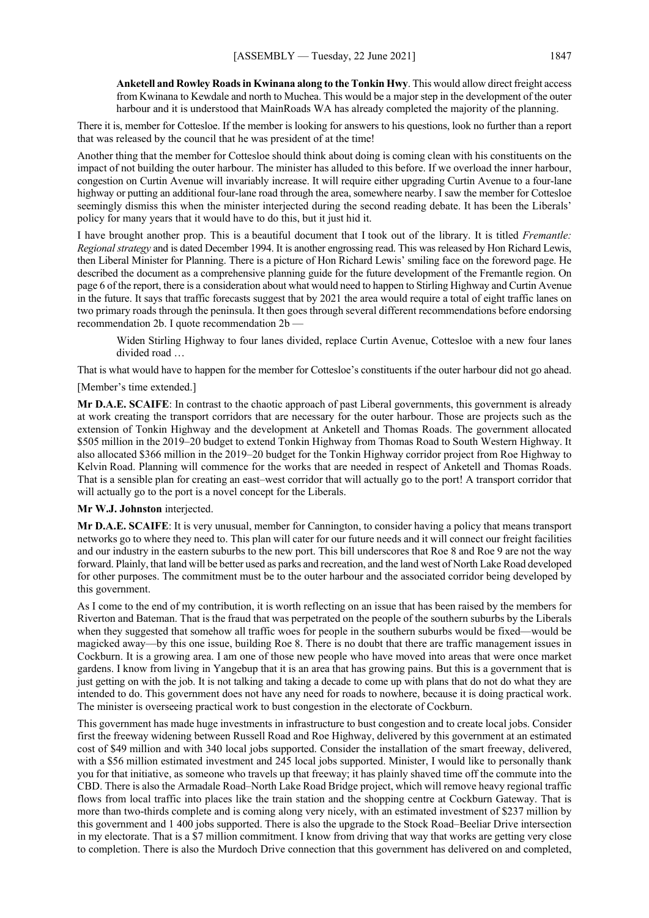**Anketell and Rowley Roads in Kwinana along to the Tonkin Hwy**. This would allow direct freight access from Kwinana to Kewdale and north to Muchea. This would be a major step in the development of the outer harbour and it is understood that MainRoads WA has already completed the majority of the planning.

There it is, member for Cottesloe. If the member is looking for answers to his questions, look no further than a report that was released by the council that he was president of at the time!

Another thing that the member for Cottesloe should think about doing is coming clean with his constituents on the impact of not building the outer harbour. The minister has alluded to this before. If we overload the inner harbour, congestion on Curtin Avenue will invariably increase. It will require either upgrading Curtin Avenue to a four-lane highway or putting an additional four-lane road through the area, somewhere nearby. I saw the member for Cottesloe seemingly dismiss this when the minister interjected during the second reading debate. It has been the Liberals' policy for many years that it would have to do this, but it just hid it.

I have brought another prop. This is a beautiful document that I took out of the library. It is titled *Fremantle: Regional strategy* and is dated December 1994. It is another engrossing read. This was released by Hon Richard Lewis, then Liberal Minister for Planning. There is a picture of Hon Richard Lewis' smiling face on the foreword page. He described the document as a comprehensive planning guide for the future development of the Fremantle region. On page 6 of the report, there is a consideration about what would need to happen to Stirling Highway and Curtin Avenue in the future. It says that traffic forecasts suggest that by 2021 the area would require a total of eight traffic lanes on two primary roads through the peninsula. It then goes through several different recommendations before endorsing recommendation 2b. I quote recommendation 2b —

> Widen Stirling Highway to four lanes divided, replace Curtin Avenue, Cottesloe with a new four lanes divided road …

That is what would have to happen for the member for Cottesloe's constituents if the outer harbour did not go ahead.

[Member's time extended.]

**Mr D.A.E. SCAIFE**: In contrast to the chaotic approach of past Liberal governments, this government is already at work creating the transport corridors that are necessary for the outer harbour. Those are projects such as the extension of Tonkin Highway and the development at Anketell and Thomas Roads. The government allocated $505 million in the 2019–20 budget to extend Tonkin Highway from Thomas Road to South Western Highway. It also allocated $366 million in the 2019–20 budget for the Tonkin Highway corridor project from Roe Highway to Kelvin Road. Planning will commence for the works that are needed in respect of Anketell and Thomas Roads. That is a sensible plan for creating an east–west corridor that will actually go to the port! A transport corridor that will actually go to the port is a novel concept for the Liberals.

**Mr W.J. Johnston** interjected.

**Mr D.A.E. SCAIFE**: It is very unusual, member for Cannington, to consider having a policy that means transport networks go to where they need to. This plan will cater for our future needs and it will connect our freight facilities and our industry in the eastern suburbs to the new port. This bill underscores that Roe 8 and Roe 9 are not the way forward. Plainly, that land will be better used as parks and recreation, and the land west of North Lake Road developed for other purposes. The commitment must be to the outer harbour and the associated corridor being developed by this government.

As I come to the end of my contribution, it is worth reflecting on an issue that has been raised by the members for Riverton and Bateman. That is the fraud that was perpetrated on the people of the southern suburbs by the Liberals when they suggested that somehow all traffic woes for people in the southern suburbs would be fixed—would be magicked away—by this one issue, building Roe 8. There is no doubt that there are traffic management issues in Cockburn. It is a growing area. I am one of those new people who have moved into areas that were once market gardens. I know from living in Yangebup that it is an area that has growing pains. But this is a government that is just getting on with the job. It is not talking and taking a decade to come up with plans that do not do what they are intended to do. This government does not have any need for roads to nowhere, because it is doing practical work. The minister is overseeing practical work to bust congestion in the electorate of Cockburn.

This government has made huge investments in infrastructure to bust congestion and to create local jobs. Consider first the freeway widening between Russell Road and Roe Highway, delivered by this government at an estimated cost of $49 million and with 340 local jobs supported. Consider the installation of the smart freeway, delivered, with a $56 million estimated investment and 245 local jobs supported. Minister, I would like to personally thank you for that initiative, as someone who travels up that freeway; it has plainly shaved time off the commute into the CBD. There is also the Armadale Road–North Lake Road Bridge project, which will remove heavy regional traffic flows from local traffic into places like the train station and the shopping centre at Cockburn Gateway. That is more than two-thirds complete and is coming along very nicely, with an estimated investment of $237 million by this government and 1 400 jobs supported. There is also the upgrade to the Stock Road–Beeliar Drive intersection in my electorate. That is a $7 million commitment. I know from driving that way that works are getting very close to completion. There is also the Murdoch Drive connection that this government has delivered on and completed,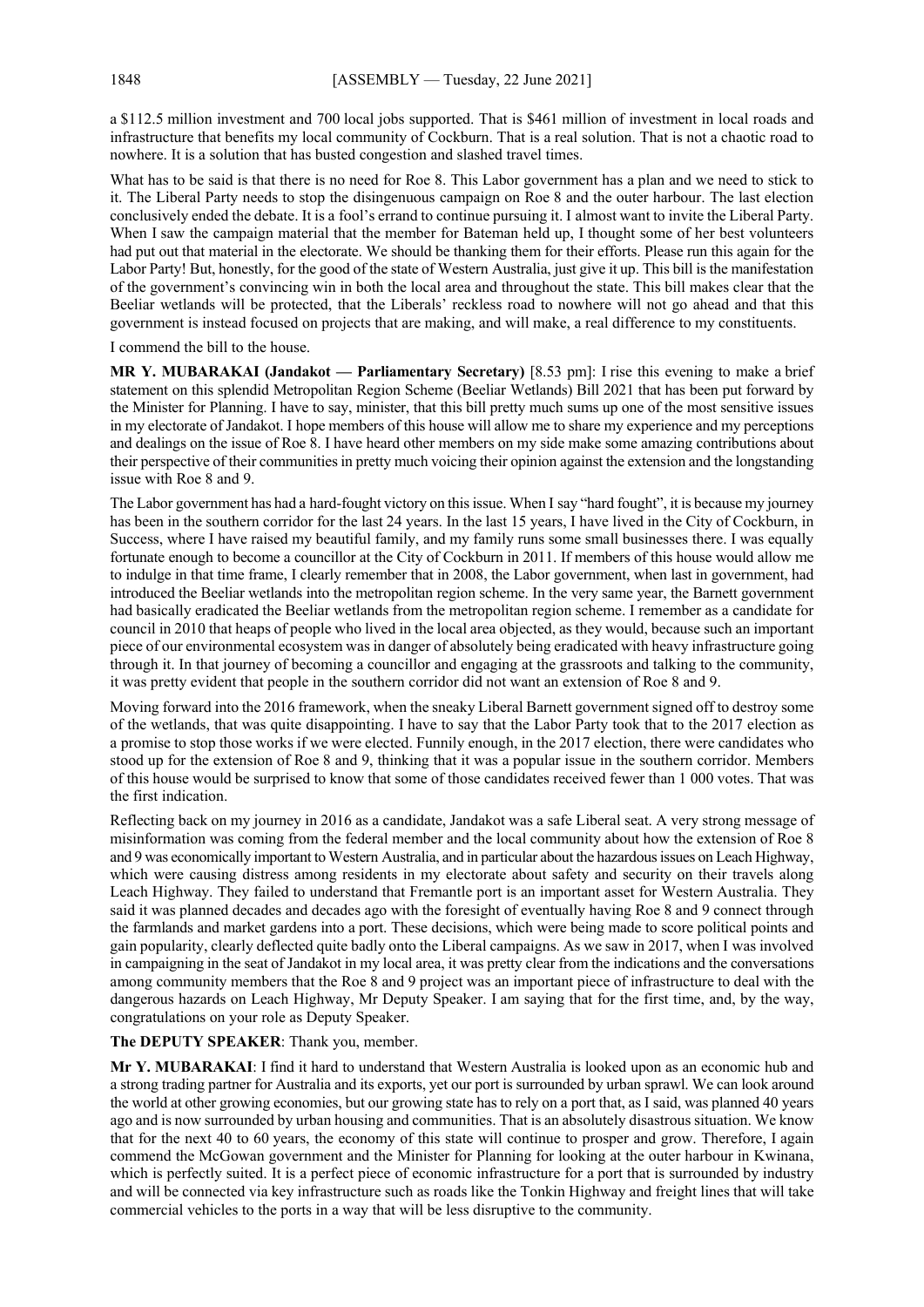a $112.5 million investment and 700 local jobs supported. That is $461 million of investment in local roads and infrastructure that benefits my local community of Cockburn. That is a real solution. That is not a chaotic road to nowhere. It is a solution that has busted congestion and slashed travel times.

What has to be said is that there is no need for Roe 8. This Labor government has a plan and we need to stick to it. The Liberal Party needs to stop the disingenuous campaign on Roe 8 and the outer harbour. The last election conclusively ended the debate. It is a fool's errand to continue pursuing it. I almost want to invite the Liberal Party. When I saw the campaign material that the member for Bateman held up, I thought some of her best volunteers had put out that material in the electorate. We should be thanking them for their efforts. Please run this again for the Labor Party! But, honestly, for the good of the state of Western Australia, just give it up. This bill is the manifestation of the government's convincing win in both the local area and throughout the state. This bill makes clear that the Beeliar wetlands will be protected, that the Liberals' reckless road to nowhere will not go ahead and that this government is instead focused on projects that are making, and will make, a real difference to my constituents.

I commend the bill to the house.

**MR Y. MUBARAKAI (Jandakot — Parliamentary Secretary)** [8.53 pm]: I rise this evening to make a brief statement on this splendid Metropolitan Region Scheme (Beeliar Wetlands) Bill 2021 that has been put forward by the Minister for Planning. I have to say, minister, that this bill pretty much sums up one of the most sensitive issues in my electorate of Jandakot. I hope members of this house will allow me to share my experience and my perceptions and dealings on the issue of Roe 8. I have heard other members on my side make some amazing contributions about their perspective of their communities in pretty much voicing their opinion against the extension and the longstanding issue with Roe 8 and 9.

The Labor government has had a hard-fought victory on this issue. When I say "hard fought", it is because my journey has been in the southern corridor for the last 24 years. In the last 15 years, I have lived in the City of Cockburn, in Success, where I have raised my beautiful family, and my family runs some small businesses there. I was equally fortunate enough to become a councillor at the City of Cockburn in 2011. If members of this house would allow me to indulge in that time frame, I clearly remember that in 2008, the Labor government, when last in government, had introduced the Beeliar wetlands into the metropolitan region scheme. In the very same year, the Barnett government had basically eradicated the Beeliar wetlands from the metropolitan region scheme. I remember as a candidate for council in 2010 that heaps of people who lived in the local area objected, as they would, because such an important piece of our environmental ecosystem was in danger of absolutely being eradicated with heavy infrastructure going through it. In that journey of becoming a councillor and engaging at the grassroots and talking to the community, it was pretty evident that people in the southern corridor did not want an extension of Roe 8 and 9.

Moving forward into the 2016 framework, when the sneaky Liberal Barnett government signed off to destroy some of the wetlands, that was quite disappointing. I have to say that the Labor Party took that to the 2017 election as a promise to stop those works if we were elected. Funnily enough, in the 2017 election, there were candidates who stood up for the extension of Roe 8 and 9, thinking that it was a popular issue in the southern corridor. Members of this house would be surprised to know that some of those candidates received fewer than 1 000 votes. That was the first indication.

Reflecting back on my journey in 2016 as a candidate, Jandakot was a safe Liberal seat. A very strong message of misinformation was coming from the federal member and the local community about how the extension of Roe 8 and 9 was economically important to Western Australia, and in particular about the hazardous issues on Leach Highway, which were causing distress among residents in my electorate about safety and security on their travels along Leach Highway. They failed to understand that Fremantle port is an important asset for Western Australia. They said it was planned decades and decades ago with the foresight of eventually having Roe 8 and 9 connect through the farmlands and market gardens into a port. These decisions, which were being made to score political points and gain popularity, clearly deflected quite badly onto the Liberal campaigns. As we saw in 2017, when I was involved in campaigning in the seat of Jandakot in my local area, it was pretty clear from the indications and the conversations among community members that the Roe 8 and 9 project was an important piece of infrastructure to deal with the dangerous hazards on Leach Highway, Mr Deputy Speaker. I am saying that for the first time, and, by the way, congratulations on your role as Deputy Speaker.

**The DEPUTY SPEAKER**: Thank you, member.

**Mr Y. MUBARAKAI**: I find it hard to understand that Western Australia is looked upon as an economic hub and a strong trading partner for Australia and its exports, yet our port is surrounded by urban sprawl. We can look around the world at other growing economies, but our growing state has to rely on a port that, as I said, was planned 40 years ago and is now surrounded by urban housing and communities. That is an absolutely disastrous situation. We know that for the next 40 to 60 years, the economy of this state will continue to prosper and grow. Therefore, I again commend the McGowan government and the Minister for Planning for looking at the outer harbour in Kwinana, which is perfectly suited. It is a perfect piece of economic infrastructure for a port that is surrounded by industry and will be connected via key infrastructure such as roads like the Tonkin Highway and freight lines that will take commercial vehicles to the ports in a way that will be less disruptive to the community.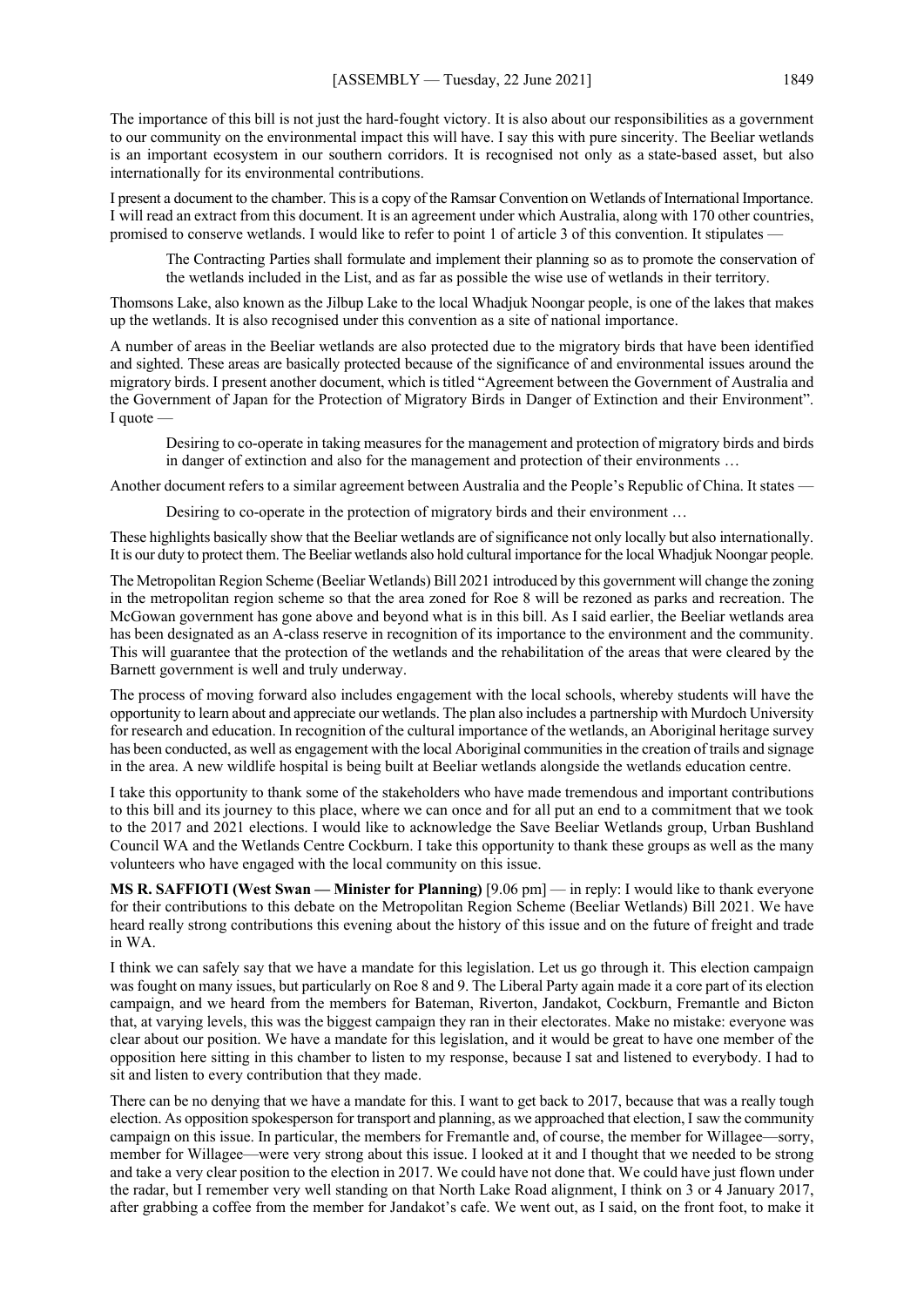The importance of this bill is not just the hard-fought victory. It is also about our responsibilities as a government to our community on the environmental impact this will have. I say this with pure sincerity. The Beeliar wetlands is an important ecosystem in our southern corridors. It is recognised not only as a state-based asset, but also internationally for its environmental contributions.

I present a document to the chamber. This is a copy of the Ramsar Convention on Wetlands of International Importance. I will read an extract from this document. It is an agreement under which Australia, along with 170 other countries, promised to conserve wetlands. I would like to refer to point 1 of article 3 of this convention. It stipulates —

> The Contracting Parties shall formulate and implement their planning so as to promote the conservation of the wetlands included in the List, and as far as possible the wise use of wetlands in their territory.

Thomsons Lake, also known as the Jilbup Lake to the local Whadjuk Noongar people, is one of the lakes that makes up the wetlands. It is also recognised under this convention as a site of national importance.

A number of areas in the Beeliar wetlands are also protected due to the migratory birds that have been identified and sighted. These areas are basically protected because of the significance of and environmental issues around the migratory birds. I present another document, which is titled "Agreement between the Government of Australia and the Government of Japan for the Protection of Migratory Birds in Danger of Extinction and their Environment". I quote —

> Desiring to co-operate in taking measures for the management and protection of migratory birds and birds in danger of extinction and also for the management and protection of their environments …

Another document refers to a similar agreement between Australia and the People's Republic of China. It states —

> Desiring to co-operate in the protection of migratory birds and their environment …

These highlights basically show that the Beeliar wetlands are of significance not only locally but also internationally. It is our duty to protect them. The Beeliar wetlands also hold cultural importance for the local Whadjuk Noongar people.

The Metropolitan Region Scheme (Beeliar Wetlands) Bill 2021 introduced by this government will change the zoning in the metropolitan region scheme so that the area zoned for Roe 8 will be rezoned as parks and recreation. The McGowan government has gone above and beyond what is in this bill. As I said earlier, the Beeliar wetlands area has been designated as an A-class reserve in recognition of its importance to the environment and the community. This will guarantee that the protection of the wetlands and the rehabilitation of the areas that were cleared by the Barnett government is well and truly underway.

The process of moving forward also includes engagement with the local schools, whereby students will have the opportunity to learn about and appreciate our wetlands. The plan also includes a partnership with Murdoch University for research and education. In recognition of the cultural importance of the wetlands, an Aboriginal heritage survey has been conducted, as well as engagement with the local Aboriginal communities in the creation of trails and signage in the area. A new wildlife hospital is being built at Beeliar wetlands alongside the wetlands education centre.

I take this opportunity to thank some of the stakeholders who have made tremendous and important contributions to this bill and its journey to this place, where we can once and for all put an end to a commitment that we took to the 2017 and 2021 elections. I would like to acknowledge the Save Beeliar Wetlands group, Urban Bushland Council WA and the Wetlands Centre Cockburn. I take this opportunity to thank these groups as well as the many volunteers who have engaged with the local community on this issue.

**MS R. SAFFIOTI (West Swan — Minister for Planning)** [9.06 pm] — in reply: I would like to thank everyone for their contributions to this debate on the Metropolitan Region Scheme (Beeliar Wetlands) Bill 2021. We have heard really strong contributions this evening about the history of this issue and on the future of freight and trade in WA.

I think we can safely say that we have a mandate for this legislation. Let us go through it. This election campaign was fought on many issues, but particularly on Roe 8 and 9. The Liberal Party again made it a core part of its election campaign, and we heard from the members for Bateman, Riverton, Jandakot, Cockburn, Fremantle and Bicton that, at varying levels, this was the biggest campaign they ran in their electorates. Make no mistake: everyone was clear about our position. We have a mandate for this legislation, and it would be great to have one member of the opposition here sitting in this chamber to listen to my response, because I sat and listened to everybody. I had to sit and listen to every contribution that they made.

There can be no denying that we have a mandate for this. I want to get back to 2017, because that was a really tough election. As opposition spokesperson for transport and planning, as we approached that election, I saw the community campaign on this issue. In particular, the members for Fremantle and, of course, the member for Willagee—sorry, member for Willagee—were very strong about this issue. I looked at it and I thought that we needed to be strong and take a very clear position to the election in 2017. We could have not done that. We could have just flown under the radar, but I remember very well standing on that North Lake Road alignment, I think on 3 or 4 January 2017, after grabbing a coffee from the member for Jandakot's cafe. We went out, as I said, on the front foot, to make it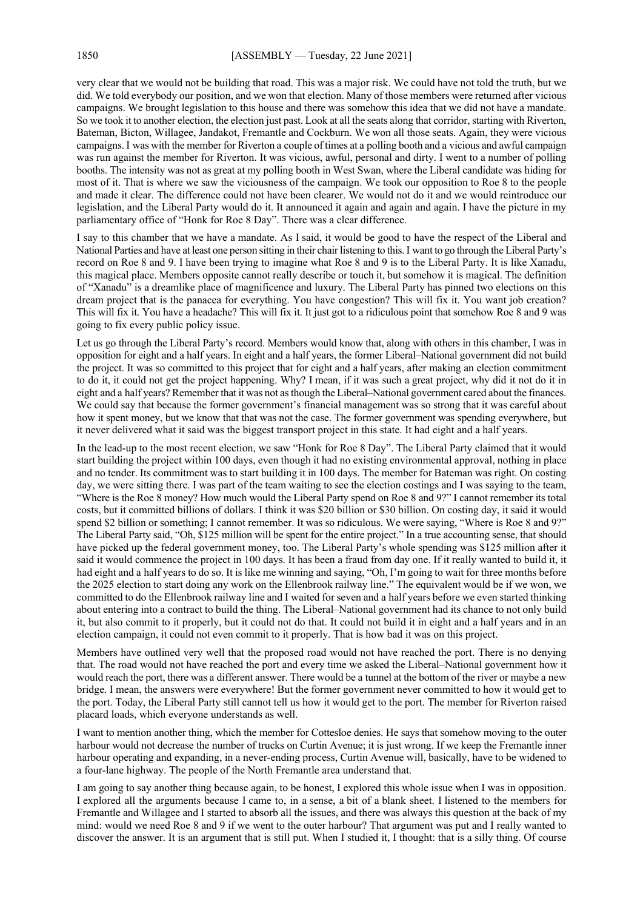very clear that we would not be building that road. This was a major risk. We could have not told the truth, but we did. We told everybody our position, and we won that election. Many of those members were returned after vicious campaigns. We brought legislation to this house and there was somehow this idea that we did not have a mandate. So we took it to another election, the election just past. Look at all the seats along that corridor, starting with Riverton, Bateman, Bicton, Willagee, Jandakot, Fremantle and Cockburn. We won all those seats. Again, they were vicious campaigns. I was with the member for Riverton a couple of times at a polling booth and a vicious and awful campaign was run against the member for Riverton. It was vicious, awful, personal and dirty. I went to a number of polling booths. The intensity was not as great at my polling booth in West Swan, where the Liberal candidate was hiding for most of it. That is where we saw the viciousness of the campaign. We took our opposition to Roe 8 to the people and made it clear. The difference could not have been clearer. We would not do it and we would reintroduce our legislation, and the Liberal Party would do it. It announced it again and again and again. I have the picture in my parliamentary office of "Honk for Roe 8 Day". There was a clear difference.

I say to this chamber that we have a mandate. As I said, it would be good to have the respect of the Liberal and National Parties and have at least one person sitting in their chair listening to this. I want to go through the Liberal Party's record on Roe 8 and 9. I have been trying to imagine what Roe 8 and 9 is to the Liberal Party. It is like Xanadu, this magical place. Members opposite cannot really describe or touch it, but somehow it is magical. The definition of "Xanadu" is a dreamlike place of magnificence and luxury. The Liberal Party has pinned two elections on this dream project that is the panacea for everything. You have congestion? This will fix it. You want job creation? This will fix it. You have a headache? This will fix it. It just got to a ridiculous point that somehow Roe 8 and 9 was going to fix every public policy issue.

Let us go through the Liberal Party's record. Members would know that, along with others in this chamber, I was in opposition for eight and a half years. In eight and a half years, the former Liberal–National government did not build the project. It was so committed to this project that for eight and a half years, after making an election commitment to do it, it could not get the project happening. Why? I mean, if it was such a great project, why did it not do it in eight and a half years? Remember that it was not as though the Liberal–National government cared about the finances. We could say that because the former government's financial management was so strong that it was careful about how it spent money, but we know that that was not the case. The former government was spending everywhere, but it never delivered what it said was the biggest transport project in this state. It had eight and a half years.

In the lead-up to the most recent election, we saw "Honk for Roe 8 Day". The Liberal Party claimed that it would start building the project within 100 days, even though it had no existing environmental approval, nothing in place and no tender. Its commitment was to start building it in 100 days. The member for Bateman was right. On costing day, we were sitting there. I was part of the team waiting to see the election costings and I was saying to the team, "Where is the Roe 8 money? How much would the Liberal Party spend on Roe 8 and 9?" I cannot remember its total costs, but it committed billions of dollars. I think it was $20 billion or $30 billion. On costing day, it said it would spend $2 billion or something; I cannot remember. It was so ridiculous. We were saying, "Where is Roe 8 and 9?" The Liberal Party said, "Oh, $125 million will be spent for the entire project." In a true accounting sense, that should have picked up the federal government money, too. The Liberal Party's whole spending was $125 million after it said it would commence the project in 100 days. It has been a fraud from day one. If it really wanted to build it, it had eight and a half years to do so. It is like me winning and saying, "Oh, I'm going to wait for three months before the 2025 election to start doing any work on the Ellenbrook railway line." The equivalent would be if we won, we committed to do the Ellenbrook railway line and I waited for seven and a half years before we even started thinking about entering into a contract to build the thing. The Liberal–National government had its chance to not only build it, but also commit to it properly, but it could not do that. It could not build it in eight and a half years and in an election campaign, it could not even commit to it properly. That is how bad it was on this project.

Members have outlined very well that the proposed road would not have reached the port. There is no denying that. The road would not have reached the port and every time we asked the Liberal–National government how it would reach the port, there was a different answer. There would be a tunnel at the bottom of the river or maybe a new bridge. I mean, the answers were everywhere! But the former government never committed to how it would get to the port. Today, the Liberal Party still cannot tell us how it would get to the port. The member for Riverton raised placard loads, which everyone understands as well.

I want to mention another thing, which the member for Cottesloe denies. He says that somehow moving to the outer harbour would not decrease the number of trucks on Curtin Avenue; it is just wrong. If we keep the Fremantle inner harbour operating and expanding, in a never-ending process, Curtin Avenue will, basically, have to be widened to a four-lane highway. The people of the North Fremantle area understand that.

I am going to say another thing because again, to be honest, I explored this whole issue when I was in opposition. I explored all the arguments because I came to, in a sense, a bit of a blank sheet. I listened to the members for Fremantle and Willagee and I started to absorb all the issues, and there was always this question at the back of my mind: would we need Roe 8 and 9 if we went to the outer harbour? That argument was put and I really wanted to discover the answer. It is an argument that is still put. When I studied it, I thought: that is a silly thing. Of course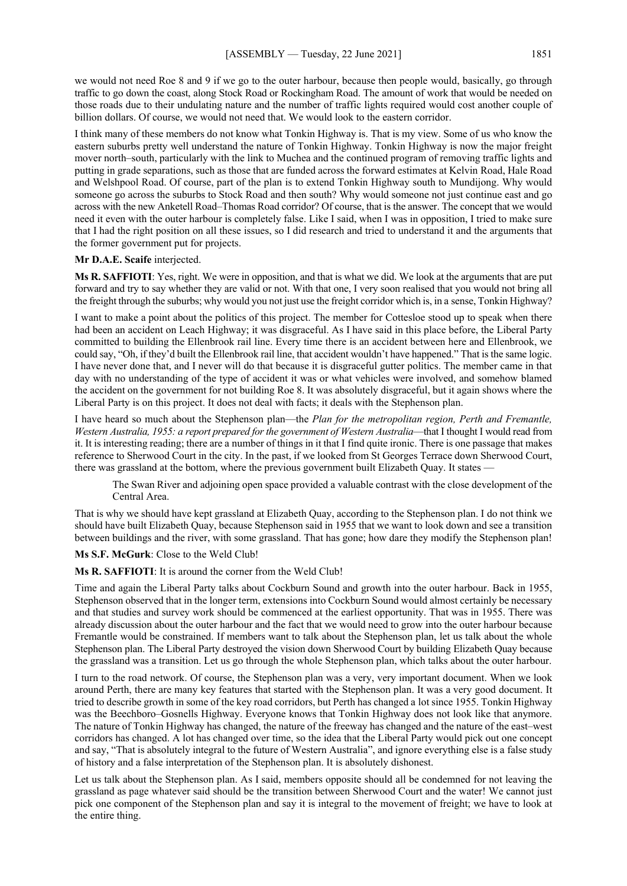we would not need Roe 8 and 9 if we go to the outer harbour, because then people would, basically, go through traffic to go down the coast, along Stock Road or Rockingham Road. The amount of work that would be needed on those roads due to their undulating nature and the number of traffic lights required would cost another couple of billion dollars. Of course, we would not need that. We would look to the eastern corridor.

I think many of these members do not know what Tonkin Highway is. That is my view. Some of us who know the eastern suburbs pretty well understand the nature of Tonkin Highway. Tonkin Highway is now the major freight mover north–south, particularly with the link to Muchea and the continued program of removing traffic lights and putting in grade separations, such as those that are funded across the forward estimates at Kelvin Road, Hale Road and Welshpool Road. Of course, part of the plan is to extend Tonkin Highway south to Mundijong. Why would someone go across the suburbs to Stock Road and then south? Why would someone not just continue east and go across with the new Anketell Road–Thomas Road corridor? Of course, that is the answer. The concept that we would need it even with the outer harbour is completely false. Like I said, when I was in opposition, I tried to make sure that I had the right position on all these issues, so I did research and tried to understand it and the arguments that the former government put for projects.

**Mr D.A.E. Scaife** interjected.

**Ms R. SAFFIOTI**: Yes, right. We were in opposition, and that is what we did. We look at the arguments that are put forward and try to say whether they are valid or not. With that one, I very soon realised that you would not bring all the freight through the suburbs; why would you not just use the freight corridor which is, in a sense, Tonkin Highway?

I want to make a point about the politics of this project. The member for Cottesloe stood up to speak when there had been an accident on Leach Highway; it was disgraceful. As I have said in this place before, the Liberal Party committed to building the Ellenbrook rail line. Every time there is an accident between here and Ellenbrook, we could say, "Oh, if they'd built the Ellenbrook rail line, that accident wouldn't have happened." That is the same logic. I have never done that, and I never will do that because it is disgraceful gutter politics. The member came in that day with no understanding of the type of accident it was or what vehicles were involved, and somehow blamed the accident on the government for not building Roe 8. It was absolutely disgraceful, but it again shows where the Liberal Party is on this project. It does not deal with facts; it deals with the Stephenson plan.

I have heard so much about the Stephenson plan—the *Plan for the metropolitan region, Perth and Fremantle, Western Australia, 1955: a report prepared for the government of Western Australia*—that I thought I would read from it. It is interesting reading; there are a number of things in it that I find quite ironic. There is one passage that makes reference to Sherwood Court in the city. In the past, if we looked from St Georges Terrace down Sherwood Court, there was grassland at the bottom, where the previous government built Elizabeth Quay. It states —

> The Swan River and adjoining open space provided a valuable contrast with the close development of the Central Area.

That is why we should have kept grassland at Elizabeth Quay, according to the Stephenson plan. I do not think we should have built Elizabeth Quay, because Stephenson said in 1955 that we want to look down and see a transition between buildings and the river, with some grassland. That has gone; how dare they modify the Stephenson plan!

**Ms S.F. McGurk**: Close to the Weld Club!

**Ms R. SAFFIOTI**: It is around the corner from the Weld Club!

Time and again the Liberal Party talks about Cockburn Sound and growth into the outer harbour. Back in 1955, Stephenson observed that in the longer term, extensions into Cockburn Sound would almost certainly be necessary and that studies and survey work should be commenced at the earliest opportunity. That was in 1955. There was already discussion about the outer harbour and the fact that we would need to grow into the outer harbour because Fremantle would be constrained. If members want to talk about the Stephenson plan, let us talk about the whole Stephenson plan. The Liberal Party destroyed the vision down Sherwood Court by building Elizabeth Quay because the grassland was a transition. Let us go through the whole Stephenson plan, which talks about the outer harbour.

I turn to the road network. Of course, the Stephenson plan was a very, very important document. When we look around Perth, there are many key features that started with the Stephenson plan. It was a very good document. It tried to describe growth in some of the key road corridors, but Perth has changed a lot since 1955. Tonkin Highway was the Beechboro–Gosnells Highway. Everyone knows that Tonkin Highway does not look like that anymore. The nature of Tonkin Highway has changed, the nature of the freeway has changed and the nature of the east–west corridors has changed. A lot has changed over time, so the idea that the Liberal Party would pick out one concept and say, "That is absolutely integral to the future of Western Australia", and ignore everything else is a false study of history and a false interpretation of the Stephenson plan. It is absolutely dishonest.

Let us talk about the Stephenson plan. As I said, members opposite should all be condemned for not leaving the grassland as page whatever said should be the transition between Sherwood Court and the water! We cannot just pick one component of the Stephenson plan and say it is integral to the movement of freight; we have to look at the entire thing.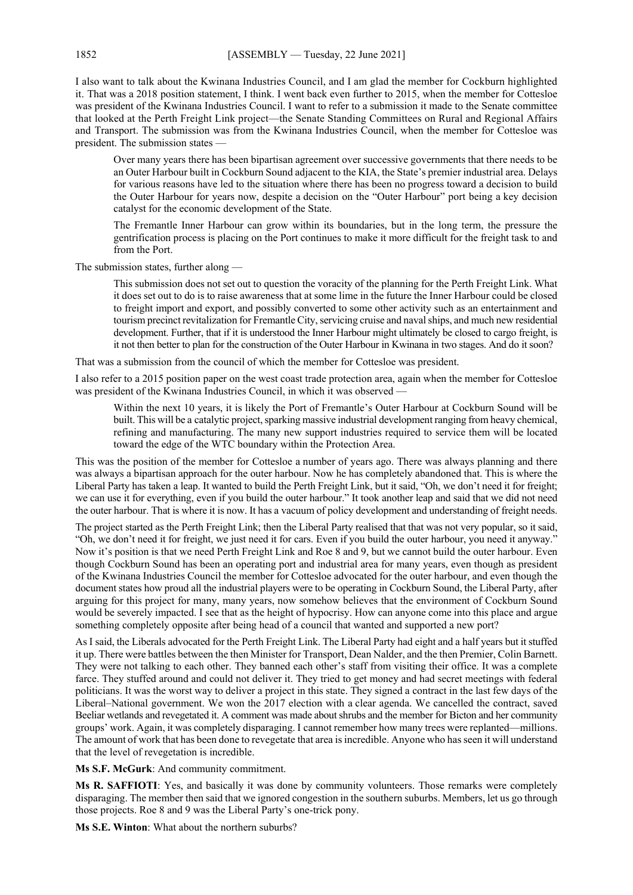I also want to talk about the Kwinana Industries Council, and I am glad the member for Cockburn highlighted it. That was a 2018 position statement, I think. I went back even further to 2015, when the member for Cottesloe was president of the Kwinana Industries Council. I want to refer to a submission it made to the Senate committee that looked at the Perth Freight Link project—the Senate Standing Committees on Rural and Regional Affairs and Transport. The submission was from the Kwinana Industries Council, when the member for Cottesloe was president. The submission states —

> Over many years there has been bipartisan agreement over successive governments that there needs to be an Outer Harbour built in Cockburn Sound adjacent to the KIA, the State's premier industrial area. Delays for various reasons have led to the situation where there has been no progress toward a decision to build the Outer Harbour for years now, despite a decision on the "Outer Harbour" port being a key decision catalyst for the economic development of the State.
>
> The Fremantle Inner Harbour can grow within its boundaries, but in the long term, the pressure the gentrification process is placing on the Port continues to make it more difficult for the freight task to and from the Port.

The submission states, further along —

> This submission does not set out to question the voracity of the planning for the Perth Freight Link. What it does set out to do is to raise awareness that at some lime in the future the Inner Harbour could be closed to freight import and export, and possibly converted to some other activity such as an entertainment and tourism precinct revitalization for Fremantle City, servicing cruise and naval ships, and much new residential development. Further, that if it is understood the Inner Harbour might ultimately be closed to cargo freight, is it not then better to plan for the construction of the Outer Harbour in Kwinana in two stages. And do it soon?

That was a submission from the council of which the member for Cottesloe was president.

I also refer to a 2015 position paper on the west coast trade protection area, again when the member for Cottesloe was president of the Kwinana Industries Council, in which it was observed —

> Within the next 10 years, it is likely the Port of Fremantle's Outer Harbour at Cockburn Sound will be built. This will be a catalytic project, sparking massive industrial development ranging from heavy chemical, refining and manufacturing. The many new support industries required to service them will be located toward the edge of the WTC boundary within the Protection Area.

This was the position of the member for Cottesloe a number of years ago. There was always planning and there was always a bipartisan approach for the outer harbour. Now he has completely abandoned that. This is where the Liberal Party has taken a leap. It wanted to build the Perth Freight Link, but it said, "Oh, we don't need it for freight; we can use it for everything, even if you build the outer harbour." It took another leap and said that we did not need the outer harbour. That is where it is now. It has a vacuum of policy development and understanding of freight needs.

The project started as the Perth Freight Link; then the Liberal Party realised that that was not very popular, so it said, "Oh, we don't need it for freight, we just need it for cars. Even if you build the outer harbour, you need it anyway." Now it's position is that we need Perth Freight Link and Roe 8 and 9, but we cannot build the outer harbour. Even though Cockburn Sound has been an operating port and industrial area for many years, even though as president of the Kwinana Industries Council the member for Cottesloe advocated for the outer harbour, and even though the document states how proud all the industrial players were to be operating in Cockburn Sound, the Liberal Party, after arguing for this project for many, many years, now somehow believes that the environment of Cockburn Sound would be severely impacted. I see that as the height of hypocrisy. How can anyone come into this place and argue something completely opposite after being head of a council that wanted and supported a new port?

As I said, the Liberals advocated for the Perth Freight Link. The Liberal Party had eight and a half years but it stuffed it up. There were battles between the then Minister for Transport, Dean Nalder, and the then Premier, Colin Barnett. They were not talking to each other. They banned each other's staff from visiting their office. It was a complete farce. They stuffed around and could not deliver it. They tried to get money and had secret meetings with federal politicians. It was the worst way to deliver a project in this state. They signed a contract in the last few days of the Liberal–National government. We won the 2017 election with a clear agenda. We cancelled the contract, saved Beeliar wetlands and revegetated it. A comment was made about shrubs and the member for Bicton and her community groups' work. Again, it was completely disparaging. I cannot remember how many trees were replanted—millions. The amount of work that has been done to revegetate that area is incredible. Anyone who has seen it will understand that the level of revegetation is incredible.

**Ms S.F. McGurk**: And community commitment.

**Ms R. SAFFIOTI**: Yes, and basically it was done by community volunteers. Those remarks were completely disparaging. The member then said that we ignored congestion in the southern suburbs. Members, let us go through those projects. Roe 8 and 9 was the Liberal Party's one-trick pony.

**Ms S.E. Winton**: What about the northern suburbs?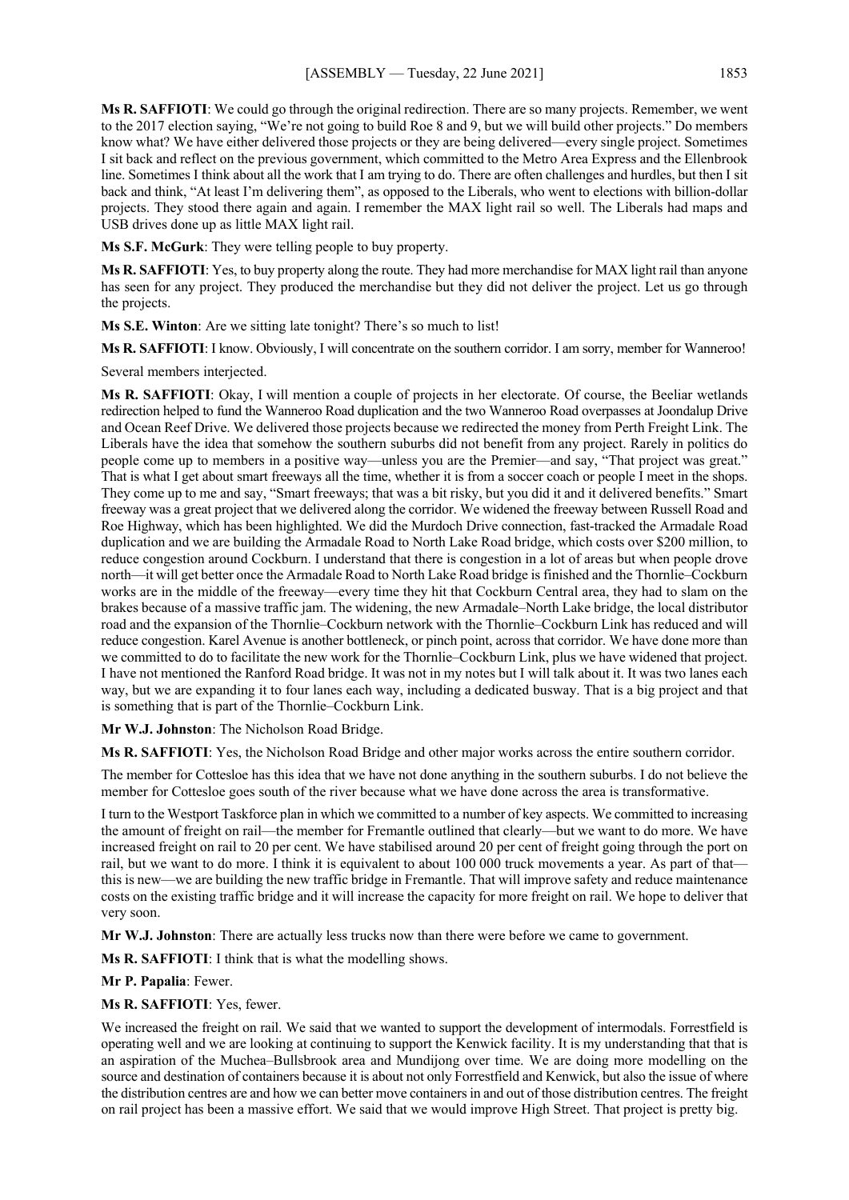**Ms R. SAFFIOTI**: We could go through the original redirection. There are so many projects. Remember, we went to the 2017 election saying, "We're not going to build Roe 8 and 9, but we will build other projects." Do members know what? We have either delivered those projects or they are being delivered—every single project. Sometimes I sit back and reflect on the previous government, which committed to the Metro Area Express and the Ellenbrook line. Sometimes I think about all the work that I am trying to do. There are often challenges and hurdles, but then I sit back and think, "At least I'm delivering them", as opposed to the Liberals, who went to elections with billion-dollar projects. They stood there again and again. I remember the MAX light rail so well. The Liberals had maps and USB drives done up as little MAX light rail.

**Ms S.F. McGurk**: They were telling people to buy property.

**Ms R. SAFFIOTI**: Yes, to buy property along the route. They had more merchandise for MAX light rail than anyone has seen for any project. They produced the merchandise but they did not deliver the project. Let us go through the projects.

**Ms S.E. Winton**: Are we sitting late tonight? There's so much to list!

**Ms R. SAFFIOTI**: I know. Obviously, I will concentrate on the southern corridor. I am sorry, member for Wanneroo!

Several members interjected.

**Ms R. SAFFIOTI**: Okay, I will mention a couple of projects in her electorate. Of course, the Beeliar wetlands redirection helped to fund the Wanneroo Road duplication and the two Wanneroo Road overpasses at Joondalup Drive and Ocean Reef Drive. We delivered those projects because we redirected the money from Perth Freight Link. The Liberals have the idea that somehow the southern suburbs did not benefit from any project. Rarely in politics do people come up to members in a positive way—unless you are the Premier—and say, "That project was great." That is what I get about smart freeways all the time, whether it is from a soccer coach or people I meet in the shops. They come up to me and say, "Smart freeways; that was a bit risky, but you did it and it delivered benefits." Smart freeway was a great project that we delivered along the corridor. We widened the freeway between Russell Road and Roe Highway, which has been highlighted. We did the Murdoch Drive connection, fast-tracked the Armadale Road duplication and we are building the Armadale Road to North Lake Road bridge, which costs over $200 million, to reduce congestion around Cockburn. I understand that there is congestion in a lot of areas but when people drove north—it will get better once the Armadale Road to North Lake Road bridge is finished and the Thornlie–Cockburn works are in the middle of the freeway—every time they hit that Cockburn Central area, they had to slam on the brakes because of a massive traffic jam. The widening, the new Armadale–North Lake bridge, the local distributor road and the expansion of the Thornlie–Cockburn network with the Thornlie–Cockburn Link has reduced and will reduce congestion. Karel Avenue is another bottleneck, or pinch point, across that corridor. We have done more than we committed to do to facilitate the new work for the Thornlie–Cockburn Link, plus we have widened that project. I have not mentioned the Ranford Road bridge. It was not in my notes but I will talk about it. It was two lanes each way, but we are expanding it to four lanes each way, including a dedicated busway. That is a big project and that is something that is part of the Thornlie–Cockburn Link.

**Mr W.J. Johnston**: The Nicholson Road Bridge.

**Ms R. SAFFIOTI**: Yes, the Nicholson Road Bridge and other major works across the entire southern corridor.

The member for Cottesloe has this idea that we have not done anything in the southern suburbs. I do not believe the member for Cottesloe goes south of the river because what we have done across the area is transformative.

I turn to the Westport Taskforce plan in which we committed to a number of key aspects. We committed to increasing the amount of freight on rail—the member for Fremantle outlined that clearly—but we want to do more. We have increased freight on rail to 20 per cent. We have stabilised around 20 per cent of freight going through the port on rail, but we want to do more. I think it is equivalent to about 100 000 truck movements a year. As part of that—this is new—we are building the new traffic bridge in Fremantle. That will improve safety and reduce maintenance costs on the existing traffic bridge and it will increase the capacity for more freight on rail. We hope to deliver that very soon.

**Mr W.J. Johnston**: There are actually less trucks now than there were before we came to government.

**Ms R. SAFFIOTI**: I think that is what the modelling shows.

**Mr P. Papalia**: Fewer.

**Ms R. SAFFIOTI**: Yes, fewer.

We increased the freight on rail. We said that we wanted to support the development of intermodals. Forrestfield is operating well and we are looking at continuing to support the Kenwick facility. It is my understanding that that is an aspiration of the Muchea–Bullsbrook area and Mundijong over time. We are doing more modelling on the source and destination of containers because it is about not only Forrestfield and Kenwick, but also the issue of where the distribution centres are and how we can better move containers in and out of those distribution centres. The freight on rail project has been a massive effort. We said that we would improve High Street. That project is pretty big.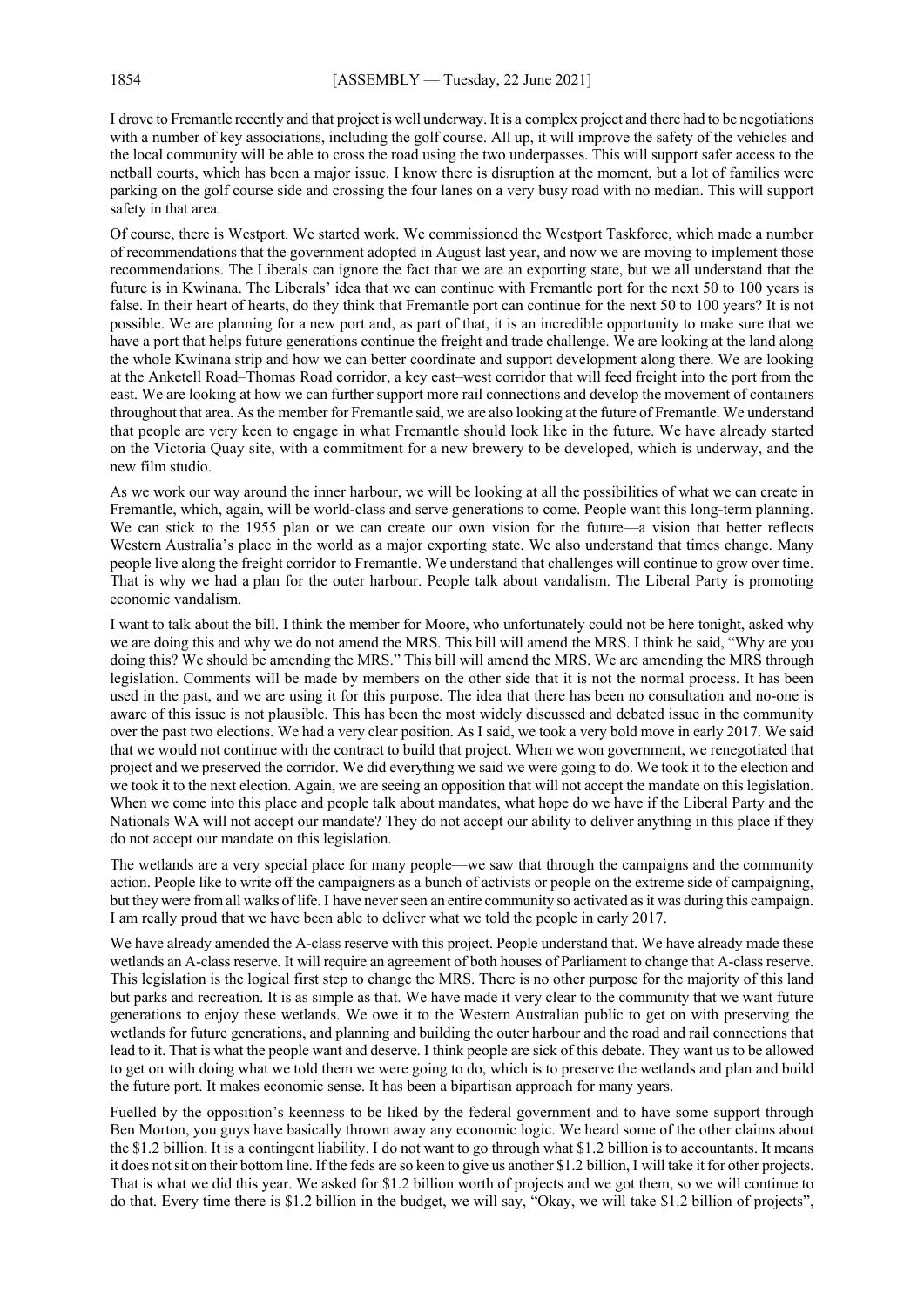I drove to Fremantle recently and that project is well underway. It is a complex project and there had to be negotiations with a number of key associations, including the golf course. All up, it will improve the safety of the vehicles and the local community will be able to cross the road using the two underpasses. This will support safer access to the netball courts, which has been a major issue. I know there is disruption at the moment, but a lot of families were parking on the golf course side and crossing the four lanes on a very busy road with no median. This will support safety in that area.

Of course, there is Westport. We started work. We commissioned the Westport Taskforce, which made a number of recommendations that the government adopted in August last year, and now we are moving to implement those recommendations. The Liberals can ignore the fact that we are an exporting state, but we all understand that the future is in Kwinana. The Liberals' idea that we can continue with Fremantle port for the next 50 to 100 years is false. In their heart of hearts, do they think that Fremantle port can continue for the next 50 to 100 years? It is not possible. We are planning for a new port and, as part of that, it is an incredible opportunity to make sure that we have a port that helps future generations continue the freight and trade challenge. We are looking at the land along the whole Kwinana strip and how we can better coordinate and support development along there. We are looking at the Anketell Road–Thomas Road corridor, a key east–west corridor that will feed freight into the port from the east. We are looking at how we can further support more rail connections and develop the movement of containers throughout that area. As the member for Fremantle said, we are also looking at the future of Fremantle. We understand that people are very keen to engage in what Fremantle should look like in the future. We have already started on the Victoria Quay site, with a commitment for a new brewery to be developed, which is underway, and the new film studio.

As we work our way around the inner harbour, we will be looking at all the possibilities of what we can create in Fremantle, which, again, will be world-class and serve generations to come. People want this long-term planning. We can stick to the 1955 plan or we can create our own vision for the future—a vision that better reflects Western Australia's place in the world as a major exporting state. We also understand that times change. Many people live along the freight corridor to Fremantle. We understand that challenges will continue to grow over time. That is why we had a plan for the outer harbour. People talk about vandalism. The Liberal Party is promoting economic vandalism.

I want to talk about the bill. I think the member for Moore, who unfortunately could not be here tonight, asked why we are doing this and why we do not amend the MRS. This bill will amend the MRS. I think he said, "Why are you doing this? We should be amending the MRS." This bill will amend the MRS. We are amending the MRS through legislation. Comments will be made by members on the other side that it is not the normal process. It has been used in the past, and we are using it for this purpose. The idea that there has been no consultation and no-one is aware of this issue is not plausible. This has been the most widely discussed and debated issue in the community over the past two elections. We had a very clear position. As I said, we took a very bold move in early 2017. We said that we would not continue with the contract to build that project. When we won government, we renegotiated that project and we preserved the corridor. We did everything we said we were going to do. We took it to the election and we took it to the next election. Again, we are seeing an opposition that will not accept the mandate on this legislation. When we come into this place and people talk about mandates, what hope do we have if the Liberal Party and the Nationals WA will not accept our mandate? They do not accept our ability to deliver anything in this place if they do not accept our mandate on this legislation.

The wetlands are a very special place for many people—we saw that through the campaigns and the community action. People like to write off the campaigners as a bunch of activists or people on the extreme side of campaigning, but they were from all walks of life. I have never seen an entire community so activated as it was during this campaign. I am really proud that we have been able to deliver what we told the people in early 2017.

We have already amended the A-class reserve with this project. People understand that. We have already made these wetlands an A-class reserve. It will require an agreement of both houses of Parliament to change that A-class reserve. This legislation is the logical first step to change the MRS. There is no other purpose for the majority of this land but parks and recreation. It is as simple as that. We have made it very clear to the community that we want future generations to enjoy these wetlands. We owe it to the Western Australian public to get on with preserving the wetlands for future generations, and planning and building the outer harbour and the road and rail connections that lead to it. That is what the people want and deserve. I think people are sick of this debate. They want us to be allowed to get on with doing what we told them we were going to do, which is to preserve the wetlands and plan and build the future port. It makes economic sense. It has been a bipartisan approach for many years.

Fuelled by the opposition's keenness to be liked by the federal government and to have some support through Ben Morton, you guys have basically thrown away any economic logic. We heard some of the other claims about the $1.2 billion. It is a contingent liability. I do not want to go through what $1.2 billion is to accountants. It means it does not sit on their bottom line. If the feds are so keen to give us another $1.2 billion, I will take it for other projects. That is what we did this year. We asked for $1.2 billion worth of projects and we got them, so we will continue to do that. Every time there is $1.2 billion in the budget, we will say, "Okay, we will take $1.2 billion of projects",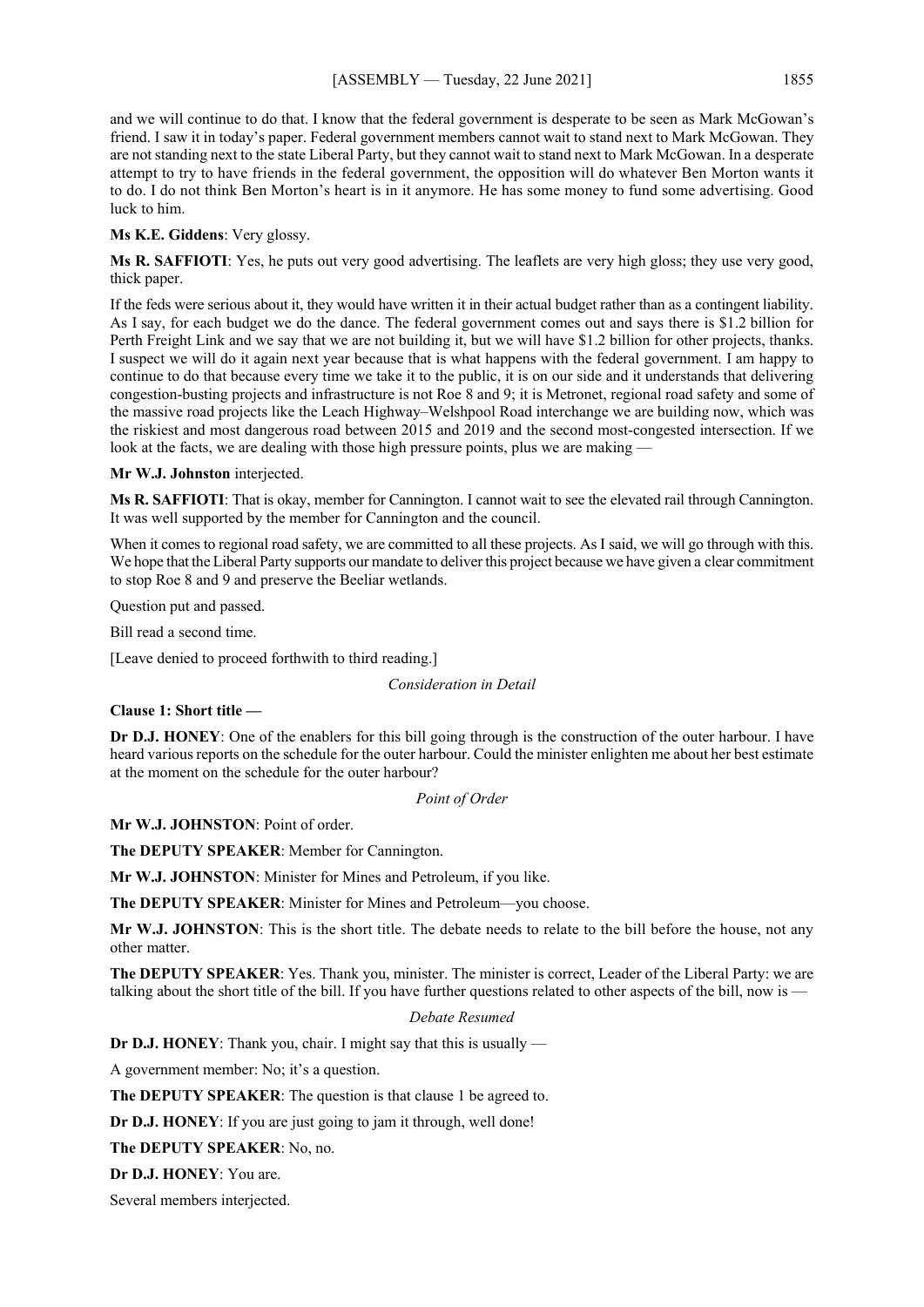and we will continue to do that. I know that the federal government is desperate to be seen as Mark McGowan's friend. I saw it in today's paper. Federal government members cannot wait to stand next to Mark McGowan. They are not standing next to the state Liberal Party, but they cannot wait to stand next to Mark McGowan. In a desperate attempt to try to have friends in the federal government, the opposition will do whatever Ben Morton wants it to do. I do not think Ben Morton's heart is in it anymore. He has some money to fund some advertising. Good luck to him.

**Ms K.E. Giddens**: Very glossy.

**Ms R. SAFFIOTI**: Yes, he puts out very good advertising. The leaflets are very high gloss; they use very good, thick paper.

If the feds were serious about it, they would have written it in their actual budget rather than as a contingent liability. As I say, for each budget we do the dance. The federal government comes out and says there is $1.2 billion for Perth Freight Link and we say that we are not building it, but we will have $1.2 billion for other projects, thanks. I suspect we will do it again next year because that is what happens with the federal government. I am happy to continue to do that because every time we take it to the public, it is on our side and it understands that delivering congestion-busting projects and infrastructure is not Roe 8 and 9; it is Metronet, regional road safety and some of the massive road projects like the Leach Highway–Welshpool Road interchange we are building now, which was the riskiest and most dangerous road between 2015 and 2019 and the second most-congested intersection. If we look at the facts, we are dealing with those high pressure points, plus we are making —

**Mr W.J. Johnston** interjected.

**Ms R. SAFFIOTI**: That is okay, member for Cannington. I cannot wait to see the elevated rail through Cannington. It was well supported by the member for Cannington and the council.

When it comes to regional road safety, we are committed to all these projects. As I said, we will go through with this. We hope that the Liberal Party supports our mandate to deliver this project because we have given a clear commitment to stop Roe 8 and 9 and preserve the Beeliar wetlands.

Question put and passed.

Bill read a second time.

[Leave denied to proceed forthwith to third reading.]

*Consideration in Detail*

**Clause 1: Short title —**

**Dr D.J. HONEY**: One of the enablers for this bill going through is the construction of the outer harbour. I have heard various reports on the schedule for the outer harbour. Could the minister enlighten me about her best estimate at the moment on the schedule for the outer harbour?

*Point of Order*

**Mr W.J. JOHNSTON**: Point of order.

**The DEPUTY SPEAKER**: Member for Cannington.

**Mr W.J. JOHNSTON**: Minister for Mines and Petroleum, if you like.

**The DEPUTY SPEAKER**: Minister for Mines and Petroleum—you choose.

**Mr W.J. JOHNSTON**: This is the short title. The debate needs to relate to the bill before the house, not any other matter.

**The DEPUTY SPEAKER**: Yes. Thank you, minister. The minister is correct, Leader of the Liberal Party: we are talking about the short title of the bill. If you have further questions related to other aspects of the bill, now is —

*Debate Resumed*

**Dr D.J. HONEY**: Thank you, chair. I might say that this is usually —

A government member: No; it's a question.

**The DEPUTY SPEAKER**: The question is that clause 1 be agreed to.

**Dr D.J. HONEY**: If you are just going to jam it through, well done!

**The DEPUTY SPEAKER**: No, no.

**Dr D.J. HONEY**: You are.

Several members interjected.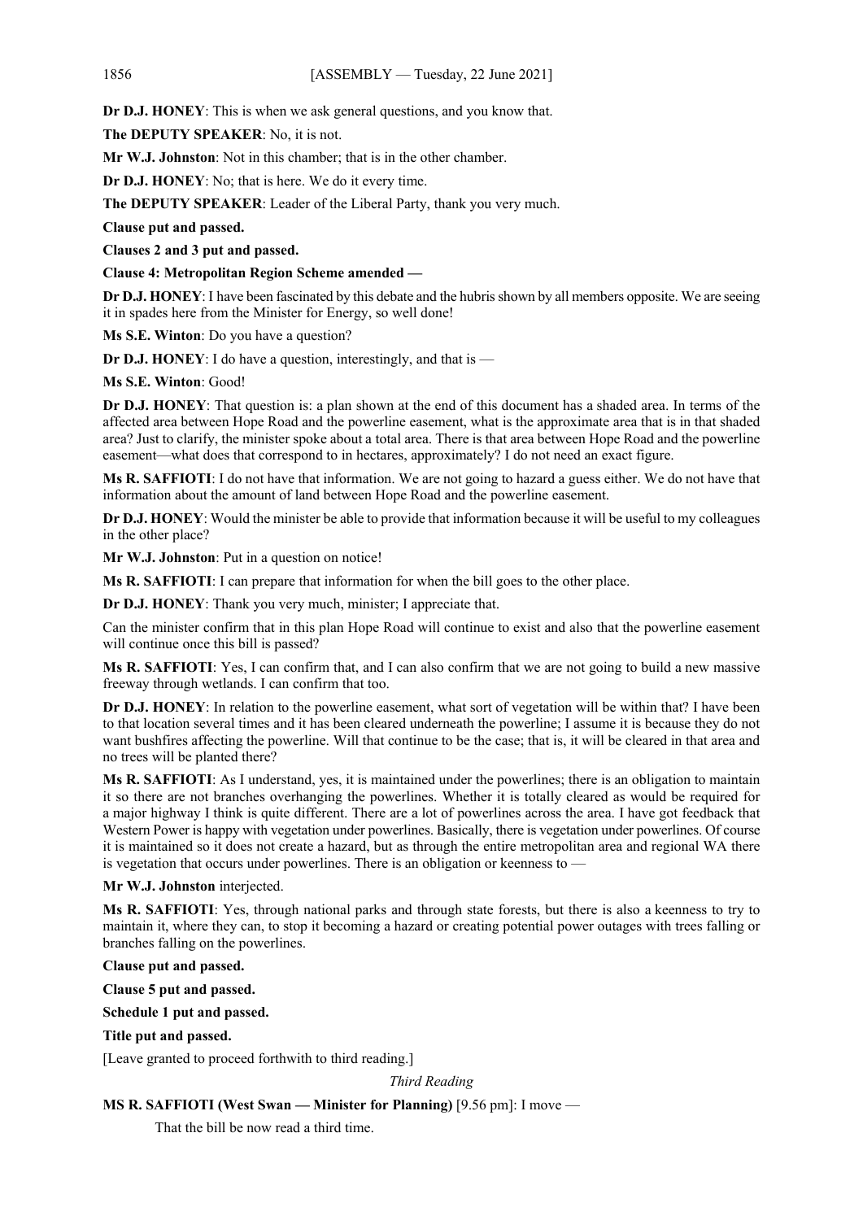**Dr D.J. HONEY**: This is when we ask general questions, and you know that.

**The DEPUTY SPEAKER**: No, it is not.

**Mr W.J. Johnston**: Not in this chamber; that is in the other chamber.

**Dr D.J. HONEY**: No; that is here. We do it every time.

**The DEPUTY SPEAKER**: Leader of the Liberal Party, thank you very much.

**Clause put and passed.**

**Clauses 2 and 3 put and passed.**

**Clause 4: Metropolitan Region Scheme amended —**

**Dr D.J. HONEY**: I have been fascinated by this debate and the hubris shown by all members opposite. We are seeing it in spades here from the Minister for Energy, so well done!

**Ms S.E. Winton**: Do you have a question?

**Dr D.J. HONEY**: I do have a question, interestingly, and that is —

**Ms S.E. Winton**: Good!

**Dr D.J. HONEY**: That question is: a plan shown at the end of this document has a shaded area. In terms of the affected area between Hope Road and the powerline easement, what is the approximate area that is in that shaded area? Just to clarify, the minister spoke about a total area. There is that area between Hope Road and the powerline easement—what does that correspond to in hectares, approximately? I do not need an exact figure.

**Ms R. SAFFIOTI**: I do not have that information. We are not going to hazard a guess either. We do not have that information about the amount of land between Hope Road and the powerline easement.

**Dr D.J. HONEY**: Would the minister be able to provide that information because it will be useful to my colleagues in the other place?

**Mr W.J. Johnston**: Put in a question on notice!

**Ms R. SAFFIOTI**: I can prepare that information for when the bill goes to the other place.

**Dr D.J. HONEY**: Thank you very much, minister; I appreciate that.

Can the minister confirm that in this plan Hope Road will continue to exist and also that the powerline easement will continue once this bill is passed?

**Ms R. SAFFIOTI**: Yes, I can confirm that, and I can also confirm that we are not going to build a new massive freeway through wetlands. I can confirm that too.

**Dr D.J. HONEY**: In relation to the powerline easement, what sort of vegetation will be within that? I have been to that location several times and it has been cleared underneath the powerline; I assume it is because they do not want bushfires affecting the powerline. Will that continue to be the case; that is, it will be cleared in that area and no trees will be planted there?

**Ms R. SAFFIOTI**: As I understand, yes, it is maintained under the powerlines; there is an obligation to maintain it so there are not branches overhanging the powerlines. Whether it is totally cleared as would be required for a major highway I think is quite different. There are a lot of powerlines across the area. I have got feedback that Western Power is happy with vegetation under powerlines. Basically, there is vegetation under powerlines. Of course it is maintained so it does not create a hazard, but as through the entire metropolitan area and regional WA there is vegetation that occurs under powerlines. There is an obligation or keenness to —

**Mr W.J. Johnston** interjected.

**Ms R. SAFFIOTI**: Yes, through national parks and through state forests, but there is also a keenness to try to maintain it, where they can, to stop it becoming a hazard or creating potential power outages with trees falling or branches falling on the powerlines.

**Clause put and passed.**

**Clause 5 put and passed.**

**Schedule 1 put and passed.**

**Title put and passed.**

[Leave granted to proceed forthwith to third reading.]

*Third Reading*

**MS R. SAFFIOTI (West Swan — Minister for Planning)** [9.56 pm]: I move —

That the bill be now read a third time.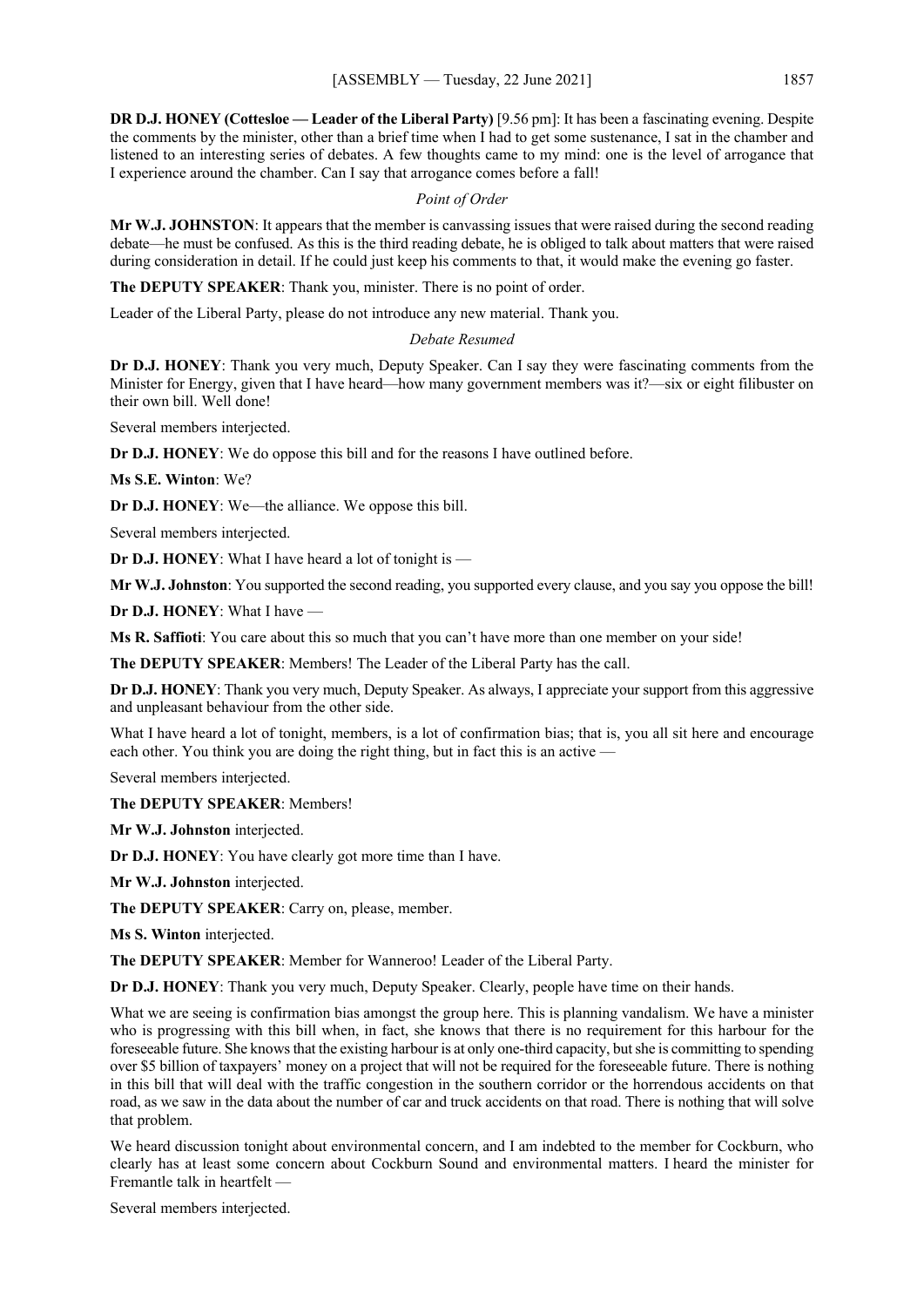**DR D.J. HONEY (Cottesloe — Leader of the Liberal Party)** [9.56 pm]: It has been a fascinating evening. Despite the comments by the minister, other than a brief time when I had to get some sustenance, I sat in the chamber and listened to an interesting series of debates. A few thoughts came to my mind: one is the level of arrogance that I experience around the chamber. Can I say that arrogance comes before a fall!

*Point of Order*

**Mr W.J. JOHNSTON**: It appears that the member is canvassing issues that were raised during the second reading debate—he must be confused. As this is the third reading debate, he is obliged to talk about matters that were raised during consideration in detail. If he could just keep his comments to that, it would make the evening go faster.

**The DEPUTY SPEAKER**: Thank you, minister. There is no point of order.

Leader of the Liberal Party, please do not introduce any new material. Thank you.

*Debate Resumed*

**Dr D.J. HONEY**: Thank you very much, Deputy Speaker. Can I say they were fascinating comments from the Minister for Energy, given that I have heard—how many government members was it?—six or eight filibuster on their own bill. Well done!

Several members interjected.

**Dr D.J. HONEY**: We do oppose this bill and for the reasons I have outlined before.

**Ms S.E. Winton**: We?

**Dr D.J. HONEY**: We—the alliance. We oppose this bill.

Several members interjected.

**Dr D.J. HONEY**: What I have heard a lot of tonight is —

**Mr W.J. Johnston**: You supported the second reading, you supported every clause, and you say you oppose the bill!

**Dr D.J. HONEY**: What I have —

**Ms R. Saffioti**: You care about this so much that you can't have more than one member on your side!

**The DEPUTY SPEAKER**: Members! The Leader of the Liberal Party has the call.

**Dr D.J. HONEY**: Thank you very much, Deputy Speaker. As always, I appreciate your support from this aggressive and unpleasant behaviour from the other side.

What I have heard a lot of tonight, members, is a lot of confirmation bias; that is, you all sit here and encourage each other. You think you are doing the right thing, but in fact this is an active —

Several members interjected.

**The DEPUTY SPEAKER**: Members!

**Mr W.J. Johnston** interjected.

**Dr D.J. HONEY**: You have clearly got more time than I have.

**Mr W.J. Johnston** interjected.

**The DEPUTY SPEAKER**: Carry on, please, member.

**Ms S. Winton** interjected.

**The DEPUTY SPEAKER**: Member for Wanneroo! Leader of the Liberal Party.

**Dr D.J. HONEY**: Thank you very much, Deputy Speaker. Clearly, people have time on their hands.

What we are seeing is confirmation bias amongst the group here. This is planning vandalism. We have a minister who is progressing with this bill when, in fact, she knows that there is no requirement for this harbour for the foreseeable future. She knows that the existing harbour is at only one-third capacity, but she is committing to spending over $5 billion of taxpayers' money on a project that will not be required for the foreseeable future. There is nothing in this bill that will deal with the traffic congestion in the southern corridor or the horrendous accidents on that road, as we saw in the data about the number of car and truck accidents on that road. There is nothing that will solve that problem.

We heard discussion tonight about environmental concern, and I am indebted to the member for Cockburn, who clearly has at least some concern about Cockburn Sound and environmental matters. I heard the minister for Fremantle talk in heartfelt —

Several members interjected.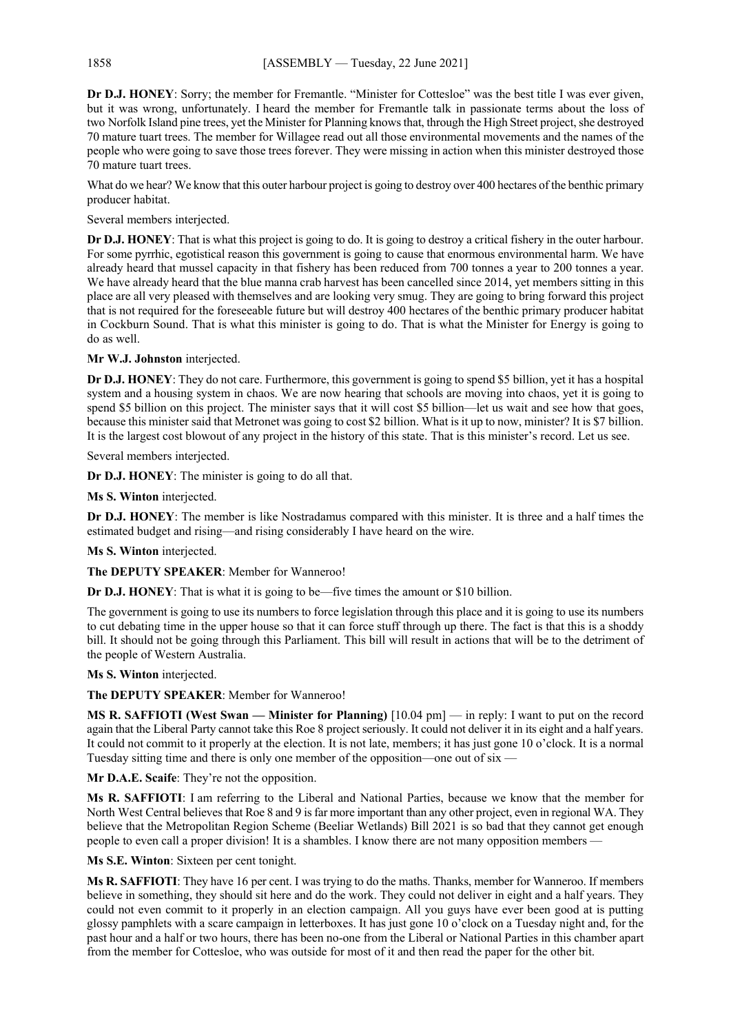**Dr D.J. HONEY**: Sorry; the member for Fremantle. "Minister for Cottesloe" was the best title I was ever given, but it was wrong, unfortunately. I heard the member for Fremantle talk in passionate terms about the loss of two Norfolk Island pine trees, yet the Minister for Planning knows that, through the High Street project, she destroyed 70 mature tuart trees. The member for Willagee read out all those environmental movements and the names of the people who were going to save those trees forever. They were missing in action when this minister destroyed those 70 mature tuart trees.

What do we hear? We know that this outer harbour project is going to destroy over 400 hectares of the benthic primary producer habitat.

Several members interjected.

**Dr D.J. HONEY**: That is what this project is going to do. It is going to destroy a critical fishery in the outer harbour. For some pyrrhic, egotistical reason this government is going to cause that enormous environmental harm. We have already heard that mussel capacity in that fishery has been reduced from 700 tonnes a year to 200 tonnes a year. We have already heard that the blue manna crab harvest has been cancelled since 2014, yet members sitting in this place are all very pleased with themselves and are looking very smug. They are going to bring forward this project that is not required for the foreseeable future but will destroy 400 hectares of the benthic primary producer habitat in Cockburn Sound. That is what this minister is going to do. That is what the Minister for Energy is going to do as well.

**Mr W.J. Johnston** interjected.

**Dr D.J. HONEY**: They do not care. Furthermore, this government is going to spend $5 billion, yet it has a hospital system and a housing system in chaos. We are now hearing that schools are moving into chaos, yet it is going to spend $5 billion on this project. The minister says that it will cost $5 billion—let us wait and see how that goes, because this minister said that Metronet was going to cost $2 billion. What is it up to now, minister? It is $7 billion. It is the largest cost blowout of any project in the history of this state. That is this minister's record. Let us see.

Several members interjected.

**Dr D.J. HONEY**: The minister is going to do all that.

**Ms S. Winton** interjected.

**Dr D.J. HONEY**: The member is like Nostradamus compared with this minister. It is three and a half times the estimated budget and rising—and rising considerably I have heard on the wire.

**Ms S. Winton** interjected.

**The DEPUTY SPEAKER**: Member for Wanneroo!

**Dr D.J. HONEY**: That is what it is going to be—five times the amount or $10 billion.

The government is going to use its numbers to force legislation through this place and it is going to use its numbers to cut debating time in the upper house so that it can force stuff through up there. The fact is that this is a shoddy bill. It should not be going through this Parliament. This bill will result in actions that will be to the detriment of the people of Western Australia.

**Ms S. Winton** interjected.

**The DEPUTY SPEAKER**: Member for Wanneroo!

**MS R. SAFFIOTI (West Swan — Minister for Planning)** [10.04 pm] — in reply: I want to put on the record again that the Liberal Party cannot take this Roe 8 project seriously. It could not deliver it in its eight and a half years. It could not commit to it properly at the election. It is not late, members; it has just gone 10 o'clock. It is a normal Tuesday sitting time and there is only one member of the opposition—one out of six —

**Mr D.A.E. Scaife**: They're not the opposition.

**Ms R. SAFFIOTI**: I am referring to the Liberal and National Parties, because we know that the member for North West Central believes that Roe 8 and 9 is far more important than any other project, even in regional WA. They believe that the Metropolitan Region Scheme (Beeliar Wetlands) Bill 2021 is so bad that they cannot get enough people to even call a proper division! It is a shambles. I know there are not many opposition members —

**Ms S.E. Winton**: Sixteen per cent tonight.

**Ms R. SAFFIOTI**: They have 16 per cent. I was trying to do the maths. Thanks, member for Wanneroo. If members believe in something, they should sit here and do the work. They could not deliver in eight and a half years. They could not even commit to it properly in an election campaign. All you guys have ever been good at is putting glossy pamphlets with a scare campaign in letterboxes. It has just gone 10 o'clock on a Tuesday night and, for the past hour and a half or two hours, there has been no-one from the Liberal or National Parties in this chamber apart from the member for Cottesloe, who was outside for most of it and then read the paper for the other bit.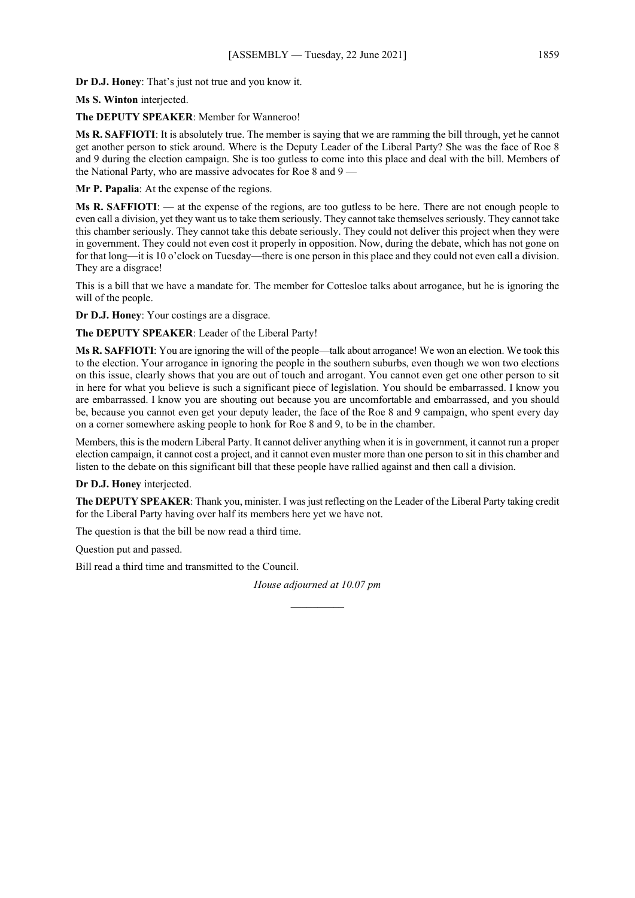**Dr D.J. Honey**: That's just not true and you know it.

**Ms S. Winton** interjected.

**The DEPUTY SPEAKER**: Member for Wanneroo!

**Ms R. SAFFIOTI**: It is absolutely true. The member is saying that we are ramming the bill through, yet he cannot get another person to stick around. Where is the Deputy Leader of the Liberal Party? She was the face of Roe 8 and 9 during the election campaign. She is too gutless to come into this place and deal with the bill. Members of the National Party, who are massive advocates for Roe 8 and 9 —

**Mr P. Papalia**: At the expense of the regions.

**Ms R. SAFFIOTI**: — at the expense of the regions, are too gutless to be here. There are not enough people to even call a division, yet they want us to take them seriously. They cannot take themselves seriously. They cannot take this chamber seriously. They cannot take this debate seriously. They could not deliver this project when they were in government. They could not even cost it properly in opposition. Now, during the debate, which has not gone on for that long—it is 10 o'clock on Tuesday—there is one person in this place and they could not even call a division. They are a disgrace!

This is a bill that we have a mandate for. The member for Cottesloe talks about arrogance, but he is ignoring the will of the people.

**Dr D.J. Honey**: Your costings are a disgrace.

**The DEPUTY SPEAKER**: Leader of the Liberal Party!

**Ms R. SAFFIOTI**: You are ignoring the will of the people—talk about arrogance! We won an election. We took this to the election. Your arrogance in ignoring the people in the southern suburbs, even though we won two elections on this issue, clearly shows that you are out of touch and arrogant. You cannot even get one other person to sit in here for what you believe is such a significant piece of legislation. You should be embarrassed. I know you are embarrassed. I know you are shouting out because you are uncomfortable and embarrassed, and you should be, because you cannot even get your deputy leader, the face of the Roe 8 and 9 campaign, who spent every day on a corner somewhere asking people to honk for Roe 8 and 9, to be in the chamber.

Members, this is the modern Liberal Party. It cannot deliver anything when it is in government, it cannot run a proper election campaign, it cannot cost a project, and it cannot even muster more than one person to sit in this chamber and listen to the debate on this significant bill that these people have rallied against and then call a division.

**Dr D.J. Honey** interjected.

**The DEPUTY SPEAKER**: Thank you, minister. I was just reflecting on the Leader of the Liberal Party taking credit for the Liberal Party having over half its members here yet we have not.

The question is that the bill be now read a third time.

Question put and passed.

Bill read a third time and transmitted to the Council.

*House adjourned at 10.07 pm*

---